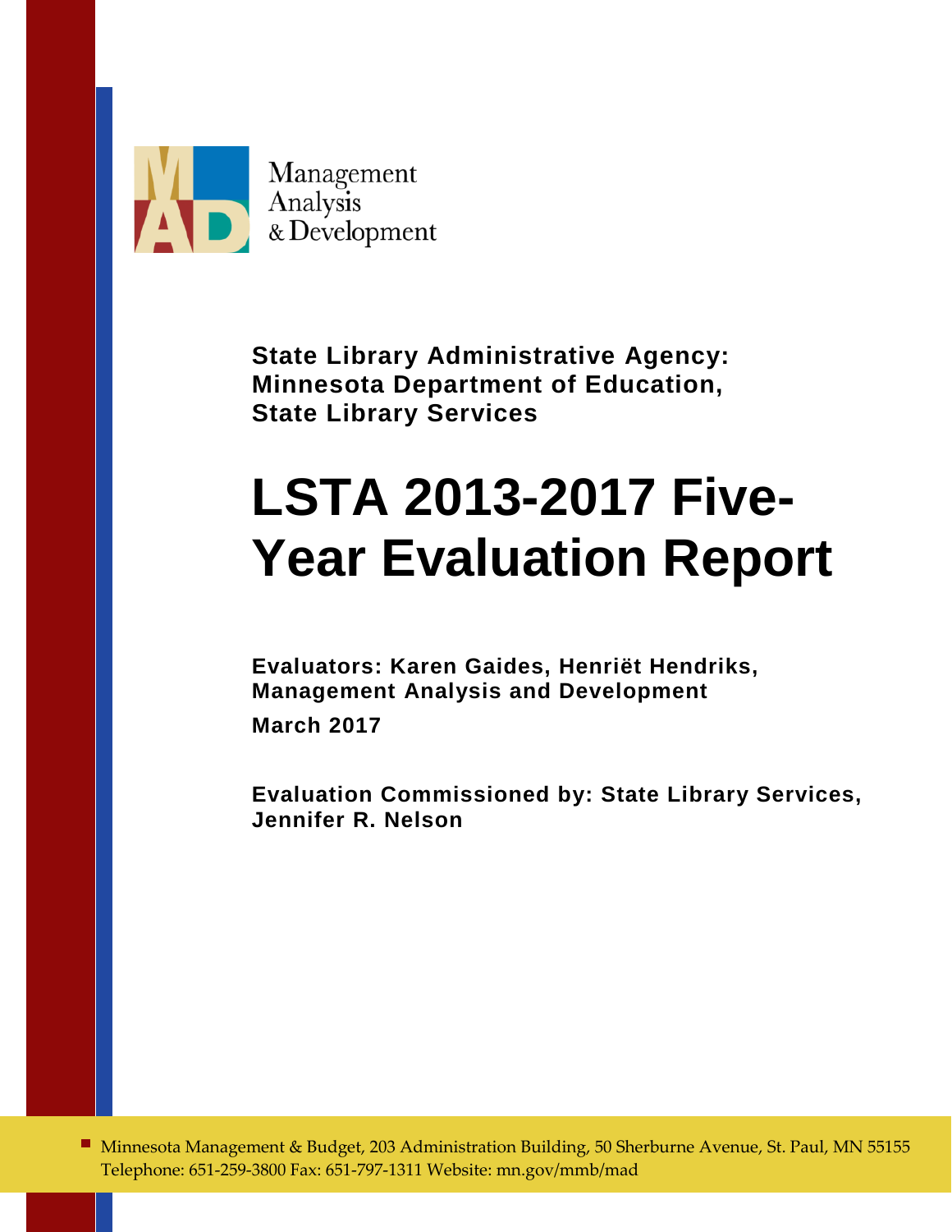Management
Analysis
& Development

**State Library Administrative Agency:**
**Minnesota Department of Education,**
**State Library Services**

# LSTA 2013-2017 Five-Year Evaluation Report

**Evaluators: Karen Gaides, Henriët Hendriks,**
**Management Analysis and Development**

**March 2017**

**Evaluation Commissioned by: State Library Services,**
**Jennifer R. Nelson**

Minnesota Management & Budget, 203 Administration Building, 50 Sherburne Avenue, St. Paul, MN 55155
Telephone: 651-259-3800 Fax: 651-797-1311 Website: mn.gov/mmb/mad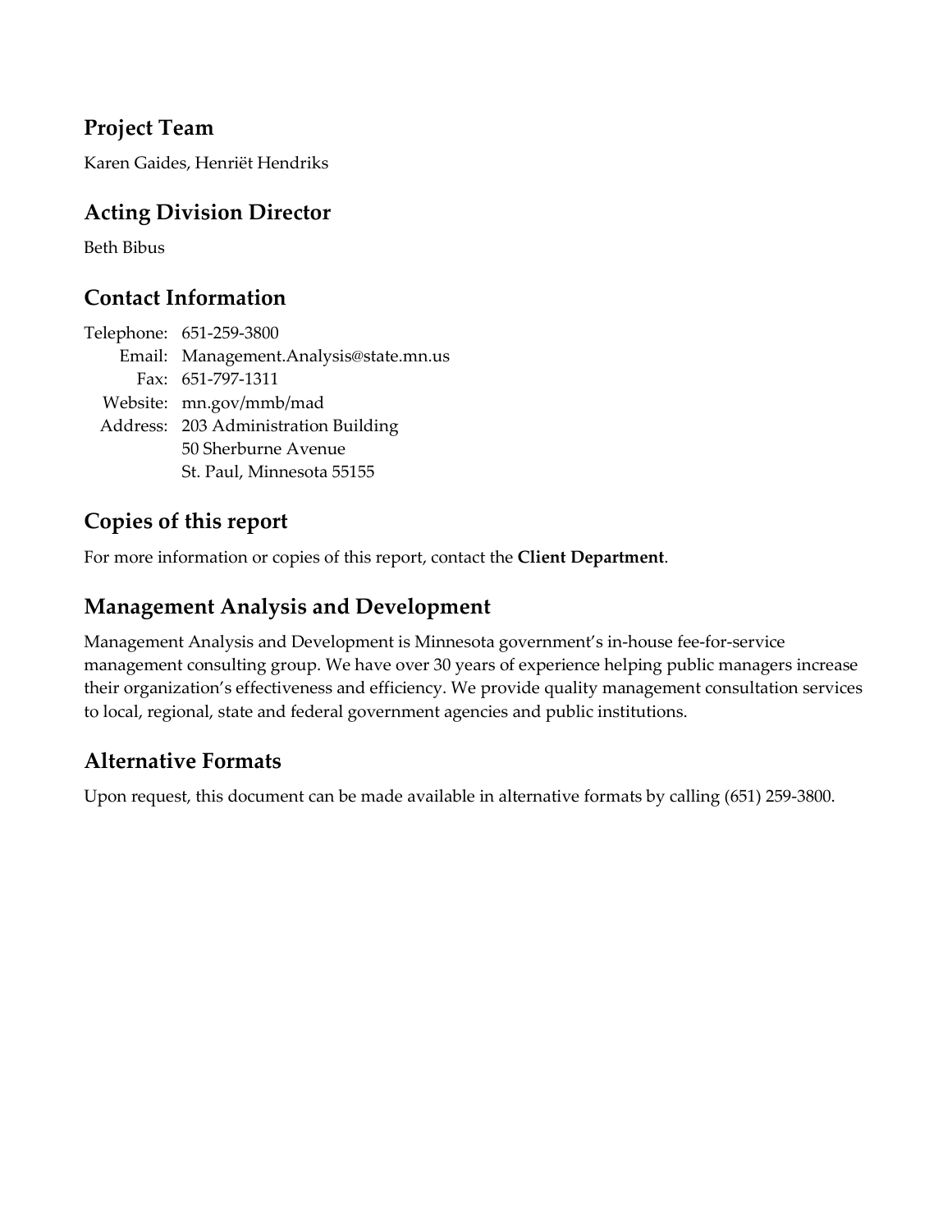## Project Team

Karen Gaides, Henriët Hendriks

## Acting Division Director

Beth Bibus

## Contact Information

Telephone: 651-259-3800
Email: Management.Analysis@state.mn.us
Fax: 651-797-1311
Website: mn.gov/mmb/mad
Address: 203 Administration Building
50 Sherburne Avenue
St. Paul, Minnesota 55155

## Copies of this report

For more information or copies of this report, contact the **Client Department**.

## Management Analysis and Development

Management Analysis and Development is Minnesota government's in-house fee-for-service management consulting group. We have over 30 years of experience helping public managers increase their organization's effectiveness and efficiency. We provide quality management consultation services to local, regional, state and federal government agencies and public institutions.

## Alternative Formats

Upon request, this document can be made available in alternative formats by calling (651) 259-3800.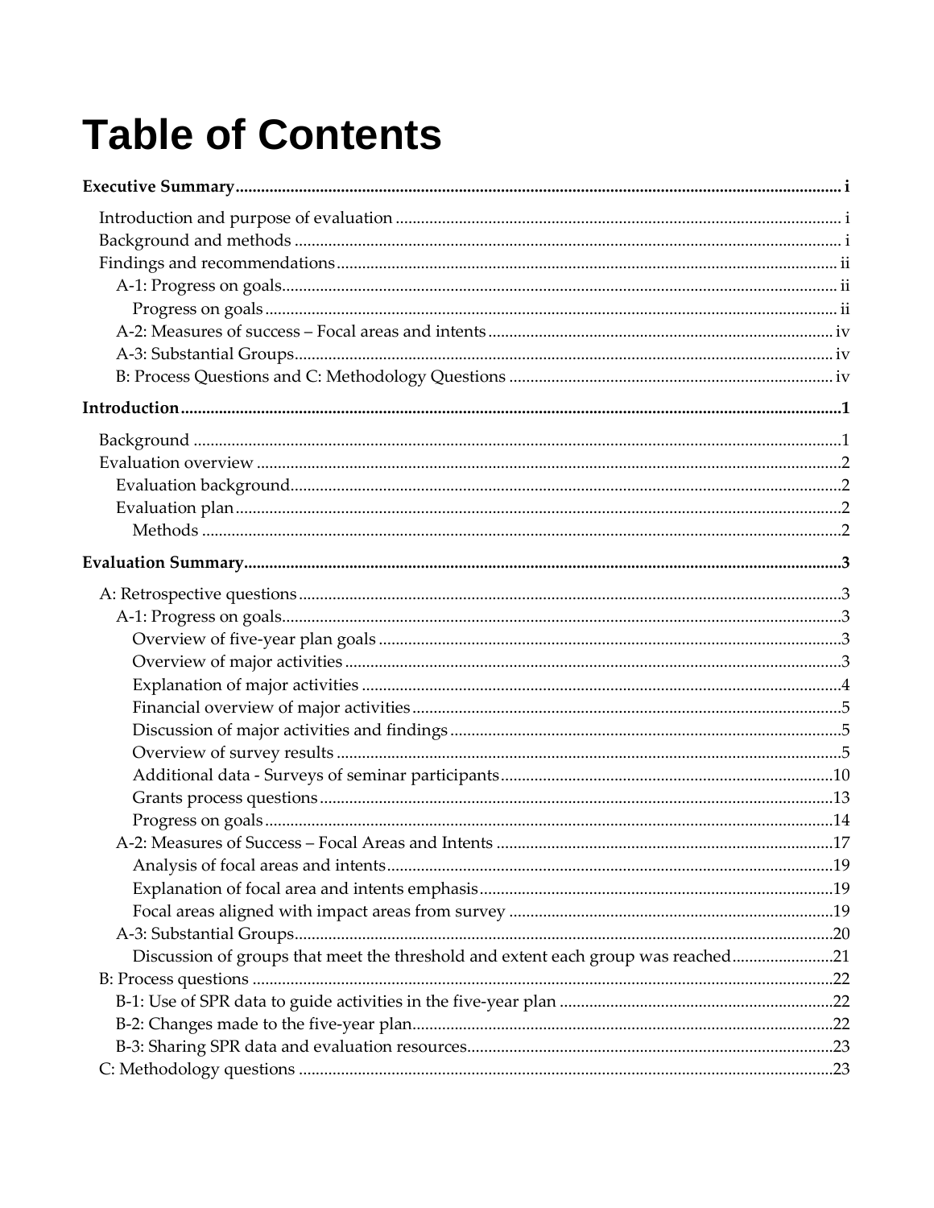# Table of Contents

**Executive Summary** ..... i

- Introduction and purpose of evaluation ..... i
- Background and methods ..... i
- Findings and recommendations ..... ii
  - A-1: Progress on goals ..... ii
    - Progress on goals ..... ii
  - A-2: Measures of success – Focal areas and intents ..... iv
  - A-3: Substantial Groups ..... iv
  - B: Process Questions and C: Methodology Questions ..... iv

**Introduction** ..... 1

- Background ..... 1
- Evaluation overview ..... 2
  - Evaluation background ..... 2
  - Evaluation plan ..... 2
    - Methods ..... 2

**Evaluation Summary** ..... 3

- A: Retrospective questions ..... 3
  - A-1: Progress on goals ..... 3
    - Overview of five-year plan goals ..... 3
    - Overview of major activities ..... 3
    - Explanation of major activities ..... 4
    - Financial overview of major activities ..... 5
    - Discussion of major activities and findings ..... 5
    - Overview of survey results ..... 5
    - Additional data - Surveys of seminar participants ..... 10
    - Grants process questions ..... 13
    - Progress on goals ..... 14
  - A-2: Measures of Success – Focal Areas and Intents ..... 17
    - Analysis of focal areas and intents ..... 19
    - Explanation of focal area and intents emphasis ..... 19
    - Focal areas aligned with impact areas from survey ..... 19
  - A-3: Substantial Groups ..... 20
    - Discussion of groups that meet the threshold and extent each group was reached ..... 21
- B: Process questions ..... 22
  - B-1: Use of SPR data to guide activities in the five-year plan ..... 22
  - B-2: Changes made to the five-year plan ..... 22
  - B-3: Sharing SPR data and evaluation resources ..... 23
- C: Methodology questions ..... 23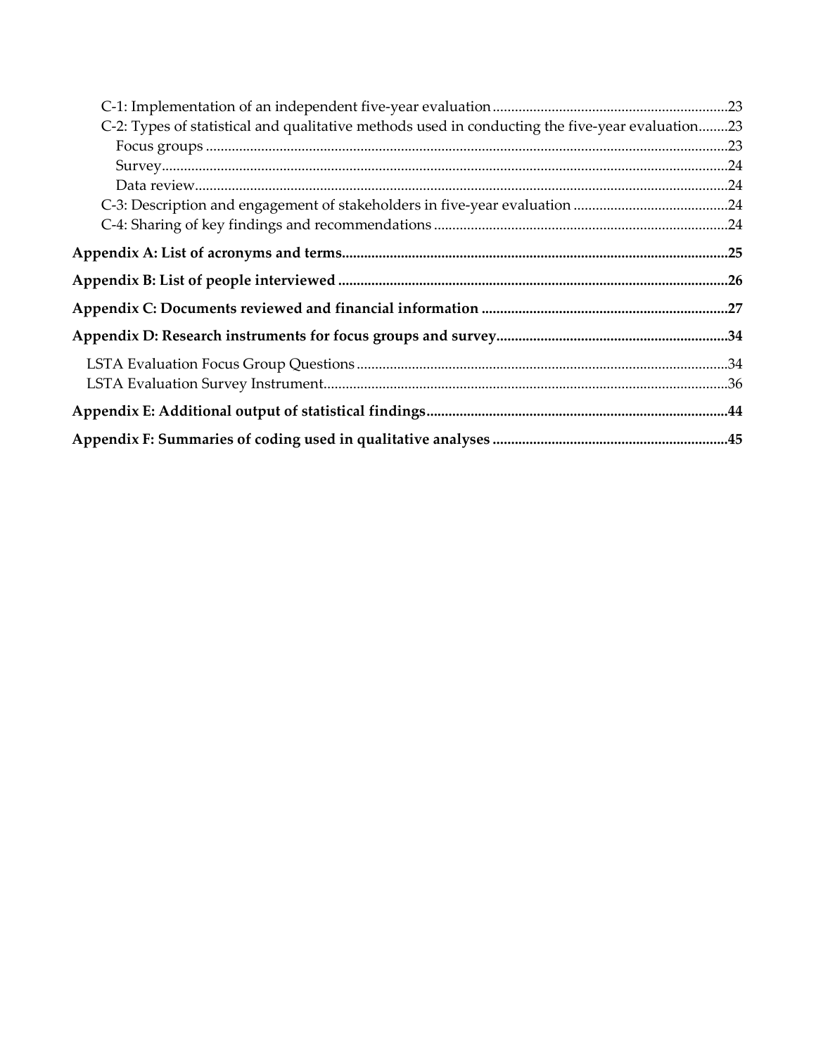C-1: Implementation of an independent five-year evaluation ... 23
C-2: Types of statistical and qualitative methods used in conducting the five-year evaluation ... 23
Focus groups ... 23
Survey ... 24
Data review ... 24
C-3: Description and engagement of stakeholders in five-year evaluation ... 24
C-4: Sharing of key findings and recommendations ... 24

**Appendix A: List of acronyms and terms ... 25**

**Appendix B: List of people interviewed ... 26**

**Appendix C: Documents reviewed and financial information ... 27**

**Appendix D: Research instruments for focus groups and survey ... 34**

LSTA Evaluation Focus Group Questions ... 34
LSTA Evaluation Survey Instrument ... 36

**Appendix E: Additional output of statistical findings ... 44**

**Appendix F: Summaries of coding used in qualitative analyses ... 45**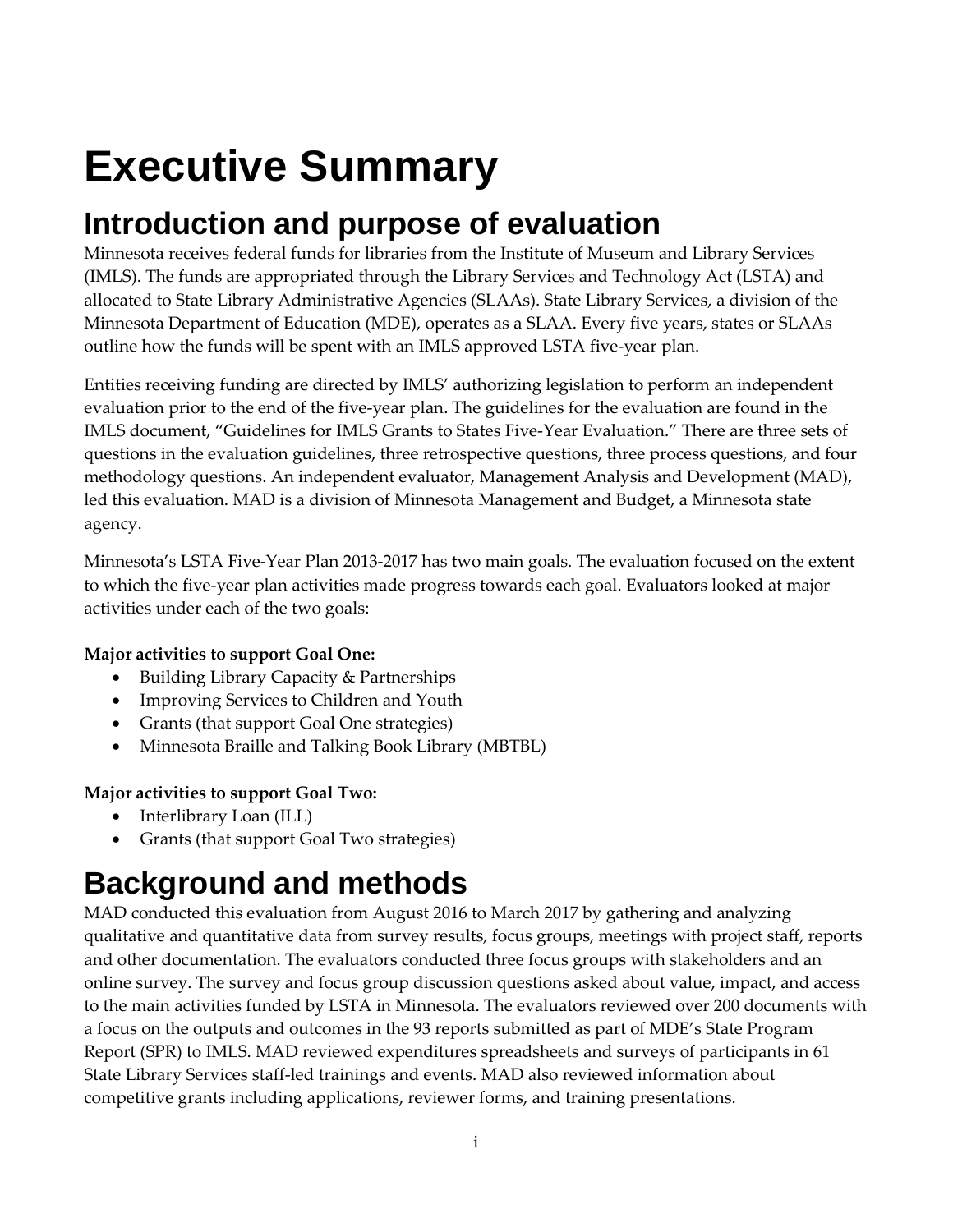# Executive Summary

## Introduction and purpose of evaluation

Minnesota receives federal funds for libraries from the Institute of Museum and Library Services (IMLS). The funds are appropriated through the Library Services and Technology Act (LSTA) and allocated to State Library Administrative Agencies (SLAAs). State Library Services, a division of the Minnesota Department of Education (MDE), operates as a SLAA. Every five years, states or SLAAs outline how the funds will be spent with an IMLS approved LSTA five-year plan.

Entities receiving funding are directed by IMLS' authorizing legislation to perform an independent evaluation prior to the end of the five-year plan. The guidelines for the evaluation are found in the IMLS document, "Guidelines for IMLS Grants to States Five-Year Evaluation." There are three sets of questions in the evaluation guidelines, three retrospective questions, three process questions, and four methodology questions. An independent evaluator, Management Analysis and Development (MAD), led this evaluation. MAD is a division of Minnesota Management and Budget, a Minnesota state agency.

Minnesota's LSTA Five-Year Plan 2013-2017 has two main goals. The evaluation focused on the extent to which the five-year plan activities made progress towards each goal. Evaluators looked at major activities under each of the two goals:

**Major activities to support Goal One:**

- Building Library Capacity & Partnerships
- Improving Services to Children and Youth
- Grants (that support Goal One strategies)
- Minnesota Braille and Talking Book Library (MBTBL)

**Major activities to support Goal Two:**

- Interlibrary Loan (ILL)
- Grants (that support Goal Two strategies)

## Background and methods

MAD conducted this evaluation from August 2016 to March 2017 by gathering and analyzing qualitative and quantitative data from survey results, focus groups, meetings with project staff, reports and other documentation. The evaluators conducted three focus groups with stakeholders and an online survey. The survey and focus group discussion questions asked about value, impact, and access to the main activities funded by LSTA in Minnesota. The evaluators reviewed over 200 documents with a focus on the outputs and outcomes in the 93 reports submitted as part of MDE's State Program Report (SPR) to IMLS. MAD reviewed expenditures spreadsheets and surveys of participants in 61 State Library Services staff-led trainings and events. MAD also reviewed information about competitive grants including applications, reviewer forms, and training presentations.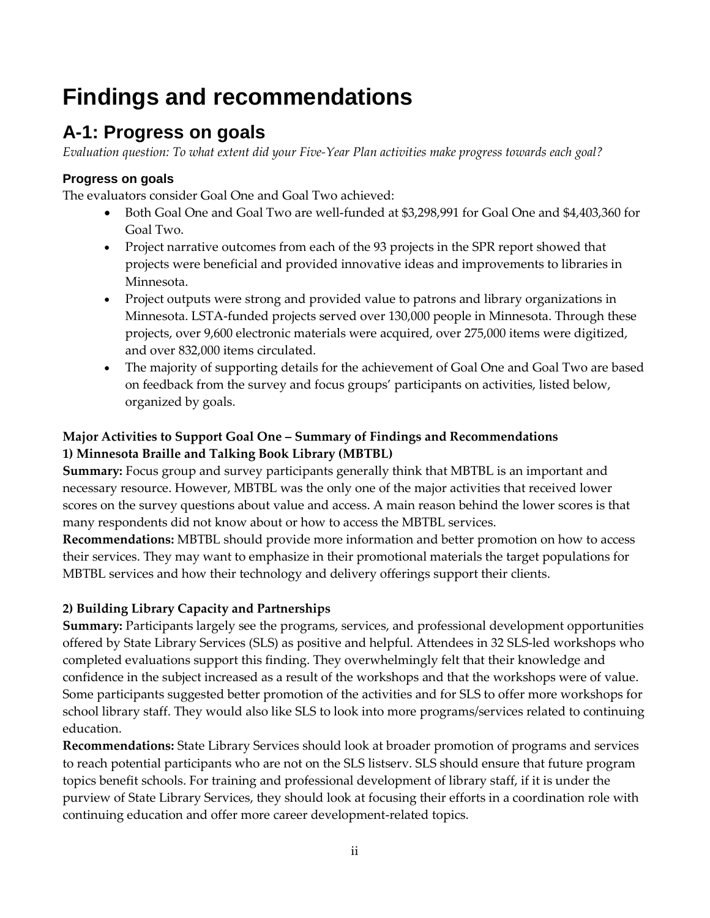# Findings and recommendations

## A-1: Progress on goals

*Evaluation question: To what extent did your Five-Year Plan activities make progress towards each goal?*

### Progress on goals

The evaluators consider Goal One and Goal Two achieved:

- Both Goal One and Goal Two are well-funded at $3,298,991 for Goal One and $4,403,360 for Goal Two.
- Project narrative outcomes from each of the 93 projects in the SPR report showed that projects were beneficial and provided innovative ideas and improvements to libraries in Minnesota.
- Project outputs were strong and provided value to patrons and library organizations in Minnesota. LSTA-funded projects served over 130,000 people in Minnesota. Through these projects, over 9,600 electronic materials were acquired, over 275,000 items were digitized, and over 832,000 items circulated.
- The majority of supporting details for the achievement of Goal One and Goal Two are based on feedback from the survey and focus groups' participants on activities, listed below, organized by goals.

**Major Activities to Support Goal One – Summary of Findings and Recommendations**
**1) Minnesota Braille and Talking Book Library (MBTBL)**

**Summary:** Focus group and survey participants generally think that MBTBL is an important and necessary resource. However, MBTBL was the only one of the major activities that received lower scores on the survey questions about value and access. A main reason behind the lower scores is that many respondents did not know about or how to access the MBTBL services.

**Recommendations:** MBTBL should provide more information and better promotion on how to access their services. They may want to emphasize in their promotional materials the target populations for MBTBL services and how their technology and delivery offerings support their clients.

**2) Building Library Capacity and Partnerships**

**Summary:** Participants largely see the programs, services, and professional development opportunities offered by State Library Services (SLS) as positive and helpful. Attendees in 32 SLS-led workshops who completed evaluations support this finding. They overwhelmingly felt that their knowledge and confidence in the subject increased as a result of the workshops and that the workshops were of value. Some participants suggested better promotion of the activities and for SLS to offer more workshops for school library staff. They would also like SLS to look into more programs/services related to continuing education.

**Recommendations:** State Library Services should look at broader promotion of programs and services to reach potential participants who are not on the SLS listserv. SLS should ensure that future program topics benefit schools. For training and professional development of library staff, if it is under the purview of State Library Services, they should look at focusing their efforts in a coordination role with continuing education and offer more career development-related topics.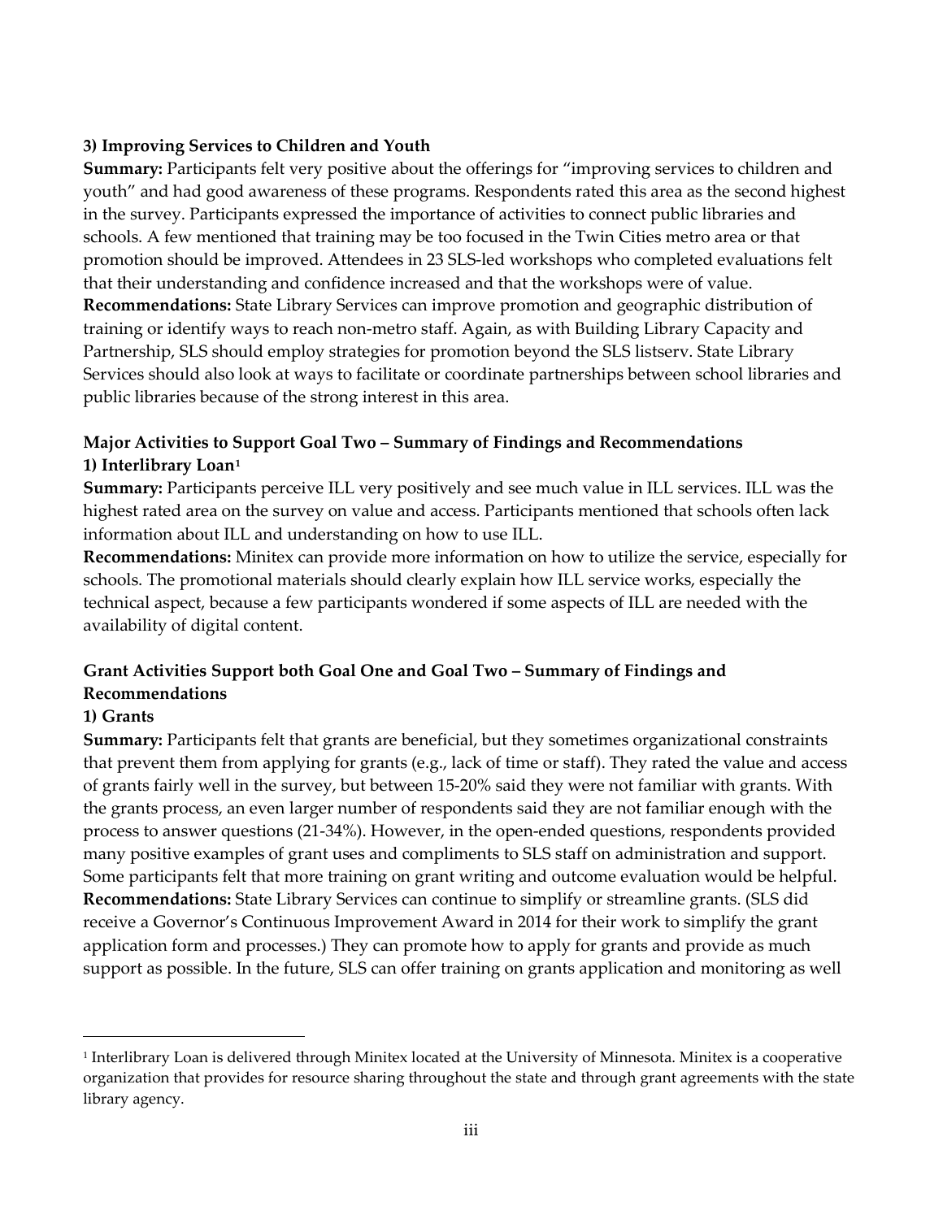**3) Improving Services to Children and Youth**

**Summary:** Participants felt very positive about the offerings for "improving services to children and youth" and had good awareness of these programs. Respondents rated this area as the second highest in the survey. Participants expressed the importance of activities to connect public libraries and schools. A few mentioned that training may be too focused in the Twin Cities metro area or that promotion should be improved. Attendees in 23 SLS-led workshops who completed evaluations felt that their understanding and confidence increased and that the workshops were of value.

**Recommendations:** State Library Services can improve promotion and geographic distribution of training or identify ways to reach non-metro staff. Again, as with Building Library Capacity and Partnership, SLS should employ strategies for promotion beyond the SLS listserv. State Library Services should also look at ways to facilitate or coordinate partnerships between school libraries and public libraries because of the strong interest in this area.

**Major Activities to Support Goal Two – Summary of Findings and Recommendations**

**1) Interlibrary Loan[1]**

**Summary:** Participants perceive ILL very positively and see much value in ILL services. ILL was the highest rated area on the survey on value and access. Participants mentioned that schools often lack information about ILL and understanding on how to use ILL.

**Recommendations:** Minitex can provide more information on how to utilize the service, especially for schools. The promotional materials should clearly explain how ILL service works, especially the technical aspect, because a few participants wondered if some aspects of ILL are needed with the availability of digital content.

**Grant Activities Support both Goal One and Goal Two – Summary of Findings and Recommendations**

**1) Grants**

**Summary:** Participants felt that grants are beneficial, but they sometimes organizational constraints that prevent them from applying for grants (e.g., lack of time or staff). They rated the value and access of grants fairly well in the survey, but between 15-20% said they were not familiar with grants. With the grants process, an even larger number of respondents said they are not familiar enough with the process to answer questions (21-34%). However, in the open-ended questions, respondents provided many positive examples of grant uses and compliments to SLS staff on administration and support. Some participants felt that more training on grant writing and outcome evaluation would be helpful.

**Recommendations:** State Library Services can continue to simplify or streamline grants. (SLS did receive a Governor's Continuous Improvement Award in 2014 for their work to simplify the grant application form and processes.) They can promote how to apply for grants and provide as much support as possible. In the future, SLS can offer training on grants application and monitoring as well

---

[1] Interlibrary Loan is delivered through Minitex located at the University of Minnesota. Minitex is a cooperative organization that provides for resource sharing throughout the state and through grant agreements with the state library agency.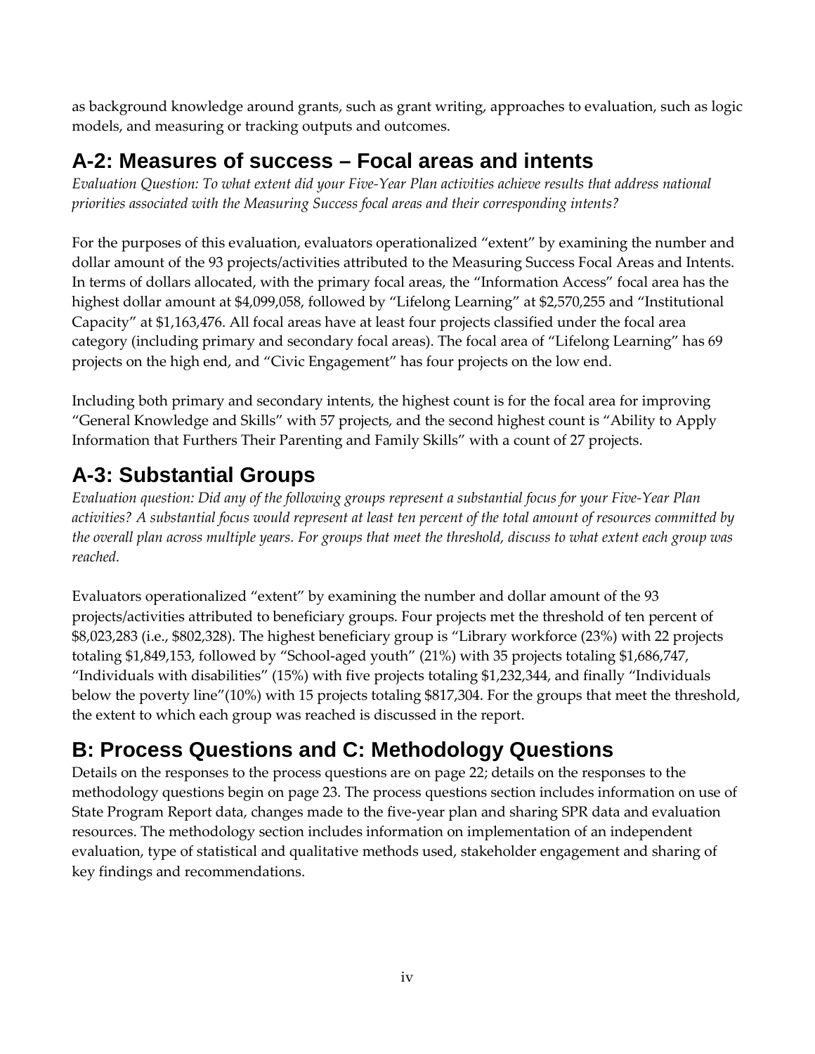as background knowledge around grants, such as grant writing, approaches to evaluation, such as logic models, and measuring or tracking outputs and outcomes.

## A-2: Measures of success – Focal areas and intents

*Evaluation Question: To what extent did your Five-Year Plan activities achieve results that address national priorities associated with the Measuring Success focal areas and their corresponding intents?*

For the purposes of this evaluation, evaluators operationalized "extent" by examining the number and dollar amount of the 93 projects/activities attributed to the Measuring Success Focal Areas and Intents. In terms of dollars allocated, with the primary focal areas, the "Information Access" focal area has the highest dollar amount at $4,099,058, followed by "Lifelong Learning" at $2,570,255 and "Institutional Capacity" at $1,163,476. All focal areas have at least four projects classified under the focal area category (including primary and secondary focal areas). The focal area of "Lifelong Learning" has 69 projects on the high end, and "Civic Engagement" has four projects on the low end.

Including both primary and secondary intents, the highest count is for the focal area for improving "General Knowledge and Skills" with 57 projects, and the second highest count is "Ability to Apply Information that Furthers Their Parenting and Family Skills" with a count of 27 projects.

## A-3: Substantial Groups

*Evaluation question: Did any of the following groups represent a substantial focus for your Five-Year Plan activities? A substantial focus would represent at least ten percent of the total amount of resources committed by the overall plan across multiple years. For groups that meet the threshold, discuss to what extent each group was reached.*

Evaluators operationalized "extent" by examining the number and dollar amount of the 93 projects/activities attributed to beneficiary groups. Four projects met the threshold of ten percent of $8,023,283 (i.e., $802,328). The highest beneficiary group is "Library workforce (23%) with 22 projects totaling $1,849,153, followed by "School-aged youth" (21%) with 35 projects totaling $1,686,747, "Individuals with disabilities" (15%) with five projects totaling $1,232,344, and finally "Individuals below the poverty line"(10%) with 15 projects totaling $817,304. For the groups that meet the threshold, the extent to which each group was reached is discussed in the report.

## B: Process Questions and C: Methodology Questions

Details on the responses to the process questions are on page 22; details on the responses to the methodology questions begin on page 23. The process questions section includes information on use of State Program Report data, changes made to the five-year plan and sharing SPR data and evaluation resources. The methodology section includes information on implementation of an independent evaluation, type of statistical and qualitative methods used, stakeholder engagement and sharing of key findings and recommendations.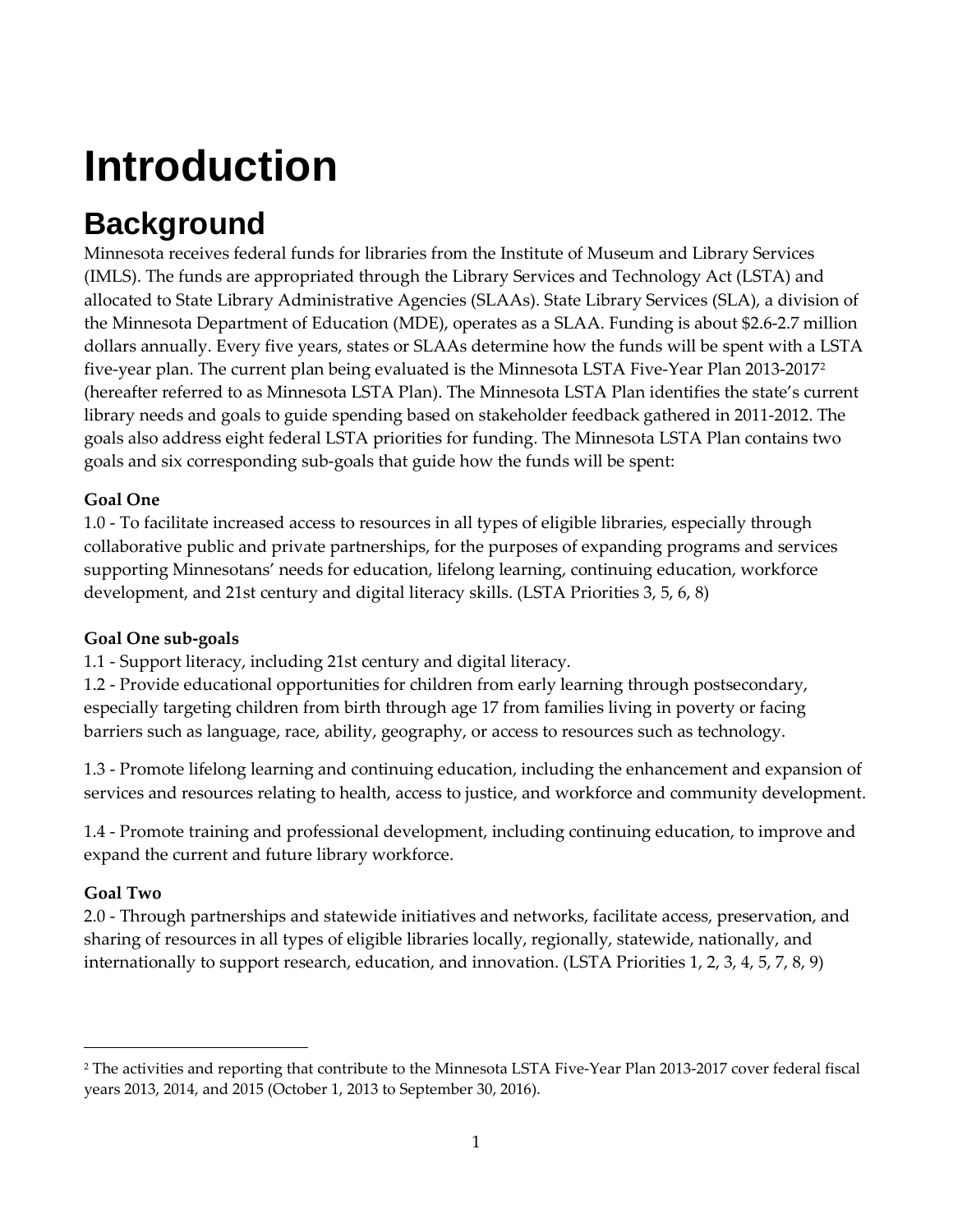# Introduction

## Background

Minnesota receives federal funds for libraries from the Institute of Museum and Library Services (IMLS). The funds are appropriated through the Library Services and Technology Act (LSTA) and allocated to State Library Administrative Agencies (SLAAs). State Library Services (SLA), a division of the Minnesota Department of Education (MDE), operates as a SLAA. Funding is about $2.6-2.7 million dollars annually. Every five years, states or SLAAs determine how the funds will be spent with a LSTA five-year plan. The current plan being evaluated is the Minnesota LSTA Five-Year Plan 2013-2017[2] (hereafter referred to as Minnesota LSTA Plan). The Minnesota LSTA Plan identifies the state's current library needs and goals to guide spending based on stakeholder feedback gathered in 2011-2012. The goals also address eight federal LSTA priorities for funding. The Minnesota LSTA Plan contains two goals and six corresponding sub-goals that guide how the funds will be spent:

**Goal One**

1.0 - To facilitate increased access to resources in all types of eligible libraries, especially through collaborative public and private partnerships, for the purposes of expanding programs and services supporting Minnesotans' needs for education, lifelong learning, continuing education, workforce development, and 21st century and digital literacy skills. (LSTA Priorities 3, 5, 6, 8)

**Goal One sub-goals**

1.1 - Support literacy, including 21st century and digital literacy.

1.2 - Provide educational opportunities for children from early learning through postsecondary, especially targeting children from birth through age 17 from families living in poverty or facing barriers such as language, race, ability, geography, or access to resources such as technology.

1.3 - Promote lifelong learning and continuing education, including the enhancement and expansion of services and resources relating to health, access to justice, and workforce and community development.

1.4 - Promote training and professional development, including continuing education, to improve and expand the current and future library workforce.

**Goal Two**

2.0 - Through partnerships and statewide initiatives and networks, facilitate access, preservation, and sharing of resources in all types of eligible libraries locally, regionally, statewide, nationally, and internationally to support research, education, and innovation. (LSTA Priorities 1, 2, 3, 4, 5, 7, 8, 9)

---

[2] The activities and reporting that contribute to the Minnesota LSTA Five-Year Plan 2013-2017 cover federal fiscal years 2013, 2014, and 2015 (October 1, 2013 to September 30, 2016).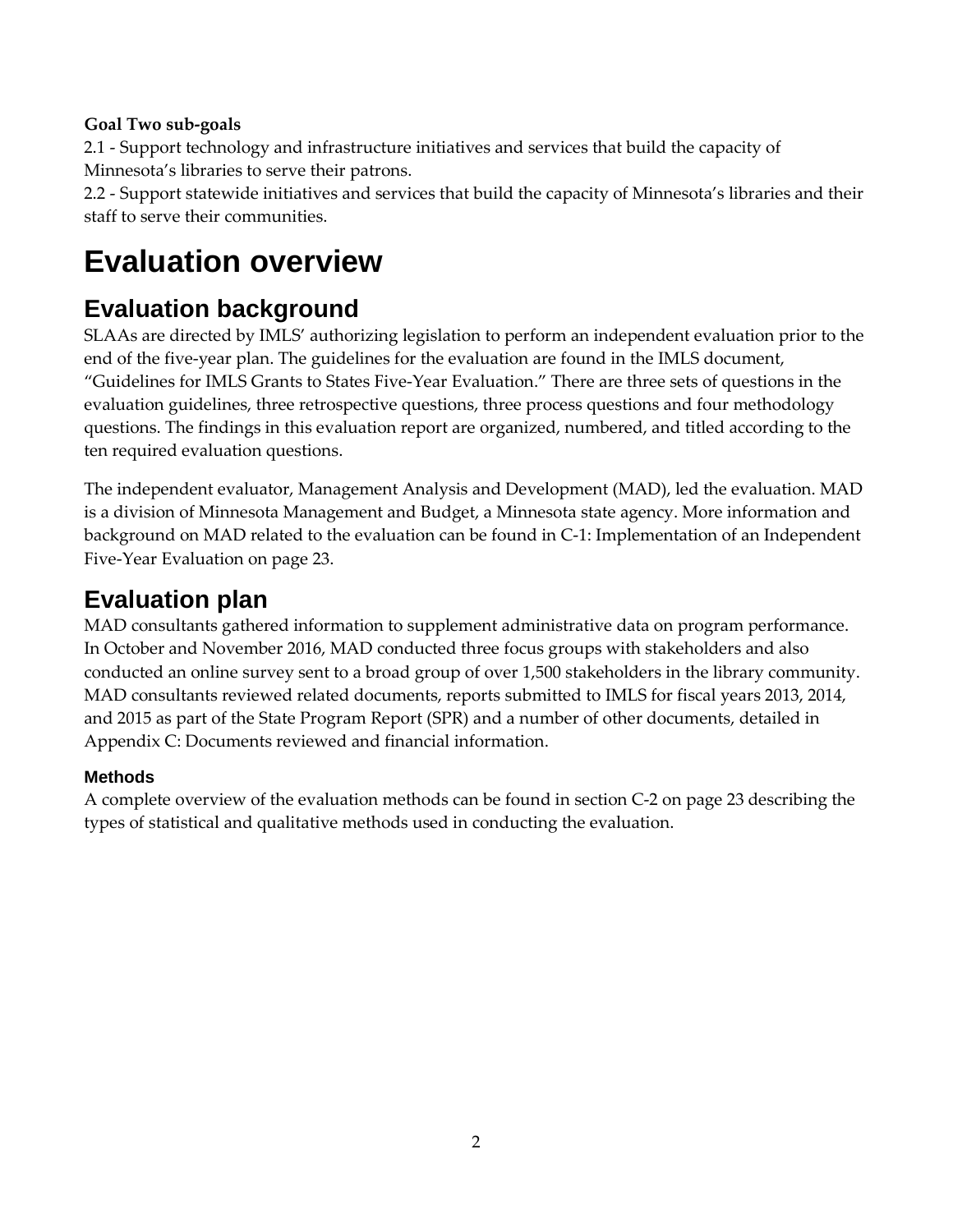**Goal Two sub-goals**

2.1 - Support technology and infrastructure initiatives and services that build the capacity of Minnesota's libraries to serve their patrons.

2.2 - Support statewide initiatives and services that build the capacity of Minnesota's libraries and their staff to serve their communities.

# Evaluation overview

## Evaluation background

SLAAs are directed by IMLS' authorizing legislation to perform an independent evaluation prior to the end of the five-year plan. The guidelines for the evaluation are found in the IMLS document, "Guidelines for IMLS Grants to States Five-Year Evaluation." There are three sets of questions in the evaluation guidelines, three retrospective questions, three process questions and four methodology questions. The findings in this evaluation report are organized, numbered, and titled according to the ten required evaluation questions.

The independent evaluator, Management Analysis and Development (MAD), led the evaluation. MAD is a division of Minnesota Management and Budget, a Minnesota state agency. More information and background on MAD related to the evaluation can be found in C-1: Implementation of an Independent Five-Year Evaluation on page 23.

## Evaluation plan

MAD consultants gathered information to supplement administrative data on program performance. In October and November 2016, MAD conducted three focus groups with stakeholders and also conducted an online survey sent to a broad group of over 1,500 stakeholders in the library community. MAD consultants reviewed related documents, reports submitted to IMLS for fiscal years 2013, 2014, and 2015 as part of the State Program Report (SPR) and a number of other documents, detailed in Appendix C: Documents reviewed and financial information.

### Methods

A complete overview of the evaluation methods can be found in section C-2 on page 23 describing the types of statistical and qualitative methods used in conducting the evaluation.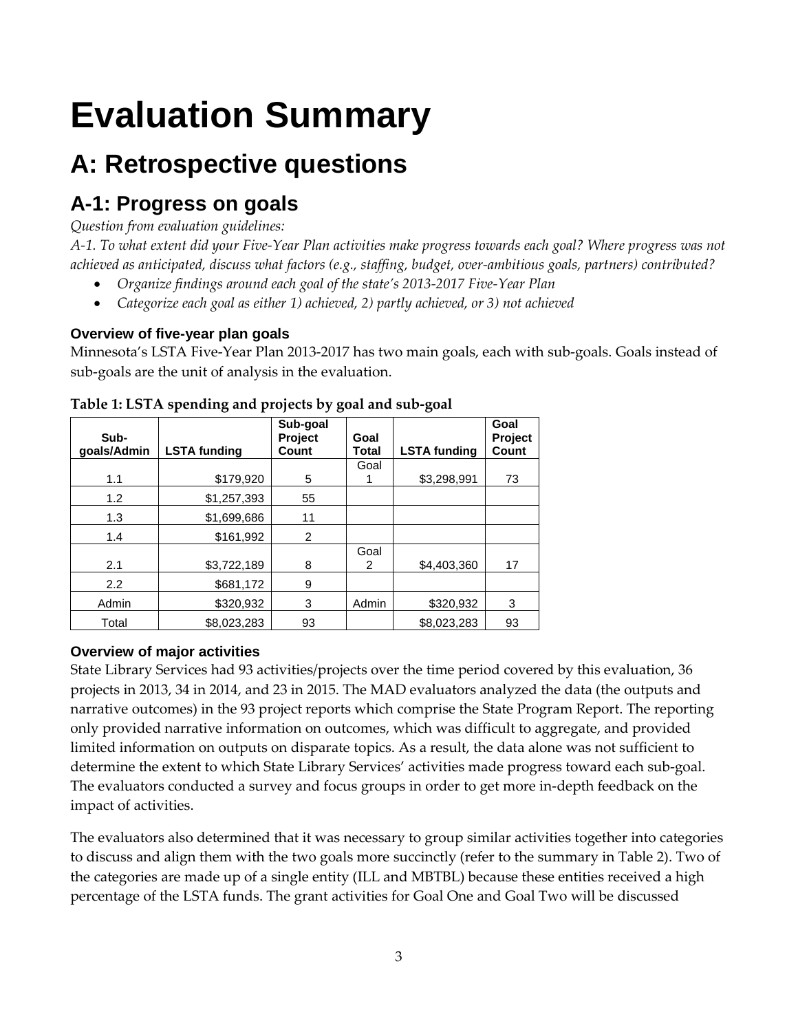# Evaluation Summary

## A: Retrospective questions

### A-1: Progress on goals

*Question from evaluation guidelines:*

*A-1. To what extent did your Five-Year Plan activities make progress towards each goal? Where progress was not achieved as anticipated, discuss what factors (e.g., staffing, budget, over-ambitious goals, partners) contributed?*

- *Organize findings around each goal of the state's 2013-2017 Five-Year Plan*
- *Categorize each goal as either 1) achieved, 2) partly achieved, or 3) not achieved*

#### Overview of five-year plan goals

Minnesota's LSTA Five-Year Plan 2013-2017 has two main goals, each with sub-goals. Goals instead of sub-goals are the unit of analysis in the evaluation.

**Table 1: LSTA spending and projects by goal and sub-goal**

| Sub-goals/Admin | LSTA funding | Sub-goal Project Count | Goal Total | LSTA funding | Goal Project Count |
|---|---|---|---|---|---|
| 1.1 | $179,920 | 5 | Goal 1 | $3,298,991 | 73 |
| 1.2 | $1,257,393 | 55 | | | |
| 1.3 | $1,699,686 | 11 | | | |
| 1.4 | $161,992 | 2 | | | |
| 2.1 | $3,722,189 | 8 | Goal 2 | $4,403,360 | 17 |
| 2.2 | $681,172 | 9 | | | |
| Admin | $320,932 | 3 | Admin | $320,932 | 3 |
| Total | $8,023,283 | 93 | | $8,023,283 | 93 |

#### Overview of major activities

State Library Services had 93 activities/projects over the time period covered by this evaluation, 36 projects in 2013, 34 in 2014, and 23 in 2015. The MAD evaluators analyzed the data (the outputs and narrative outcomes) in the 93 project reports which comprise the State Program Report. The reporting only provided narrative information on outcomes, which was difficult to aggregate, and provided limited information on outputs on disparate topics. As a result, the data alone was not sufficient to determine the extent to which State Library Services' activities made progress toward each sub-goal. The evaluators conducted a survey and focus groups in order to get more in-depth feedback on the impact of activities.

The evaluators also determined that it was necessary to group similar activities together into categories to discuss and align them with the two goals more succinctly (refer to the summary in Table 2). Two of the categories are made up of a single entity (ILL and MBTBL) because these entities received a high percentage of the LSTA funds. The grant activities for Goal One and Goal Two will be discussed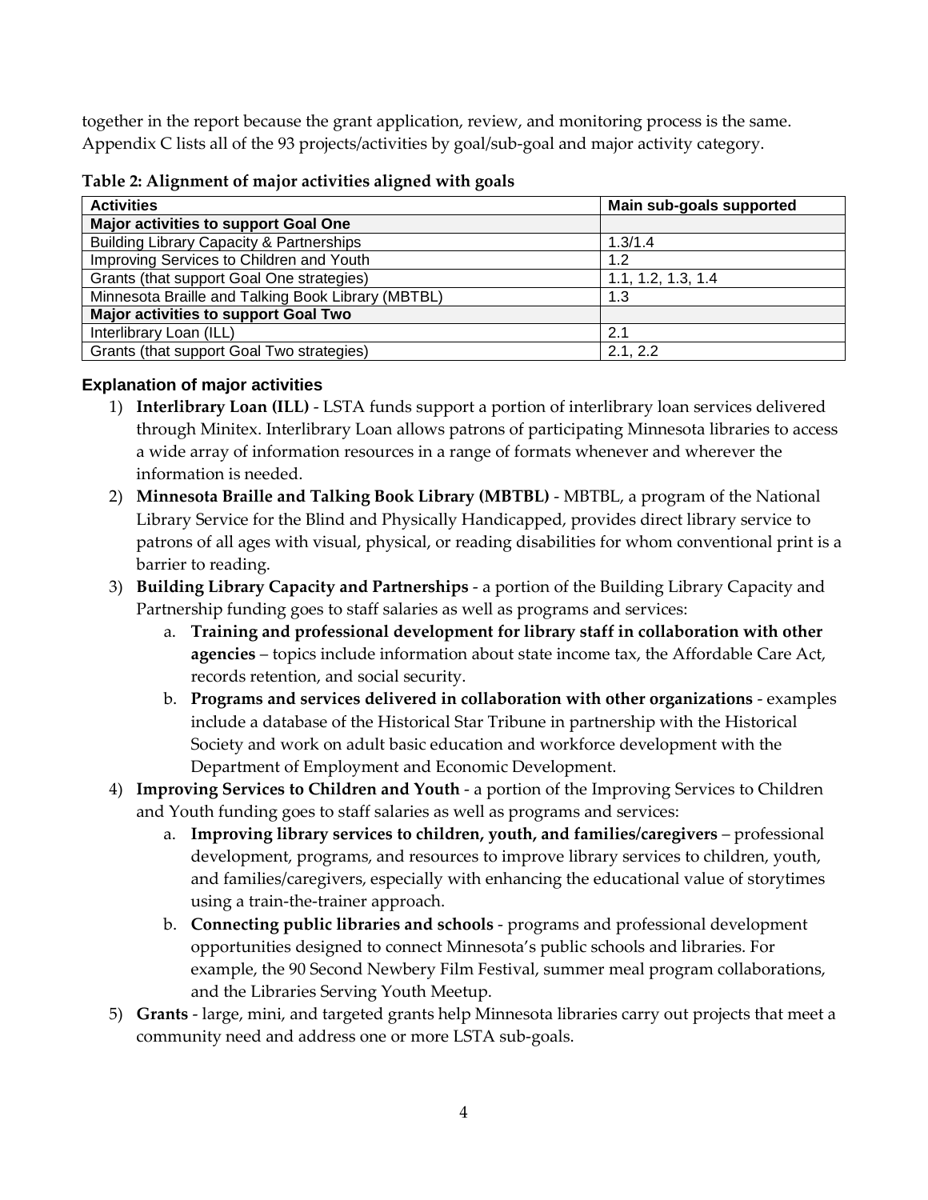together in the report because the grant application, review, and monitoring process is the same. Appendix C lists all of the 93 projects/activities by goal/sub-goal and major activity category.

**Table 2: Alignment of major activities aligned with goals**

| Activities | Main sub-goals supported |
|---|---|
| **Major activities to support Goal One** | |
| Building Library Capacity & Partnerships | 1.3/1.4 |
| Improving Services to Children and Youth | 1.2 |
| Grants (that support Goal One strategies) | 1.1, 1.2, 1.3, 1.4 |
| Minnesota Braille and Talking Book Library (MBTBL) | 1.3 |
| **Major activities to support Goal Two** | |
| Interlibrary Loan (ILL) | 2.1 |
| Grants (that support Goal Two strategies) | 2.1, 2.2 |

### Explanation of major activities

1) **Interlibrary Loan (ILL)** - LSTA funds support a portion of interlibrary loan services delivered through Minitex. Interlibrary Loan allows patrons of participating Minnesota libraries to access a wide array of information resources in a range of formats whenever and wherever the information is needed.
2) **Minnesota Braille and Talking Book Library (MBTBL)** - MBTBL, a program of the National Library Service for the Blind and Physically Handicapped, provides direct library service to patrons of all ages with visual, physical, or reading disabilities for whom conventional print is a barrier to reading.
3) **Building Library Capacity and Partnerships** - a portion of the Building Library Capacity and Partnership funding goes to staff salaries as well as programs and services:
   a. **Training and professional development for library staff in collaboration with other agencies** – topics include information about state income tax, the Affordable Care Act, records retention, and social security.
   b. **Programs and services delivered in collaboration with other organizations** - examples include a database of the Historical Star Tribune in partnership with the Historical Society and work on adult basic education and workforce development with the Department of Employment and Economic Development.
4) **Improving Services to Children and Youth** - a portion of the Improving Services to Children and Youth funding goes to staff salaries as well as programs and services:
   a. **Improving library services to children, youth, and families/caregivers** – professional development, programs, and resources to improve library services to children, youth, and families/caregivers, especially with enhancing the educational value of storytimes using a train-the-trainer approach.
   b. **Connecting public libraries and schools** - programs and professional development opportunities designed to connect Minnesota's public schools and libraries. For example, the 90 Second Newbery Film Festival, summer meal program collaborations, and the Libraries Serving Youth Meetup.
5) **Grants** - large, mini, and targeted grants help Minnesota libraries carry out projects that meet a community need and address one or more LSTA sub-goals.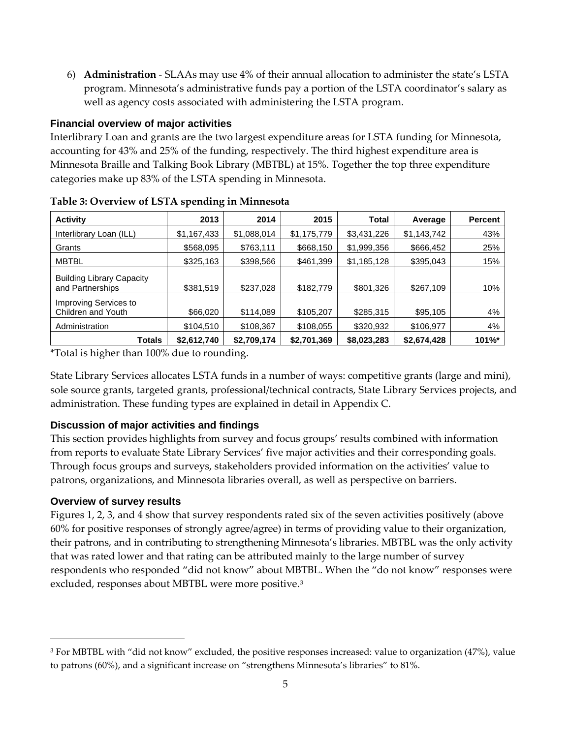6) **Administration** - SLAAs may use 4% of their annual allocation to administer the state's LSTA program. Minnesota's administrative funds pay a portion of the LSTA coordinator's salary as well as agency costs associated with administering the LSTA program.

### Financial overview of major activities

Interlibrary Loan and grants are the two largest expenditure areas for LSTA funding for Minnesota, accounting for 43% and 25% of the funding, respectively. The third highest expenditure area is Minnesota Braille and Talking Book Library (MBTBL) at 15%. Together the top three expenditure categories make up 83% of the LSTA spending in Minnesota.

**Table 3: Overview of LSTA spending in Minnesota**

| Activity | 2013 | 2014 | 2015 | Total | Average | Percent |
|---|---|---|---|---|---|---|
| Interlibrary Loan (ILL) | $1,167,433 | $1,088,014 | $1,175,779 | $3,431,226 | $1,143,742 | 43% |
| Grants | $568,095 | $763,111 | $668,150 | $1,999,356 | $666,452 | 25% |
| MBTBL | $325,163 | $398,566 | $461,399 | $1,185,128 | $395,043 | 15% |
| Building Library Capacity and Partnerships | $381,519 | $237,028 | $182,779 | $801,326 | $267,109 | 10% |
| Improving Services to Children and Youth | $66,020 | $114,089 | $105,207 | $285,315 | $95,105 | 4% |
| Administration | $104,510 | $108,367 | $108,055 | $320,932 | $106,977 | 4% |
| **Totals** | **$2,612,740** | **$2,709,174** | **$2,701,369** | **$8,023,283** | **$2,674,428** | **101%*** |

*Total is higher than 100% due to rounding.

State Library Services allocates LSTA funds in a number of ways: competitive grants (large and mini), sole source grants, targeted grants, professional/technical contracts, State Library Services projects, and administration. These funding types are explained in detail in Appendix C.

### Discussion of major activities and findings

This section provides highlights from survey and focus groups' results combined with information from reports to evaluate State Library Services' five major activities and their corresponding goals. Through focus groups and surveys, stakeholders provided information on the activities' value to patrons, organizations, and Minnesota libraries overall, as well as perspective on barriers.

### Overview of survey results

Figures 1, 2, 3, and 4 show that survey respondents rated six of the seven activities positively (above 60% for positive responses of strongly agree/agree) in terms of providing value to their organization, their patrons, and in contributing to strengthening Minnesota's libraries. MBTBL was the only activity that was rated lower and that rating can be attributed mainly to the large number of survey respondents who responded "did not know" about MBTBL. When the "do not know" responses were excluded, responses about MBTBL were more positive.[3]

[3] For MBTBL with "did not know" excluded, the positive responses increased: value to organization (47%), value to patrons (60%), and a significant increase on "strengthens Minnesota's libraries" to 81%.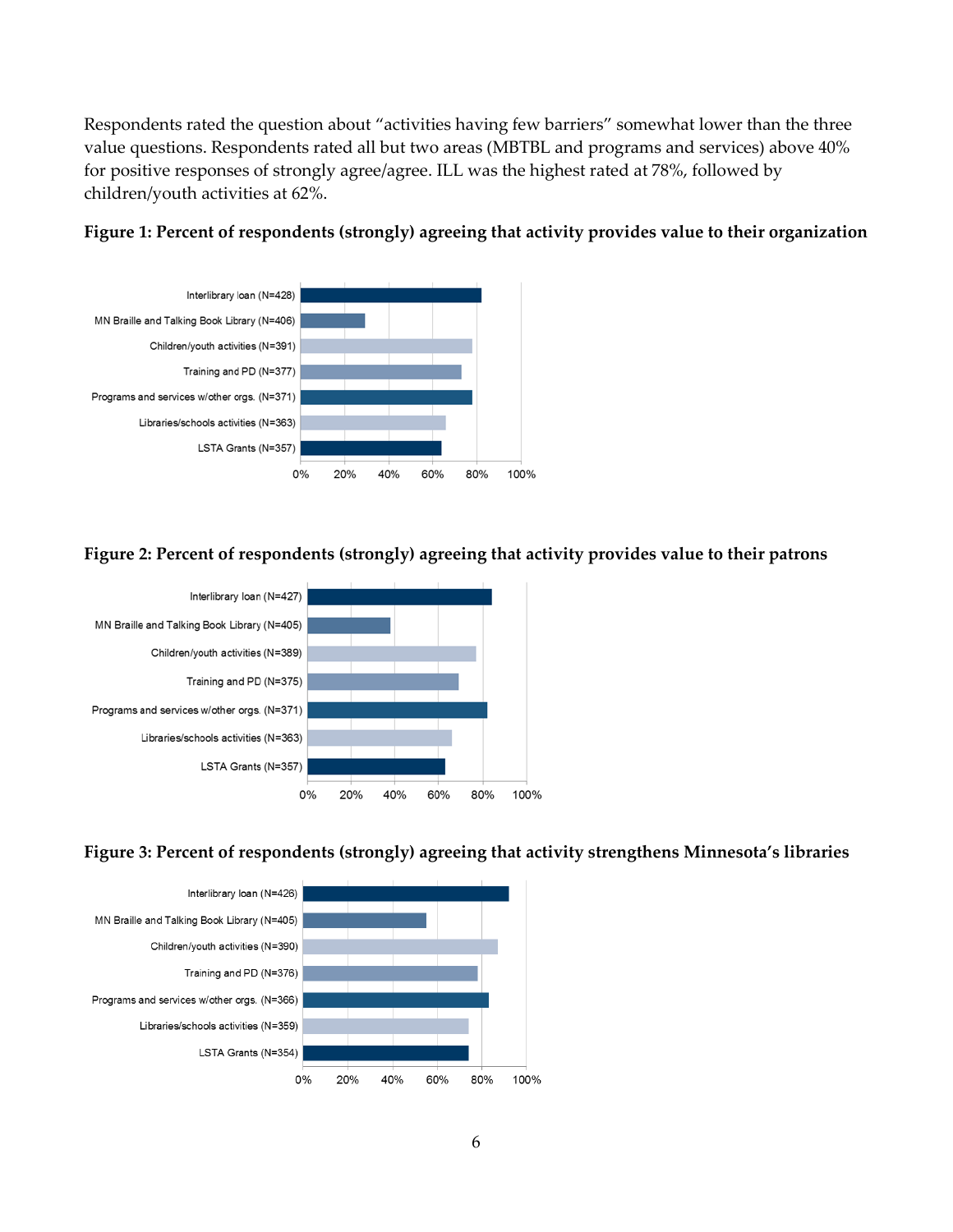Respondents rated the question about "activities having few barriers" somewhat lower than the three value questions. Respondents rated all but two areas (MBTBL and programs and services) above 40% for positive responses of strongly agree/agree. ILL was the highest rated at 78%, followed by children/youth activities at 62%.

**Figure 1: Percent of respondents (strongly) agreeing that activity provides value to their organization**

**Figure 2: Percent of respondents (strongly) agreeing that activity provides value to their patrons**

**Figure 3: Percent of respondents (strongly) agreeing that activity strengthens Minnesota's libraries**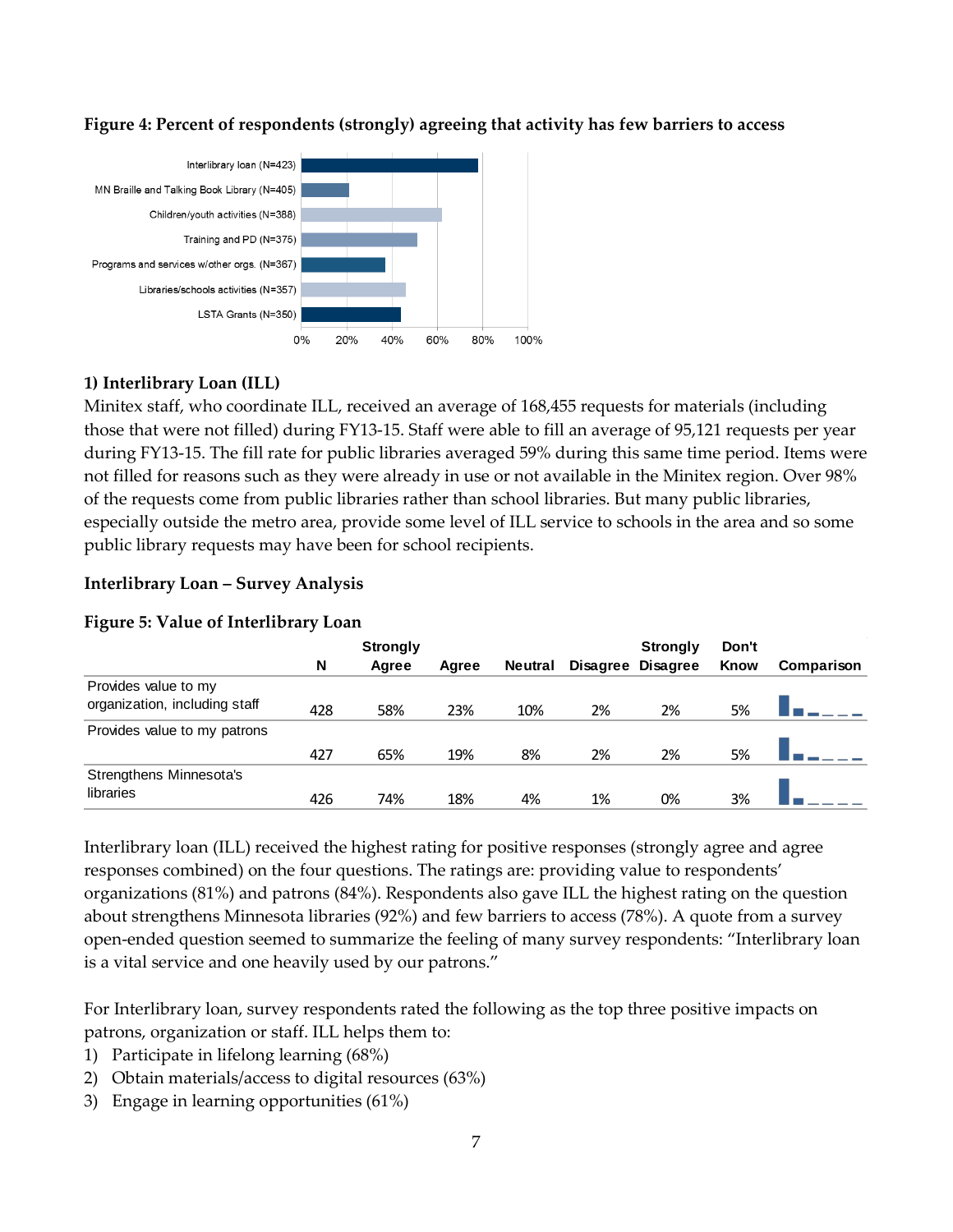**Figure 4: Percent of respondents (strongly) agreeing that activity has few barriers to access**

| Activity | Percent |
|---|---|
| Interlibrary loan (N=423) | ~78% |
| MN Braille and Talking Book Library (N=405) | ~21% |
| Children/youth activities (N=388) | ~62% |
| Training and PD (N=375) | ~51% |
| Programs and services w/other orgs. (N=367) | ~37% |
| Libraries/schools activities (N=357) | ~46% |
| LSTA Grants (N=350) | ~44% |

### 1) Interlibrary Loan (ILL)

Minitex staff, who coordinate ILL, received an average of 168,455 requests for materials (including those that were not filled) during FY13-15. Staff were able to fill an average of 95,121 requests per year during FY13-15. The fill rate for public libraries averaged 59% during this same time period. Items were not filled for reasons such as they were already in use or not available in the Minitex region. Over 98% of the requests come from public libraries rather than school libraries. But many public libraries, especially outside the metro area, provide some level of ILL service to schools in the area and so some public library requests may have been for school recipients.

### Interlibrary Loan – Survey Analysis

**Figure 5: Value of Interlibrary Loan**

| | N | Strongly Agree | Agree | Neutral | Disagree | Strongly Disagree | Don't Know |
|---|---|---|---|---|---|---|---|
| Provides value to my organization, including staff | 428 | 58% | 23% | 10% | 2% | 2% | 5% |
| Provides value to my patrons | 427 | 65% | 19% | 8% | 2% | 2% | 5% |
| Strengthens Minnesota's libraries | 426 | 74% | 18% | 4% | 1% | 0% | 3% |

Interlibrary loan (ILL) received the highest rating for positive responses (strongly agree and agree responses combined) on the four questions. The ratings are: providing value to respondents' organizations (81%) and patrons (84%). Respondents also gave ILL the highest rating on the question about strengthens Minnesota libraries (92%) and few barriers to access (78%). A quote from a survey open-ended question seemed to summarize the feeling of many survey respondents: "Interlibrary loan is a vital service and one heavily used by our patrons."

For Interlibrary loan, survey respondents rated the following as the top three positive impacts on patrons, organization or staff. ILL helps them to:

1) Participate in lifelong learning (68%)
2) Obtain materials/access to digital resources (63%)
3) Engage in learning opportunities (61%)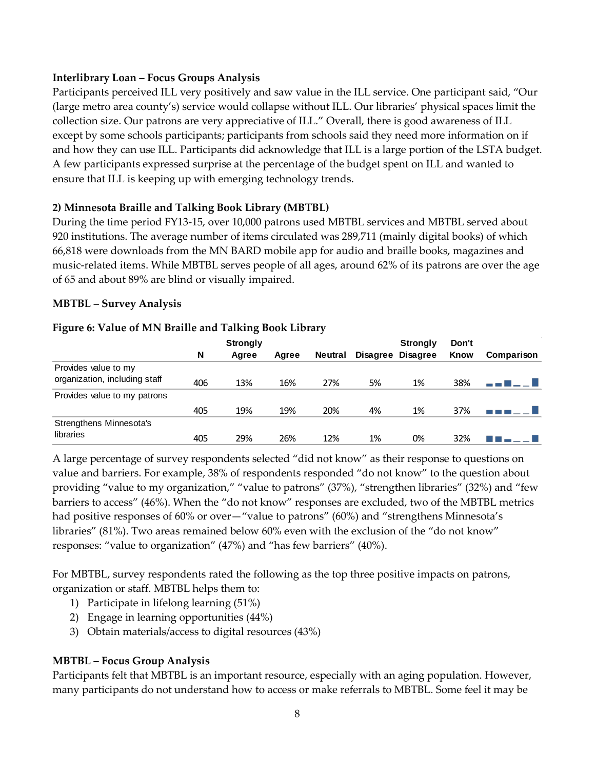**Interlibrary Loan – Focus Groups Analysis**

Participants perceived ILL very positively and saw value in the ILL service. One participant said, "Our (large metro area county's) service would collapse without ILL. Our libraries' physical spaces limit the collection size. Our patrons are very appreciative of ILL." Overall, there is good awareness of ILL except by some schools participants; participants from schools said they need more information on if and how they can use ILL. Participants did acknowledge that ILL is a large portion of the LSTA budget. A few participants expressed surprise at the percentage of the budget spent on ILL and wanted to ensure that ILL is keeping up with emerging technology trends.

**2) Minnesota Braille and Talking Book Library (MBTBL)**

During the time period FY13-15, over 10,000 patrons used MBTBL services and MBTBL served about 920 institutions. The average number of items circulated was 289,711 (mainly digital books) of which 66,818 were downloads from the MN BARD mobile app for audio and braille books, magazines and music-related items. While MBTBL serves people of all ages, around 62% of its patrons are over the age of 65 and about 89% are blind or visually impaired.

**MBTBL – Survey Analysis**

**Figure 6: Value of MN Braille and Talking Book Library**

| | N | Strongly Agree | Agree | Neutral | Disagree | Strongly Disagree | Don't Know | Comparison |
|---|---|---|---|---|---|---|---|---|
| Provides value to my organization, including staff | 406 | 13% | 16% | 27% | 5% | 1% | 38% | |
| Provides value to my patrons | 405 | 19% | 19% | 20% | 4% | 1% | 37% | |
| Strengthens Minnesota's libraries | 405 | 29% | 26% | 12% | 1% | 0% | 32% | |

A large percentage of survey respondents selected "did not know" as their response to questions on value and barriers. For example, 38% of respondents responded "do not know" to the question about providing "value to my organization," "value to patrons" (37%), "strengthen libraries" (32%) and "few barriers to access" (46%). When the "do not know" responses are excluded, two of the MBTBL metrics had positive responses of 60% or over—"value to patrons" (60%) and "strengthens Minnesota's libraries" (81%). Two areas remained below 60% even with the exclusion of the "do not know" responses: "value to organization" (47%) and "has few barriers" (40%).

For MBTBL, survey respondents rated the following as the top three positive impacts on patrons, organization or staff. MBTBL helps them to:

1) Participate in lifelong learning (51%)
2) Engage in learning opportunities (44%)
3) Obtain materials/access to digital resources (43%)

**MBTBL – Focus Group Analysis**

Participants felt that MBTBL is an important resource, especially with an aging population. However, many participants do not understand how to access or make referrals to MBTBL. Some feel it may be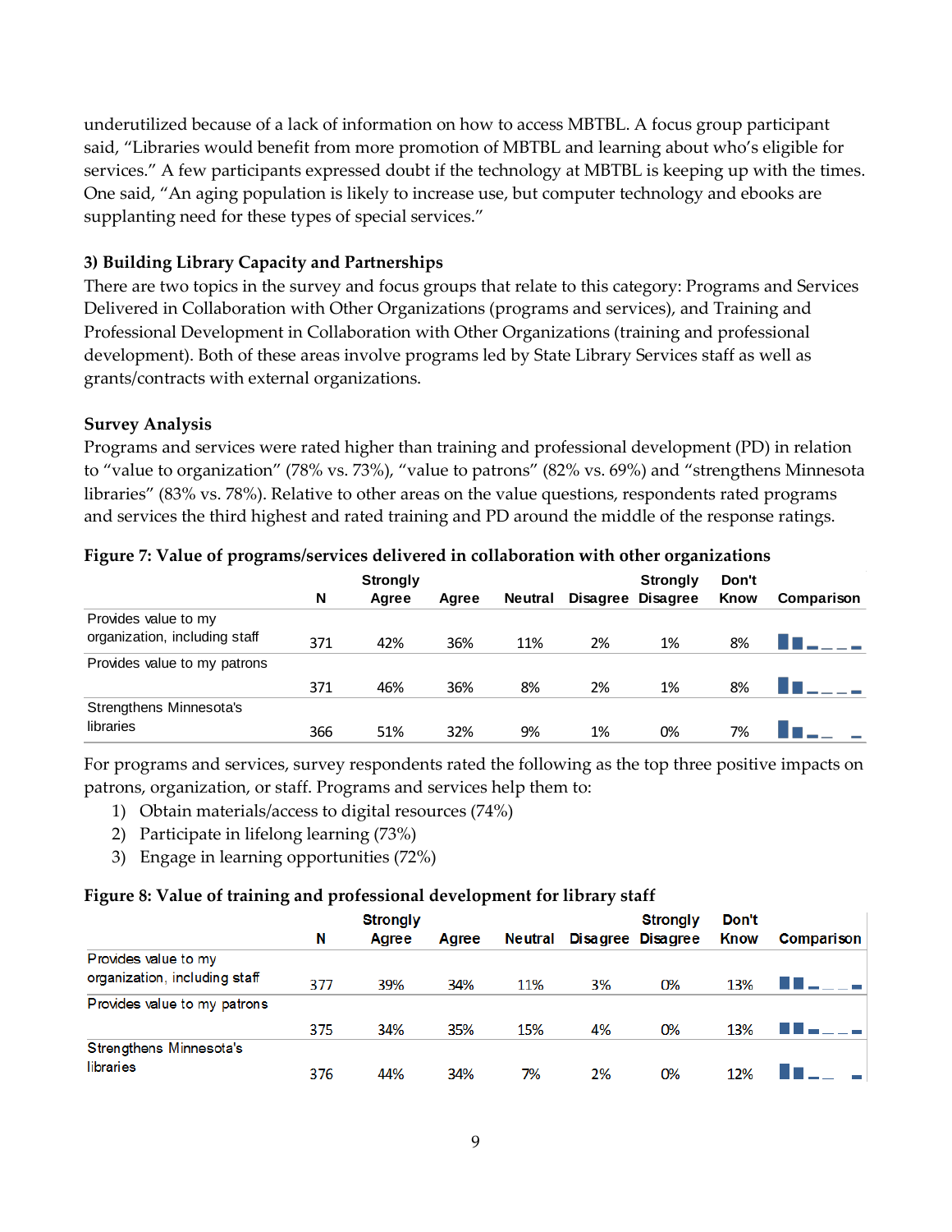underutilized because of a lack of information on how to access MBTBL. A focus group participant said, "Libraries would benefit from more promotion of MBTBL and learning about who's eligible for services." A few participants expressed doubt if the technology at MBTBL is keeping up with the times. One said, "An aging population is likely to increase use, but computer technology and ebooks are supplanting need for these types of special services."

### 3) Building Library Capacity and Partnerships

There are two topics in the survey and focus groups that relate to this category: Programs and Services Delivered in Collaboration with Other Organizations (programs and services), and Training and Professional Development in Collaboration with Other Organizations (training and professional development). Both of these areas involve programs led by State Library Services staff as well as grants/contracts with external organizations.

### Survey Analysis

Programs and services were rated higher than training and professional development (PD) in relation to "value to organization" (78% vs. 73%), "value to patrons" (82% vs. 69%) and "strengthens Minnesota libraries" (83% vs. 78%). Relative to other areas on the value questions, respondents rated programs and services the third highest and rated training and PD around the middle of the response ratings.

**Figure 7: Value of programs/services delivered in collaboration with other organizations**

| | N | Strongly Agree | Agree | Neutral | Disagree | Strongly Disagree | Don't Know | Comparison |
|---|---|---|---|---|---|---|---|---|
| Provides value to my organization, including staff | 371 | 42% | 36% | 11% | 2% | 1% | 8% | |
| Provides value to my patrons | 371 | 46% | 36% | 8% | 2% | 1% | 8% | |
| Strengthens Minnesota's libraries | 366 | 51% | 32% | 9% | 1% | 0% | 7% | |

For programs and services, survey respondents rated the following as the top three positive impacts on patrons, organization, or staff. Programs and services help them to:

1) Obtain materials/access to digital resources (74%)
2) Participate in lifelong learning (73%)
3) Engage in learning opportunities (72%)

**Figure 8: Value of training and professional development for library staff**

| | N | Strongly Agree | Agree | Neutral | Disagree | Strongly Disagree | Don't Know | Comparison |
|---|---|---|---|---|---|---|---|---|
| Provides value to my organization, including staff | 377 | 39% | 34% | 11% | 3% | 0% | 13% | |
| Provides value to my patrons | 375 | 34% | 35% | 15% | 4% | 0% | 13% | |
| Strengthens Minnesota's libraries | 376 | 44% | 34% | 7% | 2% | 0% | 12% | |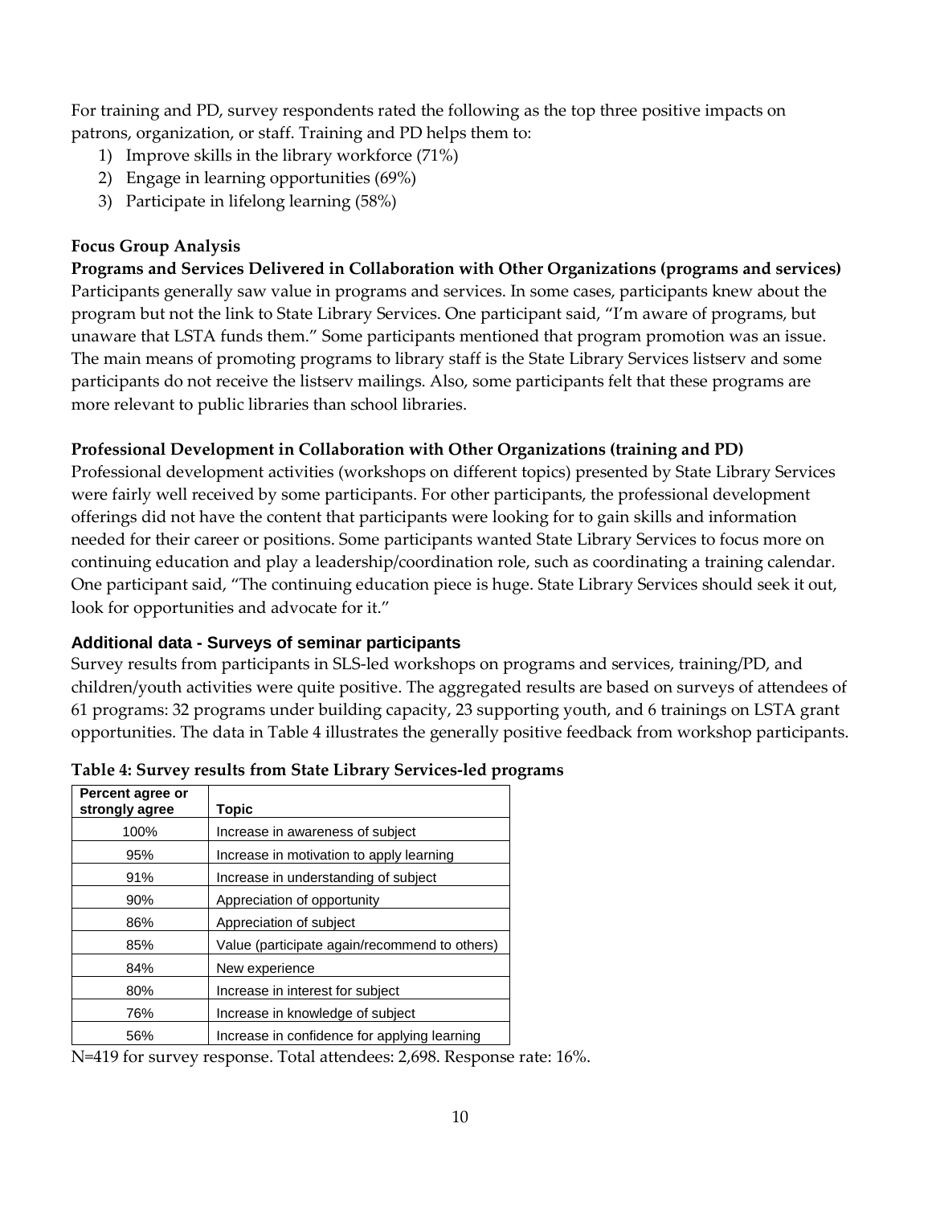For training and PD, survey respondents rated the following as the top three positive impacts on patrons, organization, or staff. Training and PD helps them to:

1) Improve skills in the library workforce (71%)
2) Engage in learning opportunities (69%)
3) Participate in lifelong learning (58%)

### Focus Group Analysis

**Programs and Services Delivered in Collaboration with Other Organizations (programs and services)**

Participants generally saw value in programs and services. In some cases, participants knew about the program but not the link to State Library Services. One participant said, "I'm aware of programs, but unaware that LSTA funds them." Some participants mentioned that program promotion was an issue. The main means of promoting programs to library staff is the State Library Services listserv and some participants do not receive the listserv mailings. Also, some participants felt that these programs are more relevant to public libraries than school libraries.

**Professional Development in Collaboration with Other Organizations (training and PD)**

Professional development activities (workshops on different topics) presented by State Library Services were fairly well received by some participants. For other participants, the professional development offerings did not have the content that participants were looking for to gain skills and information needed for their career or positions. Some participants wanted State Library Services to focus more on continuing education and play a leadership/coordination role, such as coordinating a training calendar. One participant said, "The continuing education piece is huge. State Library Services should seek it out, look for opportunities and advocate for it."

### Additional data - Surveys of seminar participants

Survey results from participants in SLS-led workshops on programs and services, training/PD, and children/youth activities were quite positive. The aggregated results are based on surveys of attendees of 61 programs: 32 programs under building capacity, 23 supporting youth, and 6 trainings on LSTA grant opportunities. The data in Table 4 illustrates the generally positive feedback from workshop participants.

**Table 4: Survey results from State Library Services-led programs**

| Percent agree or strongly agree | Topic |
|---|---|
| 100% | Increase in awareness of subject |
| 95% | Increase in motivation to apply learning |
| 91% | Increase in understanding of subject |
| 90% | Appreciation of opportunity |
| 86% | Appreciation of subject |
| 85% | Value (participate again/recommend to others) |
| 84% | New experience |
| 80% | Increase in interest for subject |
| 76% | Increase in knowledge of subject |
| 56% | Increase in confidence for applying learning |

N=419 for survey response. Total attendees: 2,698. Response rate: 16%.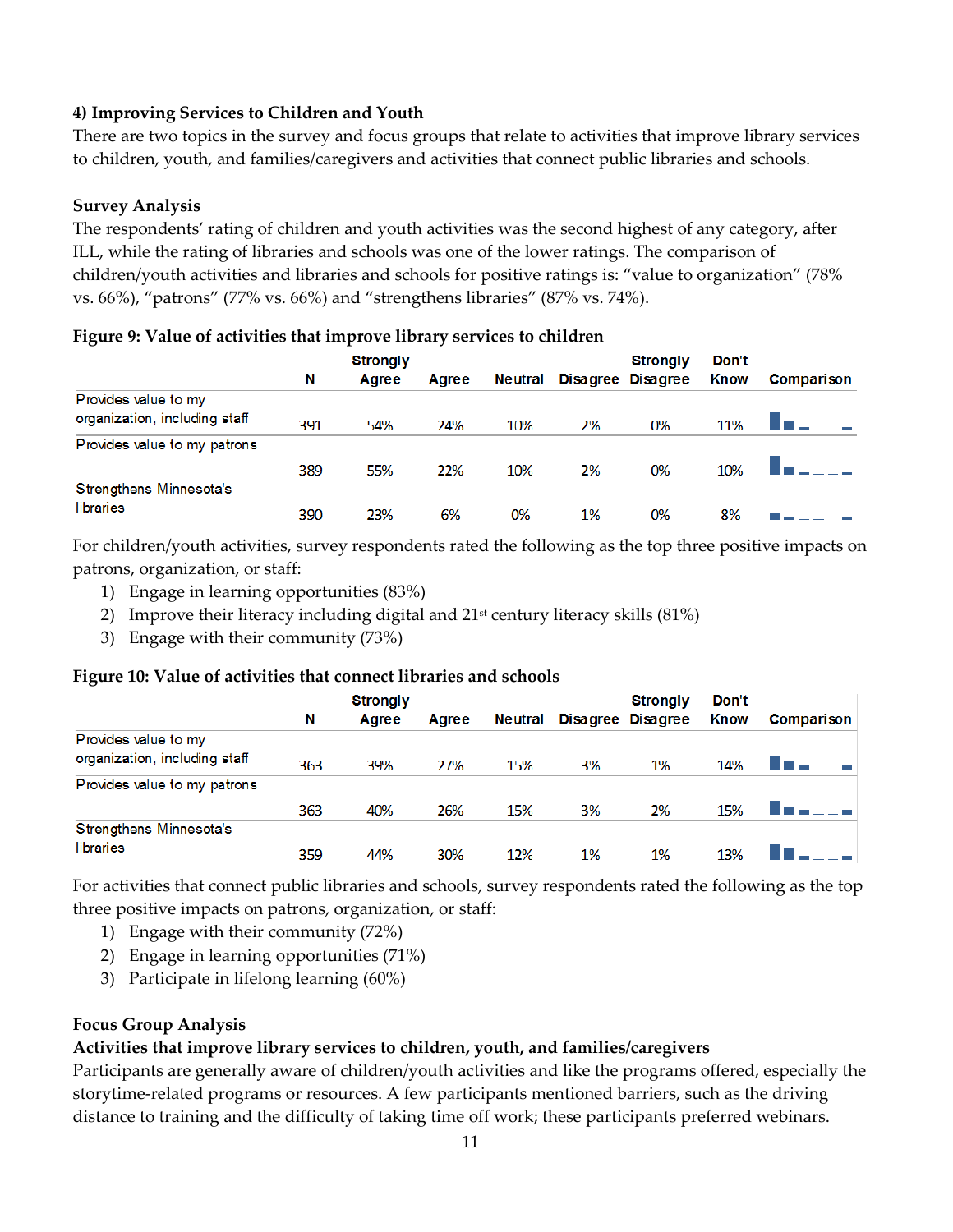### 4) Improving Services to Children and Youth

There are two topics in the survey and focus groups that relate to activities that improve library services to children, youth, and families/caregivers and activities that connect public libraries and schools.

#### Survey Analysis

The respondents' rating of children and youth activities was the second highest of any category, after ILL, while the rating of libraries and schools was one of the lower ratings. The comparison of children/youth activities and libraries and schools for positive ratings is: "value to organization" (78% vs. 66%), "patrons" (77% vs. 66%) and "strengthens libraries" (87% vs. 74%).

**Figure 9: Value of activities that improve library services to children**

| | N | Strongly Agree | Agree | Neutral | Disagree | Strongly Disagree | Don't Know | Comparison |
|---|---|---|---|---|---|---|---|---|
| Provides value to my organization, including staff | 391 | 54% | 24% | 10% | 2% | 0% | 11% | |
| Provides value to my patrons | 389 | 55% | 22% | 10% | 2% | 0% | 10% | |
| Strengthens Minnesota's libraries | 390 | 23% | 6% | 0% | 1% | 0% | 8% | |

For children/youth activities, survey respondents rated the following as the top three positive impacts on patrons, organization, or staff:

1) Engage in learning opportunities (83%)
2) Improve their literacy including digital and 21st century literacy skills (81%)
3) Engage with their community (73%)

**Figure 10: Value of activities that connect libraries and schools**

| | N | Strongly Agree | Agree | Neutral | Disagree | Strongly Disagree | Don't Know | Comparison |
|---|---|---|---|---|---|---|---|---|
| Provides value to my organization, including staff | 363 | 39% | 27% | 15% | 3% | 1% | 14% | |
| Provides value to my patrons | 363 | 40% | 26% | 15% | 3% | 2% | 15% | |
| Strengthens Minnesota's libraries | 359 | 44% | 30% | 12% | 1% | 1% | 13% | |

For activities that connect public libraries and schools, survey respondents rated the following as the top three positive impacts on patrons, organization, or staff:

1) Engage with their community (72%)
2) Engage in learning opportunities (71%)
3) Participate in lifelong learning (60%)

#### Focus Group Analysis

**Activities that improve library services to children, youth, and families/caregivers**

Participants are generally aware of children/youth activities and like the programs offered, especially the storytime-related programs or resources. A few participants mentioned barriers, such as the driving distance to training and the difficulty of taking time off work; these participants preferred webinars.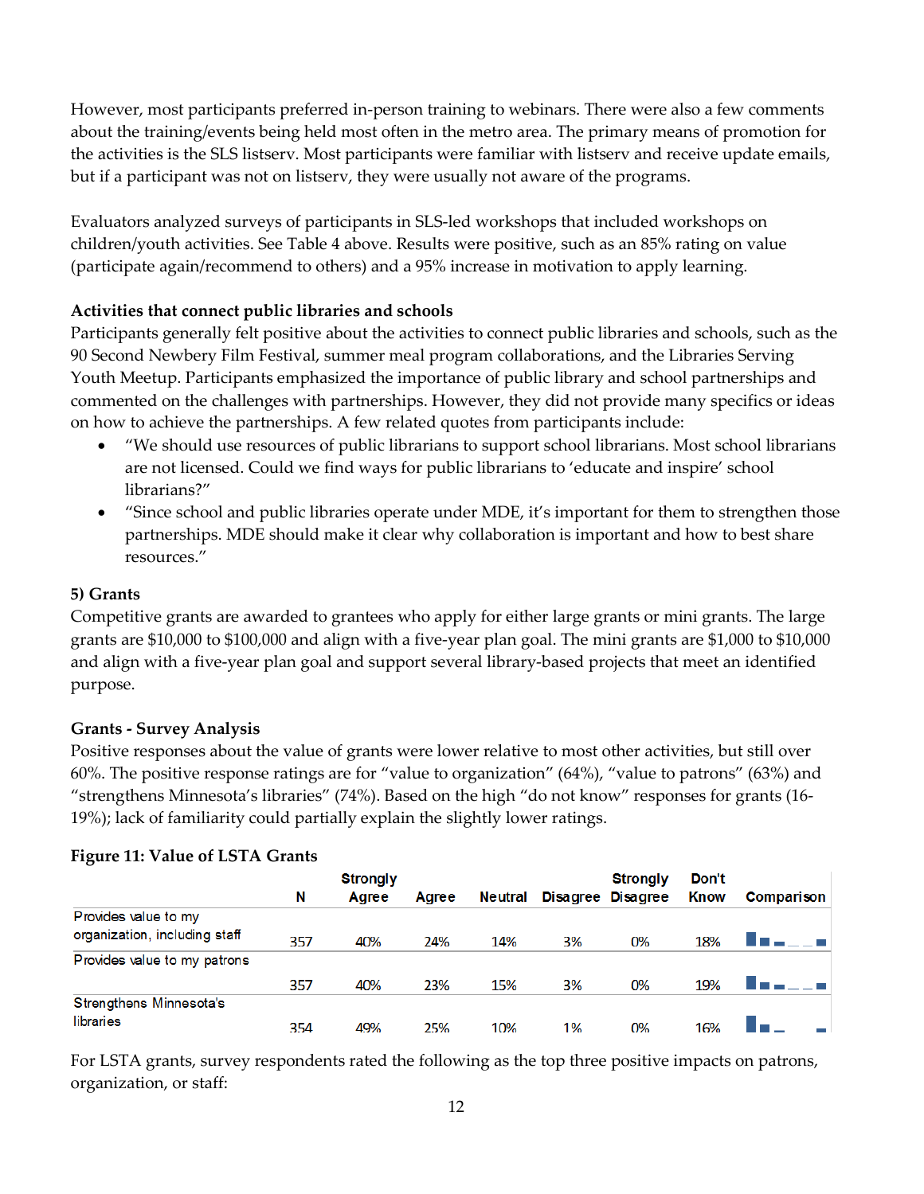However, most participants preferred in-person training to webinars. There were also a few comments about the training/events being held most often in the metro area. The primary means of promotion for the activities is the SLS listserv. Most participants were familiar with listserv and receive update emails, but if a participant was not on listserv, they were usually not aware of the programs.

Evaluators analyzed surveys of participants in SLS-led workshops that included workshops on children/youth activities. See Table 4 above. Results were positive, such as an 85% rating on value (participate again/recommend to others) and a 95% increase in motivation to apply learning.

**Activities that connect public libraries and schools**

Participants generally felt positive about the activities to connect public libraries and schools, such as the 90 Second Newbery Film Festival, summer meal program collaborations, and the Libraries Serving Youth Meetup. Participants emphasized the importance of public library and school partnerships and commented on the challenges with partnerships. However, they did not provide many specifics or ideas on how to achieve the partnerships. A few related quotes from participants include:

- "We should use resources of public librarians to support school librarians. Most school librarians are not licensed. Could we find ways for public librarians to 'educate and inspire' school librarians?"
- "Since school and public libraries operate under MDE, it's important for them to strengthen those partnerships. MDE should make it clear why collaboration is important and how to best share resources."

**5) Grants**

Competitive grants are awarded to grantees who apply for either large grants or mini grants. The large grants are $10,000 to $100,000 and align with a five-year plan goal. The mini grants are $1,000 to $10,000 and align with a five-year plan goal and support several library-based projects that meet an identified purpose.

**Grants - Survey Analysis**

Positive responses about the value of grants were lower relative to most other activities, but still over 60%. The positive response ratings are for "value to organization" (64%), "value to patrons" (63%) and "strengthens Minnesota's libraries" (74%). Based on the high "do not know" responses for grants (16-19%); lack of familiarity could partially explain the slightly lower ratings.

**Figure 11: Value of LSTA Grants**

| | N | Strongly Agree | Agree | Neutral | Disagree | Strongly Disagree | Don't Know | Comparison |
|---|---|---|---|---|---|---|---|---|
| Provides value to my organization, including staff | 357 | 40% | 24% | 14% | 3% | 0% | 18% | |
| Provides value to my patrons | 357 | 40% | 23% | 15% | 3% | 0% | 19% | |
| Strengthens Minnesota's libraries | 354 | 49% | 25% | 10% | 1% | 0% | 16% | |

For LSTA grants, survey respondents rated the following as the top three positive impacts on patrons, organization, or staff: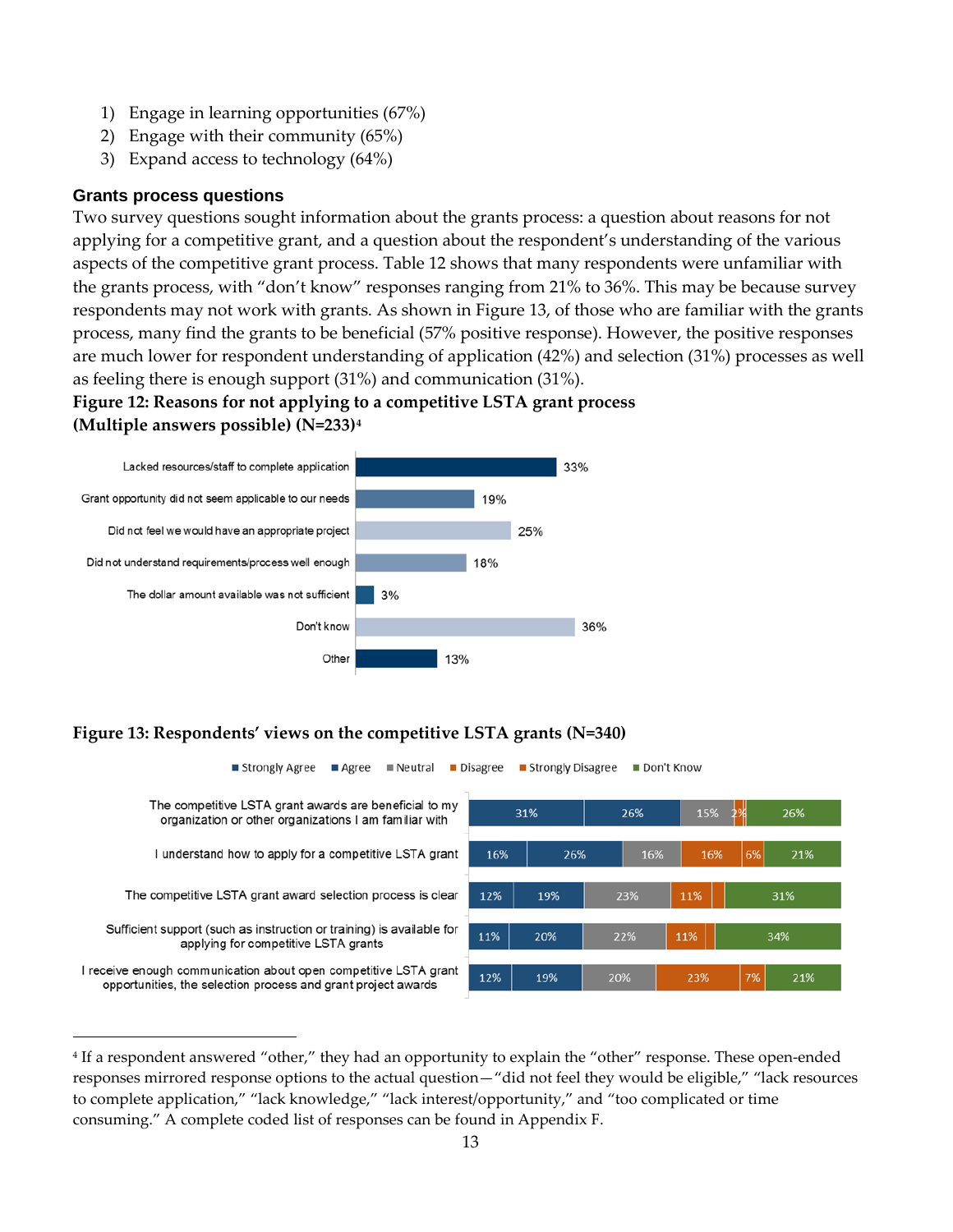1) Engage in learning opportunities (67%)
2) Engage with their community (65%)
3) Expand access to technology (64%)

### Grants process questions

Two survey questions sought information about the grants process: a question about reasons for not applying for a competitive grant, and a question about the respondent's understanding of the various aspects of the competitive grant process. Table 12 shows that many respondents were unfamiliar with the grants process, with "don't know" responses ranging from 21% to 36%. This may be because survey respondents may not work with grants. As shown in Figure 13, of those who are familiar with the grants process, many find the grants to be beneficial (57% positive response). However, the positive responses are much lower for respondent understanding of application (42%) and selection (31%) processes as well as feeling there is enough support (31%) and communication (31%).

**Figure 12: Reasons for not applying to a competitive LSTA grant process (Multiple answers possible) (N=233)[4]**

| Reason | Percent |
|---|---|
| Lacked resources/staff to complete application | 33% |
| Grant opportunity did not seem applicable to our needs | 19% |
| Did not feel we would have an appropriate project | 25% |
| Did not understand requirements/process well enough | 18% |
| The dollar amount available was not sufficient | 3% |
| Don't know | 36% |
| Other | 13% |

**Figure 13: Respondents' views on the competitive LSTA grants (N=340)**

| Statement | Strongly Agree | Agree | Neutral | Disagree | Strongly Disagree | Don't Know |
|---|---|---|---|---|---|---|
| The competitive LSTA grant awards are beneficial to my organization or other organizations I am familiar with | 31% | 26% | 15% | 2% | | 26% |
| I understand how to apply for a competitive LSTA grant | 16% | 26% | 16% | 16% | 6% | 21% |
| The competitive LSTA grant award selection process is clear | 12% | 19% | 23% | 11% | | 31% |
| Sufficient support (such as instruction or training) is available for applying for competitive LSTA grants | 11% | 20% | 22% | 11% | | 34% |
| I receive enough communication about open competitive LSTA grant opportunities, the selection process and grant project awards | 12% | 19% | 20% | 23% | 7% | 21% |

[4] If a respondent answered "other," they had an opportunity to explain the "other" response. These open-ended responses mirrored response options to the actual question—"did not feel they would be eligible," "lack resources to complete application," "lack knowledge," "lack interest/opportunity," and "too complicated or time consuming." A complete coded list of responses can be found in Appendix F.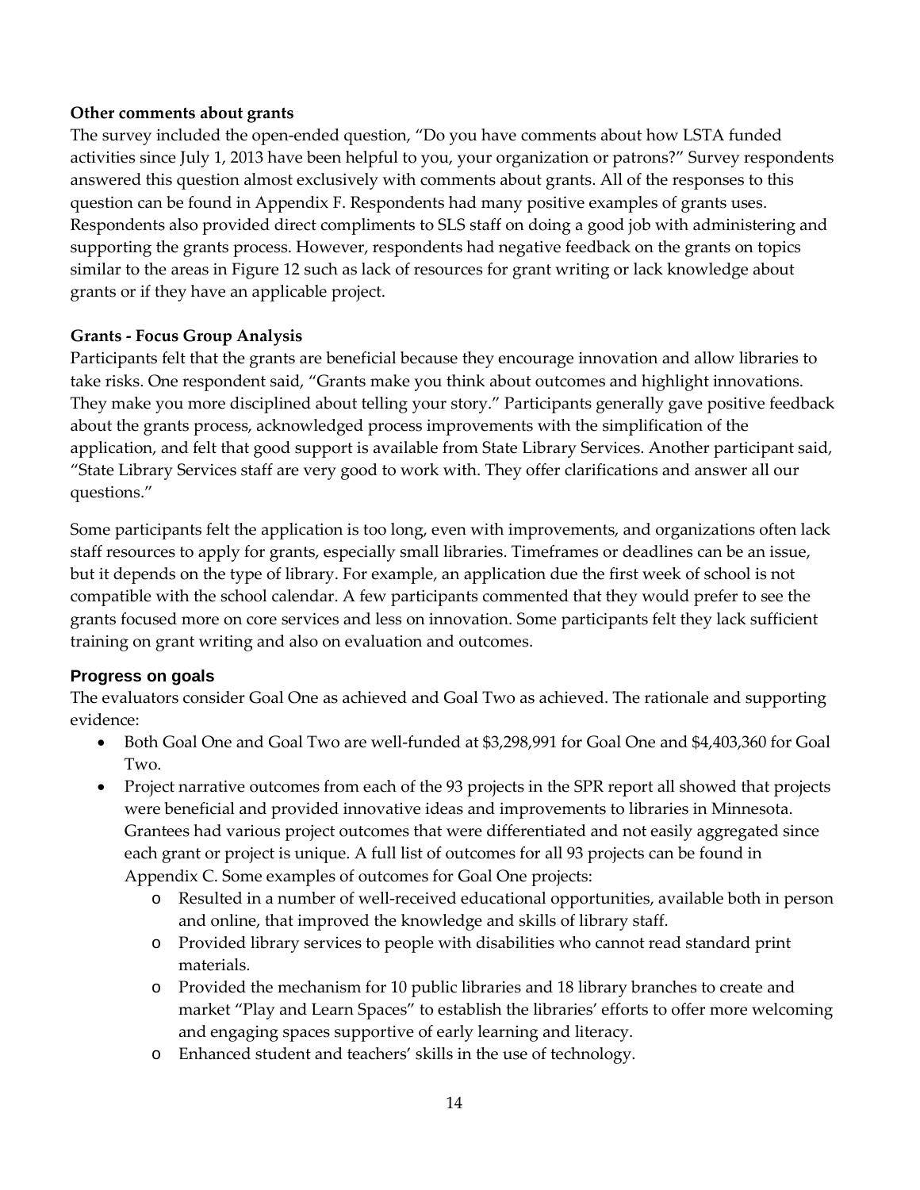**Other comments about grants**

The survey included the open-ended question, "Do you have comments about how LSTA funded activities since July 1, 2013 have been helpful to you, your organization or patrons?" Survey respondents answered this question almost exclusively with comments about grants. All of the responses to this question can be found in Appendix F. Respondents had many positive examples of grants uses. Respondents also provided direct compliments to SLS staff on doing a good job with administering and supporting the grants process. However, respondents had negative feedback on the grants on topics similar to the areas in Figure 12 such as lack of resources for grant writing or lack knowledge about grants or if they have an applicable project.

**Grants - Focus Group Analysis**

Participants felt that the grants are beneficial because they encourage innovation and allow libraries to take risks. One respondent said, "Grants make you think about outcomes and highlight innovations. They make you more disciplined about telling your story." Participants generally gave positive feedback about the grants process, acknowledged process improvements with the simplification of the application, and felt that good support is available from State Library Services. Another participant said, "State Library Services staff are very good to work with. They offer clarifications and answer all our questions."

Some participants felt the application is too long, even with improvements, and organizations often lack staff resources to apply for grants, especially small libraries. Timeframes or deadlines can be an issue, but it depends on the type of library. For example, an application due the first week of school is not compatible with the school calendar. A few participants commented that they would prefer to see the grants focused more on core services and less on innovation. Some participants felt they lack sufficient training on grant writing and also on evaluation and outcomes.

### Progress on goals

The evaluators consider Goal One as achieved and Goal Two as achieved. The rationale and supporting evidence:

- Both Goal One and Goal Two are well-funded at $3,298,991 for Goal One and $4,403,360 for Goal Two.
- Project narrative outcomes from each of the 93 projects in the SPR report all showed that projects were beneficial and provided innovative ideas and improvements to libraries in Minnesota. Grantees had various project outcomes that were differentiated and not easily aggregated since each grant or project is unique. A full list of outcomes for all 93 projects can be found in Appendix C. Some examples of outcomes for Goal One projects:
  - Resulted in a number of well-received educational opportunities, available both in person and online, that improved the knowledge and skills of library staff.
  - Provided library services to people with disabilities who cannot read standard print materials.
  - Provided the mechanism for 10 public libraries and 18 library branches to create and market "Play and Learn Spaces" to establish the libraries' efforts to offer more welcoming and engaging spaces supportive of early learning and literacy.
  - Enhanced student and teachers' skills in the use of technology.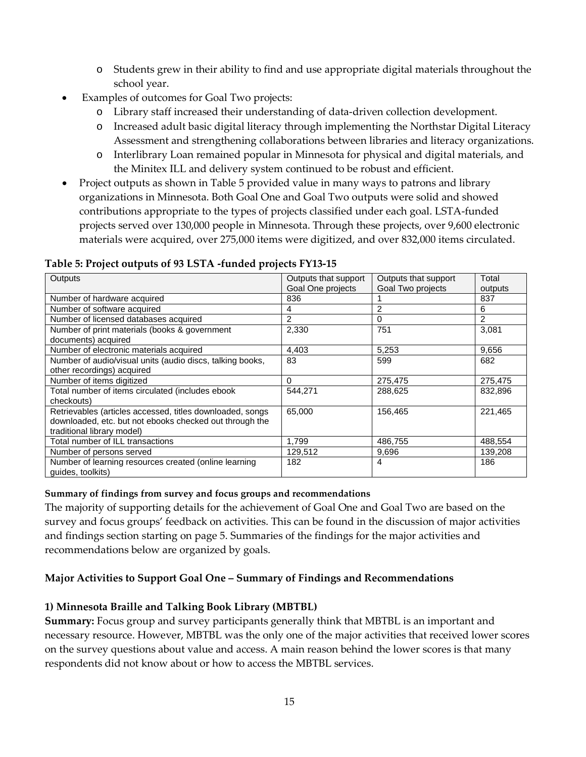- Students grew in their ability to find and use appropriate digital materials throughout the school year.
- Examples of outcomes for Goal Two projects:
    - Library staff increased their understanding of data-driven collection development.
    - Increased adult basic digital literacy through implementing the Northstar Digital Literacy Assessment and strengthening collaborations between libraries and literacy organizations.
    - Interlibrary Loan remained popular in Minnesota for physical and digital materials, and the Minitex ILL and delivery system continued to be robust and efficient.
- Project outputs as shown in Table 5 provided value in many ways to patrons and library organizations in Minnesota. Both Goal One and Goal Two outputs were solid and showed contributions appropriate to the types of projects classified under each goal. LSTA-funded projects served over 130,000 people in Minnesota. Through these projects, over 9,600 electronic materials were acquired, over 275,000 items were digitized, and over 832,000 items circulated.

**Table 5: Project outputs of 93 LSTA -funded projects FY13-15**

| Outputs | Outputs that support Goal One projects | Outputs that support Goal Two projects | Total outputs |
|---|---|---|---|
| Number of hardware acquired | 836 | 1 | 837 |
| Number of software acquired | 4 | 2 | 6 |
| Number of licensed databases acquired | 2 | 0 | 2 |
| Number of print materials (books & government documents) acquired | 2,330 | 751 | 3,081 |
| Number of electronic materials acquired | 4,403 | 5,253 | 9,656 |
| Number of audio/visual units (audio discs, talking books, other recordings) acquired | 83 | 599 | 682 |
| Number of items digitized | 0 | 275,475 | 275,475 |
| Total number of items circulated (includes ebook checkouts) | 544,271 | 288,625 | 832,896 |
| Retrievables (articles accessed, titles downloaded, songs downloaded, etc. but not ebooks checked out through the traditional library model) | 65,000 | 156,465 | 221,465 |
| Total number of ILL transactions | 1,799 | 486,755 | 488,554 |
| Number of persons served | 129,512 | 9,696 | 139,208 |
| Number of learning resources created (online learning guides, toolkits) | 182 | 4 | 186 |

**Summary of findings from survey and focus groups and recommendations**

The majority of supporting details for the achievement of Goal One and Goal Two are based on the survey and focus groups' feedback on activities. This can be found in the discussion of major activities and findings section starting on page 5. Summaries of the findings for the major activities and recommendations below are organized by goals.

## Major Activities to Support Goal One – Summary of Findings and Recommendations

### 1) Minnesota Braille and Talking Book Library (MBTBL)

**Summary:** Focus group and survey participants generally think that MBTBL is an important and necessary resource. However, MBTBL was the only one of the major activities that received lower scores on the survey questions about value and access. A main reason behind the lower scores is that many respondents did not know about or how to access the MBTBL services.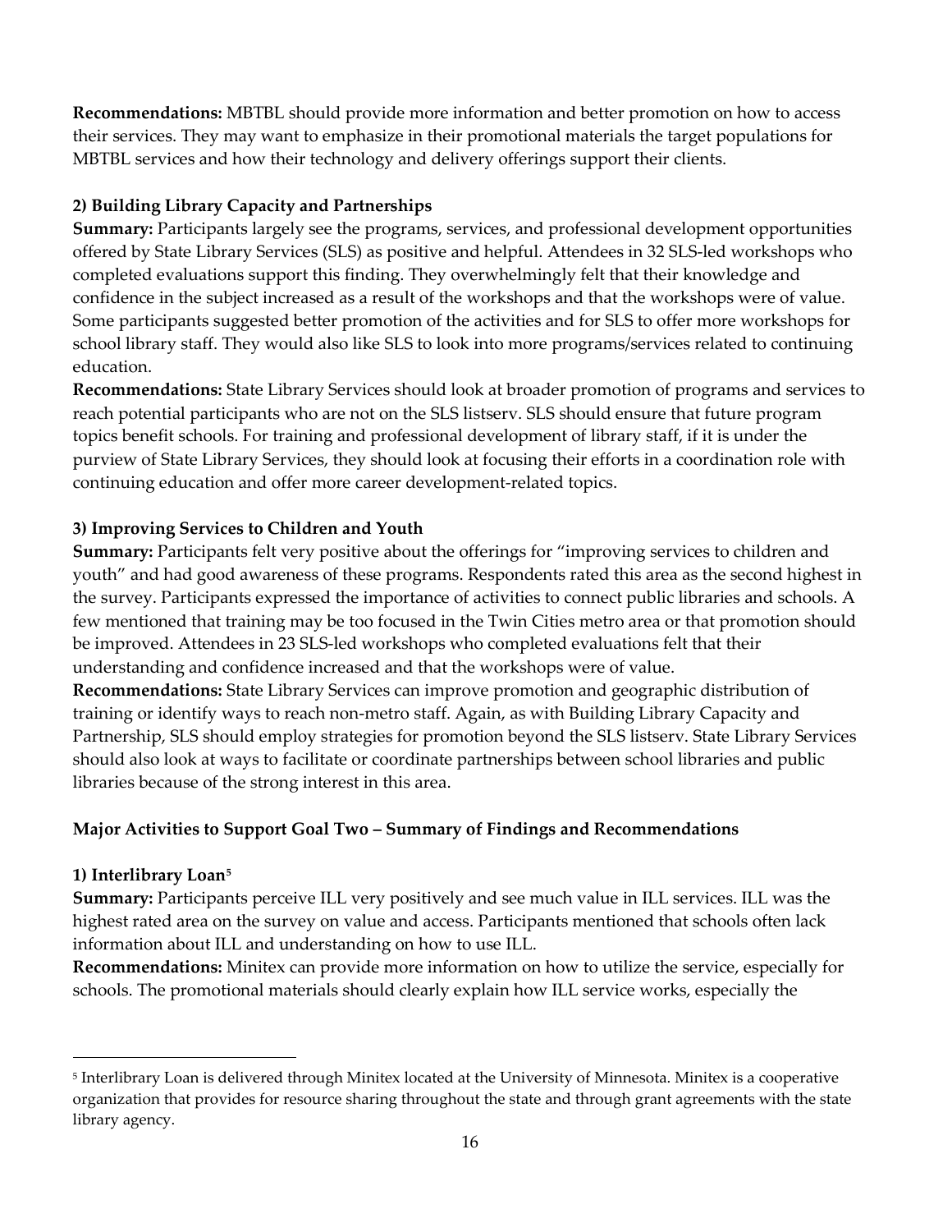**Recommendations:** MBTBL should provide more information and better promotion on how to access their services. They may want to emphasize in their promotional materials the target populations for MBTBL services and how their technology and delivery offerings support their clients.

**2) Building Library Capacity and Partnerships**

**Summary:** Participants largely see the programs, services, and professional development opportunities offered by State Library Services (SLS) as positive and helpful. Attendees in 32 SLS-led workshops who completed evaluations support this finding. They overwhelmingly felt that their knowledge and confidence in the subject increased as a result of the workshops and that the workshops were of value. Some participants suggested better promotion of the activities and for SLS to offer more workshops for school library staff. They would also like SLS to look into more programs/services related to continuing education.

**Recommendations:** State Library Services should look at broader promotion of programs and services to reach potential participants who are not on the SLS listserv. SLS should ensure that future program topics benefit schools. For training and professional development of library staff, if it is under the purview of State Library Services, they should look at focusing their efforts in a coordination role with continuing education and offer more career development-related topics.

**3) Improving Services to Children and Youth**

**Summary:** Participants felt very positive about the offerings for "improving services to children and youth" and had good awareness of these programs. Respondents rated this area as the second highest in the survey. Participants expressed the importance of activities to connect public libraries and schools. A few mentioned that training may be too focused in the Twin Cities metro area or that promotion should be improved. Attendees in 23 SLS-led workshops who completed evaluations felt that their understanding and confidence increased and that the workshops were of value.

**Recommendations:** State Library Services can improve promotion and geographic distribution of training or identify ways to reach non-metro staff. Again, as with Building Library Capacity and Partnership, SLS should employ strategies for promotion beyond the SLS listserv. State Library Services should also look at ways to facilitate or coordinate partnerships between school libraries and public libraries because of the strong interest in this area.

**Major Activities to Support Goal Two – Summary of Findings and Recommendations**

**1) Interlibrary Loan[5]**

**Summary:** Participants perceive ILL very positively and see much value in ILL services. ILL was the highest rated area on the survey on value and access. Participants mentioned that schools often lack information about ILL and understanding on how to use ILL.

**Recommendations:** Minitex can provide more information on how to utilize the service, especially for schools. The promotional materials should clearly explain how ILL service works, especially the

[5] Interlibrary Loan is delivered through Minitex located at the University of Minnesota. Minitex is a cooperative organization that provides for resource sharing throughout the state and through grant agreements with the state library agency.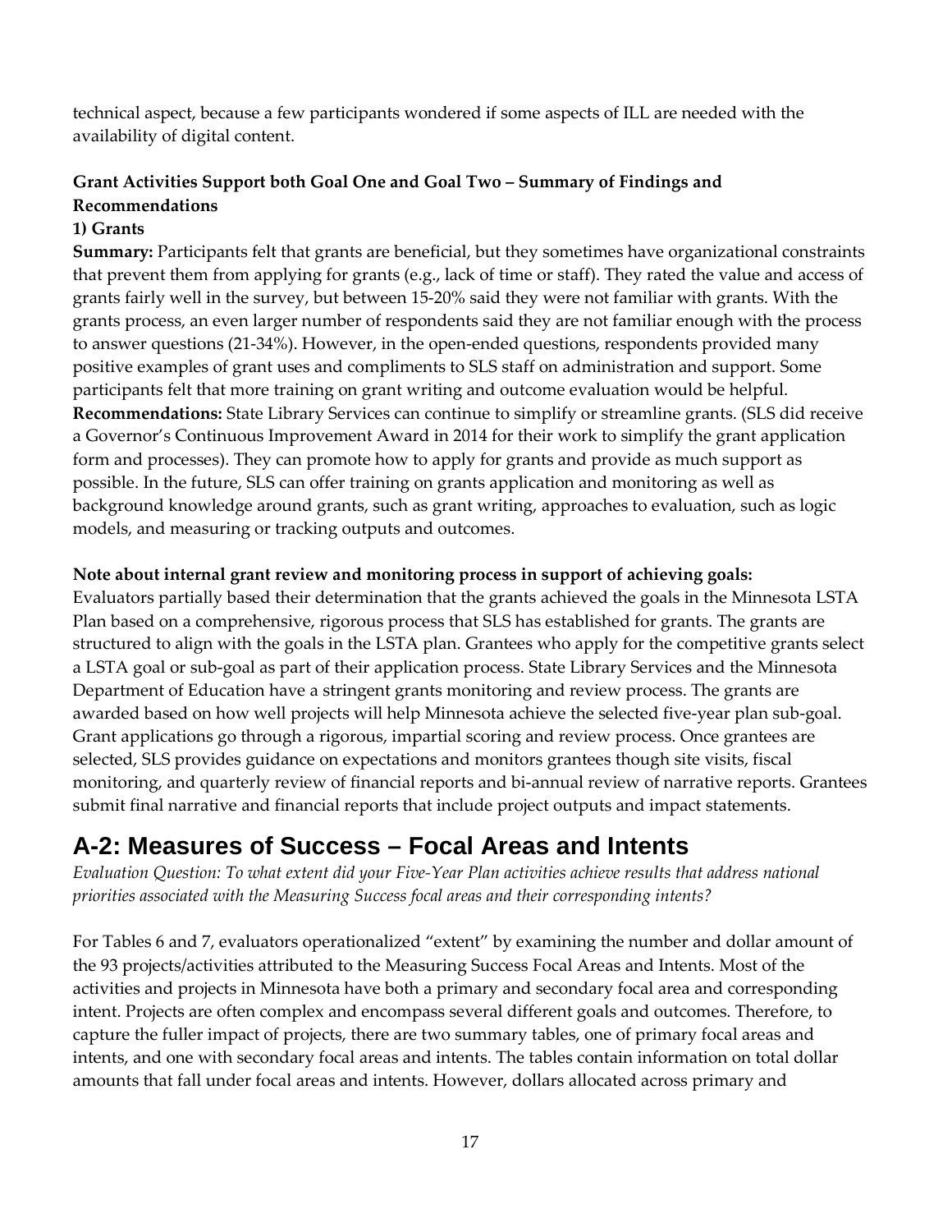technical aspect, because a few participants wondered if some aspects of ILL are needed with the availability of digital content.

**Grant Activities Support both Goal One and Goal Two – Summary of Findings and Recommendations**

**1) Grants**

**Summary:** Participants felt that grants are beneficial, but they sometimes have organizational constraints that prevent them from applying for grants (e.g., lack of time or staff). They rated the value and access of grants fairly well in the survey, but between 15-20% said they were not familiar with grants. With the grants process, an even larger number of respondents said they are not familiar enough with the process to answer questions (21-34%). However, in the open-ended questions, respondents provided many positive examples of grant uses and compliments to SLS staff on administration and support. Some participants felt that more training on grant writing and outcome evaluation would be helpful.

**Recommendations:** State Library Services can continue to simplify or streamline grants. (SLS did receive a Governor's Continuous Improvement Award in 2014 for their work to simplify the grant application form and processes). They can promote how to apply for grants and provide as much support as possible. In the future, SLS can offer training on grants application and monitoring as well as background knowledge around grants, such as grant writing, approaches to evaluation, such as logic models, and measuring or tracking outputs and outcomes.

**Note about internal grant review and monitoring process in support of achieving goals:**

Evaluators partially based their determination that the grants achieved the goals in the Minnesota LSTA Plan based on a comprehensive, rigorous process that SLS has established for grants. The grants are structured to align with the goals in the LSTA plan. Grantees who apply for the competitive grants select a LSTA goal or sub-goal as part of their application process. State Library Services and the Minnesota Department of Education have a stringent grants monitoring and review process. The grants are awarded based on how well projects will help Minnesota achieve the selected five-year plan sub-goal. Grant applications go through a rigorous, impartial scoring and review process. Once grantees are selected, SLS provides guidance on expectations and monitors grantees though site visits, fiscal monitoring, and quarterly review of financial reports and bi-annual review of narrative reports. Grantees submit final narrative and financial reports that include project outputs and impact statements.

## A-2: Measures of Success – Focal Areas and Intents

*Evaluation Question: To what extent did your Five-Year Plan activities achieve results that address national priorities associated with the Measuring Success focal areas and their corresponding intents?*

For Tables 6 and 7, evaluators operationalized "extent" by examining the number and dollar amount of the 93 projects/activities attributed to the Measuring Success Focal Areas and Intents. Most of the activities and projects in Minnesota have both a primary and secondary focal area and corresponding intent. Projects are often complex and encompass several different goals and outcomes. Therefore, to capture the fuller impact of projects, there are two summary tables, one of primary focal areas and intents, and one with secondary focal areas and intents. The tables contain information on total dollar amounts that fall under focal areas and intents. However, dollars allocated across primary and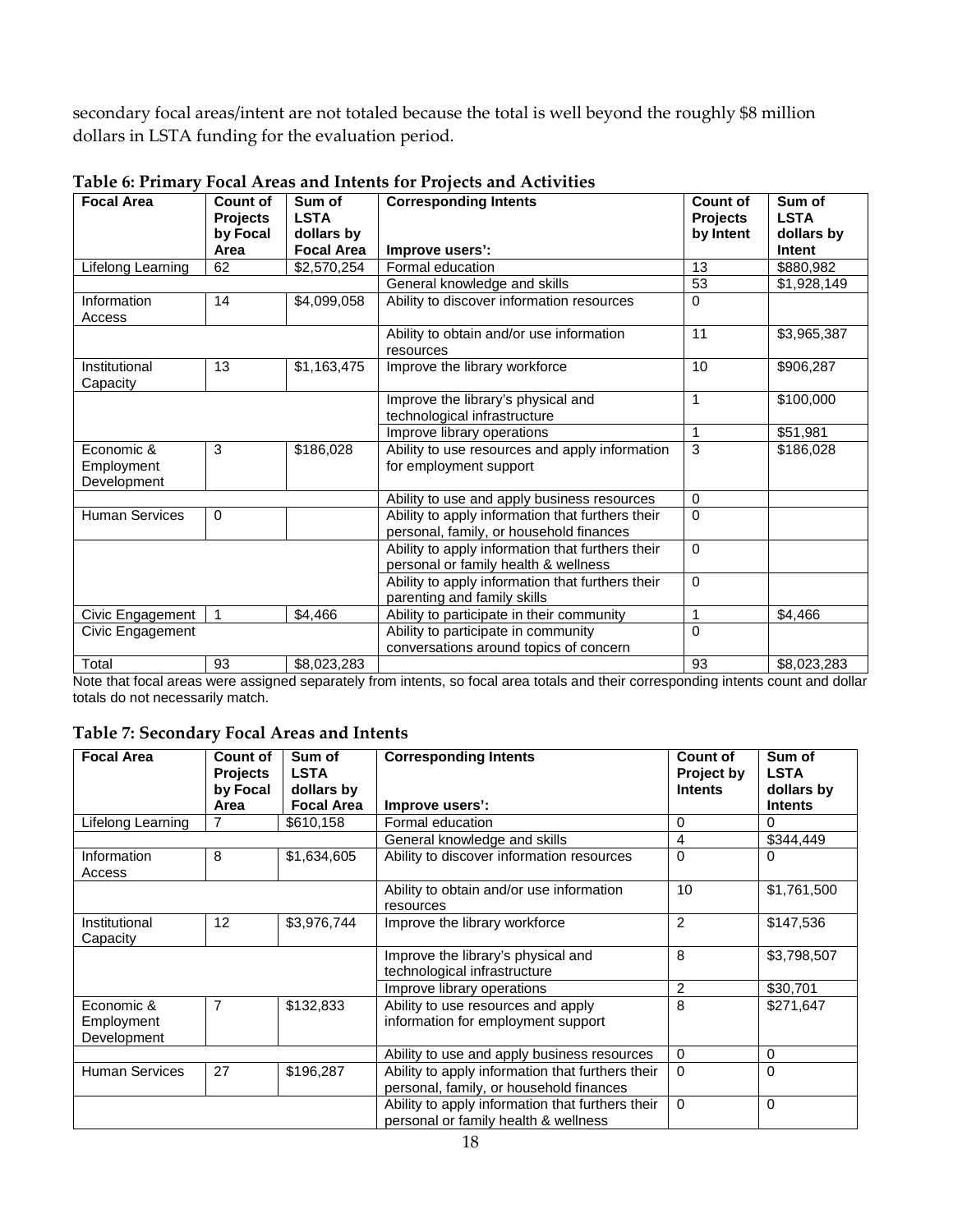secondary focal areas/intent are not totaled because the total is well beyond the roughly $8 million dollars in LSTA funding for the evaluation period.

**Table 6: Primary Focal Areas and Intents for Projects and Activities**

| Focal Area | Count of Projects by Focal Area | Sum of LSTA dollars by Focal Area | Corresponding Intents<br>Improve users': | Count of Projects by Intent | Sum of LSTA dollars by Intent |
|---|---|---|---|---|---|
| Lifelong Learning | 62 | $2,570,254 | Formal education | 13 | $880,982 |
| | | | General knowledge and skills | 53 | $1,928,149 |
| Information Access | 14 | $4,099,058 | Ability to discover information resources | 0 | |
| | | | Ability to obtain and/or use information resources | 11 | $3,965,387 |
| Institutional Capacity | 13 | $1,163,475 | Improve the library workforce | 10 | $906,287 |
| | | | Improve the library's physical and technological infrastructure | 1 | $100,000 |
| | | | Improve library operations | 1 | $51,981 |
| Economic & Employment Development | 3 | $186,028 | Ability to use resources and apply information for employment support | 3 | $186,028 |
| | | | Ability to use and apply business resources | 0 | |
| Human Services | 0 | | Ability to apply information that furthers their personal, family, or household finances | 0 | |
| | | | Ability to apply information that furthers their personal or family health & wellness | 0 | |
| | | | Ability to apply information that furthers their parenting and family skills | 0 | |
| Civic Engagement | 1 | $4,466 | Ability to participate in their community | 1 | $4,466 |
| Civic Engagement | | | Ability to participate in community conversations around topics of concern | 0 | |
| Total | 93 | $8,023,283 | | 93 | $8,023,283 |

Note that focal areas were assigned separately from intents, so focal area totals and their corresponding intents count and dollar totals do not necessarily match.

**Table 7: Secondary Focal Areas and Intents**

| Focal Area | Count of Projects by Focal Area | Sum of LSTA dollars by Focal Area | Corresponding Intents<br>Improve users': | Count of Project by Intents | Sum of LSTA dollars by Intents |
|---|---|---|---|---|---|
| Lifelong Learning | 7 | $610,158 | Formal education | 0 | 0 |
| | | | General knowledge and skills | 4 | $344,449 |
| Information Access | 8 | $1,634,605 | Ability to discover information resources | 0 | 0 |
| | | | Ability to obtain and/or use information resources | 10 | $1,761,500 |
| Institutional Capacity | 12 | $3,976,744 | Improve the library workforce | 2 | $147,536 |
| | | | Improve the library's physical and technological infrastructure | 8 | $3,798,507 |
| | | | Improve library operations | 2 | $30,701 |
| Economic & Employment Development | 7 | $132,833 | Ability to use resources and apply information for employment support | 8 | $271,647 |
| | | | Ability to use and apply business resources | 0 | 0 |
| Human Services | 27 | $196,287 | Ability to apply information that furthers their personal, family, or household finances | 0 | 0 |
| | | | Ability to apply information that furthers their personal or family health & wellness | 0 | 0 |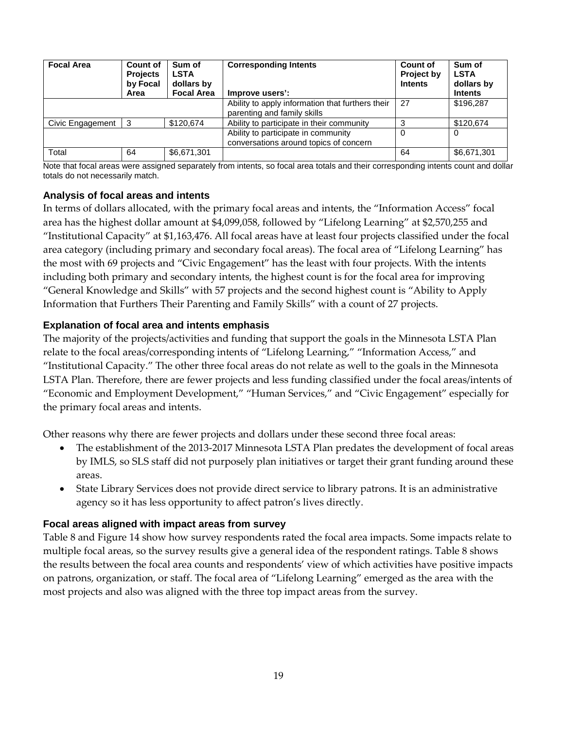| Focal Area | Count of Projects by Focal Area | Sum of LSTA dollars by Focal Area | Corresponding Intents<br><br>Improve users': | Count of Project by Intents | Sum of LSTA dollars by Intents |
|---|---|---|---|---|---|
| | | | Ability to apply information that furthers their parenting and family skills | 27 | $196,287 |
| Civic Engagement | 3 | $120,674 | Ability to participate in their community | 3 | $120,674 |
| | | | Ability to participate in community conversations around topics of concern | 0 | 0 |
| Total | 64 | $6,671,301 | | 64 | $6,671,301 |

Note that focal areas were assigned separately from intents, so focal area totals and their corresponding intents count and dollar totals do not necessarily match.

### Analysis of focal areas and intents

In terms of dollars allocated, with the primary focal areas and intents, the "Information Access" focal area has the highest dollar amount at $4,099,058, followed by "Lifelong Learning" at $2,570,255 and "Institutional Capacity" at $1,163,476. All focal areas have at least four projects classified under the focal area category (including primary and secondary focal areas). The focal area of "Lifelong Learning" has the most with 69 projects and "Civic Engagement" has the least with four projects. With the intents including both primary and secondary intents, the highest count is for the focal area for improving "General Knowledge and Skills" with 57 projects and the second highest count is "Ability to Apply Information that Furthers Their Parenting and Family Skills" with a count of 27 projects.

### Explanation of focal area and intents emphasis

The majority of the projects/activities and funding that support the goals in the Minnesota LSTA Plan relate to the focal areas/corresponding intents of "Lifelong Learning," "Information Access," and "Institutional Capacity." The other three focal areas do not relate as well to the goals in the Minnesota LSTA Plan. Therefore, there are fewer projects and less funding classified under the focal areas/intents of "Economic and Employment Development," "Human Services," and "Civic Engagement" especially for the primary focal areas and intents.

Other reasons why there are fewer projects and dollars under these second three focal areas:

- The establishment of the 2013-2017 Minnesota LSTA Plan predates the development of focal areas by IMLS, so SLS staff did not purposely plan initiatives or target their grant funding around these areas.
- State Library Services does not provide direct service to library patrons. It is an administrative agency so it has less opportunity to affect patron's lives directly.

### Focal areas aligned with impact areas from survey

Table 8 and Figure 14 show how survey respondents rated the focal area impacts. Some impacts relate to multiple focal areas, so the survey results give a general idea of the respondent ratings. Table 8 shows the results between the focal area counts and respondents' view of which activities have positive impacts on patrons, organization, or staff. The focal area of "Lifelong Learning" emerged as the area with the most projects and also was aligned with the three top impact areas from the survey.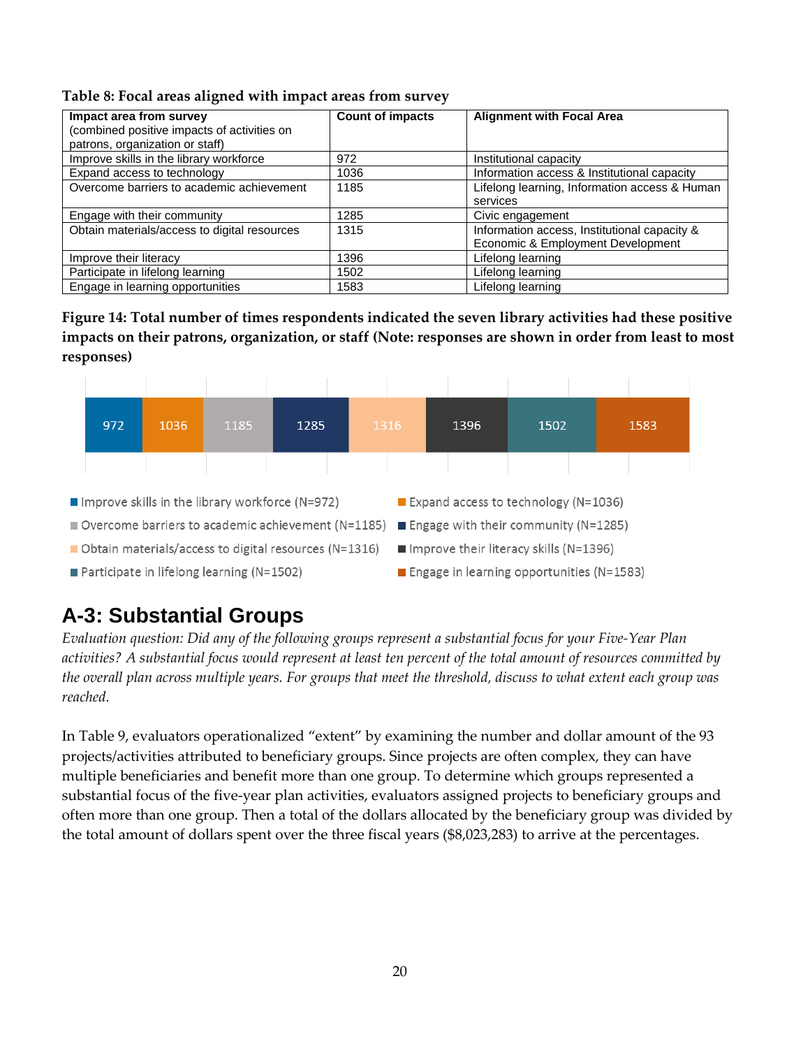**Table 8: Focal areas aligned with impact areas from survey**

| Impact area from survey (combined positive impacts of activities on patrons, organization or staff) | Count of impacts | Alignment with Focal Area |
|---|---|---|
| Improve skills in the library workforce | 972 | Institutional capacity |
| Expand access to technology | 1036 | Information access & Institutional capacity |
| Overcome barriers to academic achievement | 1185 | Lifelong learning, Information access & Human services |
| Engage with their community | 1285 | Civic engagement |
| Obtain materials/access to digital resources | 1315 | Information access, Institutional capacity & Economic & Employment Development |
| Improve their literacy | 1396 | Lifelong learning |
| Participate in lifelong learning | 1502 | Lifelong learning |
| Engage in learning opportunities | 1583 | Lifelong learning |

**Figure 14: Total number of times respondents indicated the seven library activities had these positive impacts on their patrons, organization, or staff (Note: responses are shown in order from least to most responses)**

| Impact | Count |
|---|---|
| Improve skills in the library workforce (N=972) | 972 |
| Expand access to technology (N=1036) | 1036 |
| Overcome barriers to academic achievement (N=1185) | 1185 |
| Engage with their community (N=1285) | 1285 |
| Obtain materials/access to digital resources (N=1316) | 1316 |
| Improve their literacy skills (N=1396) | 1396 |
| Participate in lifelong learning (N=1502) | 1502 |
| Engage in learning opportunities (N=1583) | 1583 |

# A-3: Substantial Groups

*Evaluation question: Did any of the following groups represent a substantial focus for your Five-Year Plan activities? A substantial focus would represent at least ten percent of the total amount of resources committed by the overall plan across multiple years. For groups that meet the threshold, discuss to what extent each group was reached.*

In Table 9, evaluators operationalized "extent" by examining the number and dollar amount of the 93 projects/activities attributed to beneficiary groups. Since projects are often complex, they can have multiple beneficiaries and benefit more than one group. To determine which groups represented a substantial focus of the five-year plan activities, evaluators assigned projects to beneficiary groups and often more than one group. Then a total of the dollars allocated by the beneficiary group was divided by the total amount of dollars spent over the three fiscal years ($8,023,283) to arrive at the percentages.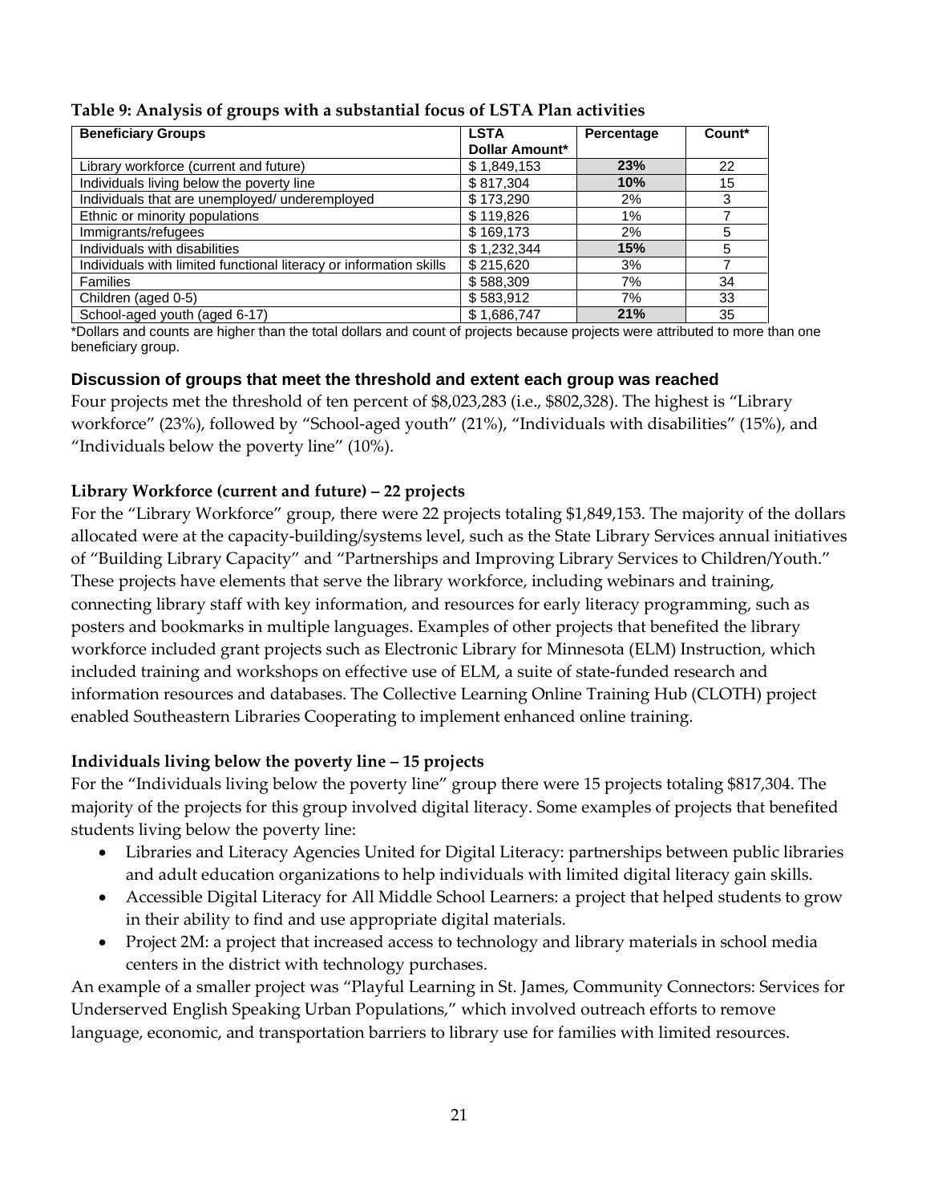**Table 9: Analysis of groups with a substantial focus of LSTA Plan activities**

| Beneficiary Groups | LSTA Dollar Amount* | Percentage | Count* |
|---|---|---|---|
| Library workforce (current and future) | $ 1,849,153 | **23%** | 22 |
| Individuals living below the poverty line | $ 817,304 | **10%** | 15 |
| Individuals that are unemployed/ underemployed | $ 173,290 | 2% | 3 |
| Ethnic or minority populations | $ 119,826 | 1% | 7 |
| Immigrants/refugees | $ 169,173 | 2% | 5 |
| Individuals with disabilities | $ 1,232,344 | **15%** | 5 |
| Individuals with limited functional literacy or information skills | $ 215,620 | 3% | 7 |
| Families | $ 588,309 | 7% | 34 |
| Children (aged 0-5) | $ 583,912 | 7% | 33 |
| School-aged youth (aged 6-17) | $ 1,686,747 | **21%** | 35 |

*Dollars and counts are higher than the total dollars and count of projects because projects were attributed to more than one beneficiary group.

### Discussion of groups that meet the threshold and extent each group was reached

Four projects met the threshold of ten percent of $8,023,283 (i.e., $802,328). The highest is "Library workforce" (23%), followed by "School-aged youth" (21%), "Individuals with disabilities" (15%), and "Individuals below the poverty line" (10%).

### Library Workforce (current and future) – 22 projects

For the "Library Workforce" group, there were 22 projects totaling $1,849,153. The majority of the dollars allocated were at the capacity-building/systems level, such as the State Library Services annual initiatives of "Building Library Capacity" and "Partnerships and Improving Library Services to Children/Youth." These projects have elements that serve the library workforce, including webinars and training, connecting library staff with key information, and resources for early literacy programming, such as posters and bookmarks in multiple languages. Examples of other projects that benefited the library workforce included grant projects such as Electronic Library for Minnesota (ELM) Instruction, which included training and workshops on effective use of ELM, a suite of state-funded research and information resources and databases. The Collective Learning Online Training Hub (CLOTH) project enabled Southeastern Libraries Cooperating to implement enhanced online training.

### Individuals living below the poverty line – 15 projects

For the "Individuals living below the poverty line" group there were 15 projects totaling $817,304. The majority of the projects for this group involved digital literacy. Some examples of projects that benefited students living below the poverty line:

- Libraries and Literacy Agencies United for Digital Literacy: partnerships between public libraries and adult education organizations to help individuals with limited digital literacy gain skills.
- Accessible Digital Literacy for All Middle School Learners: a project that helped students to grow in their ability to find and use appropriate digital materials.
- Project 2M: a project that increased access to technology and library materials in school media centers in the district with technology purchases.

An example of a smaller project was "Playful Learning in St. James, Community Connectors: Services for Underserved English Speaking Urban Populations," which involved outreach efforts to remove language, economic, and transportation barriers to library use for families with limited resources.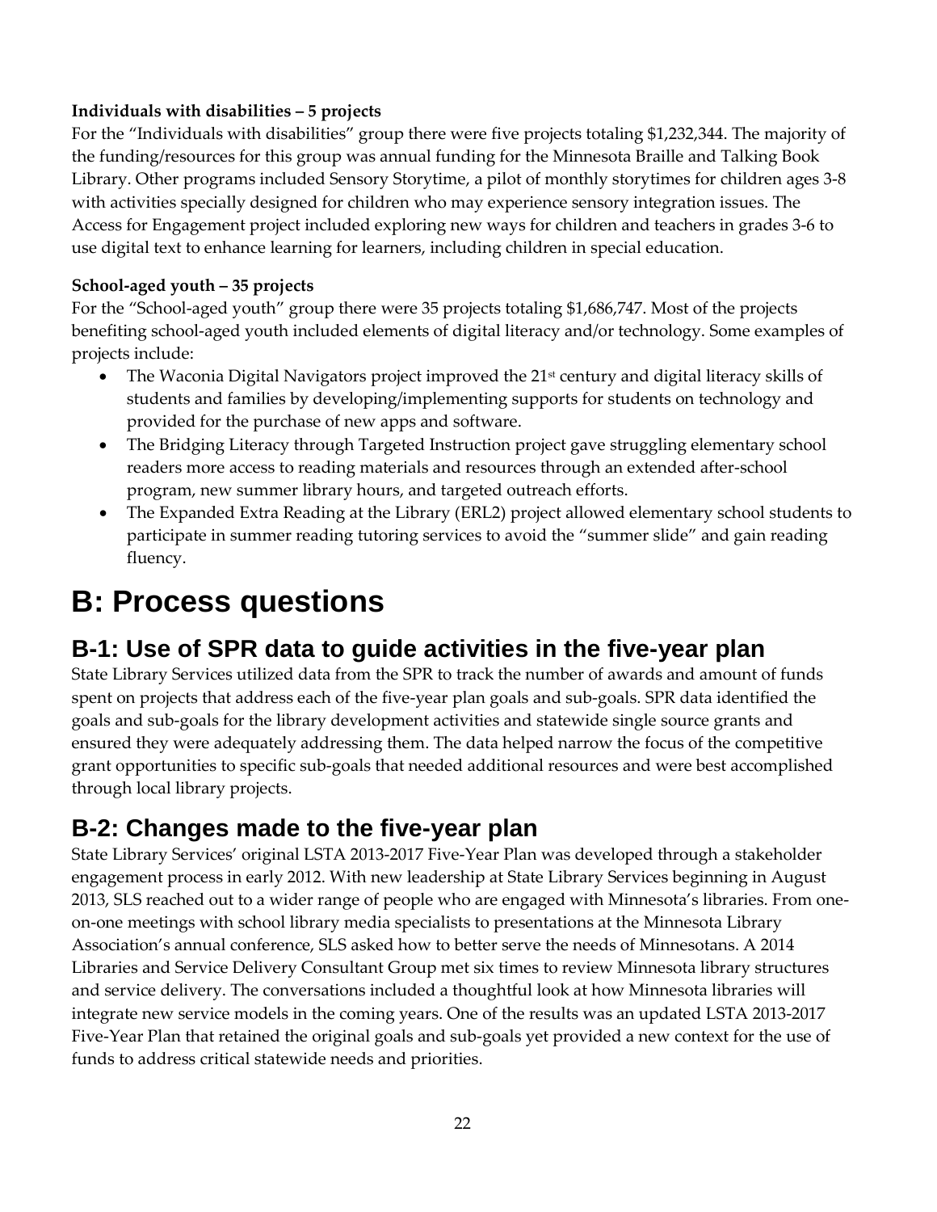**Individuals with disabilities – 5 projects**

For the "Individuals with disabilities" group there were five projects totaling $1,232,344. The majority of the funding/resources for this group was annual funding for the Minnesota Braille and Talking Book Library. Other programs included Sensory Storytime, a pilot of monthly storytimes for children ages 3-8 with activities specially designed for children who may experience sensory integration issues. The Access for Engagement project included exploring new ways for children and teachers in grades 3-6 to use digital text to enhance learning for learners, including children in special education.

**School-aged youth – 35 projects**

For the "School-aged youth" group there were 35 projects totaling $1,686,747. Most of the projects benefiting school-aged youth included elements of digital literacy and/or technology. Some examples of projects include:

- The Waconia Digital Navigators project improved the 21st century and digital literacy skills of students and families by developing/implementing supports for students on technology and provided for the purchase of new apps and software.
- The Bridging Literacy through Targeted Instruction project gave struggling elementary school readers more access to reading materials and resources through an extended after-school program, new summer library hours, and targeted outreach efforts.
- The Expanded Extra Reading at the Library (ERL2) project allowed elementary school students to participate in summer reading tutoring services to avoid the "summer slide" and gain reading fluency.

# B: Process questions

## B-1: Use of SPR data to guide activities in the five-year plan

State Library Services utilized data from the SPR to track the number of awards and amount of funds spent on projects that address each of the five-year plan goals and sub-goals. SPR data identified the goals and sub-goals for the library development activities and statewide single source grants and ensured they were adequately addressing them. The data helped narrow the focus of the competitive grant opportunities to specific sub-goals that needed additional resources and were best accomplished through local library projects.

## B-2: Changes made to the five-year plan

State Library Services' original LSTA 2013-2017 Five-Year Plan was developed through a stakeholder engagement process in early 2012. With new leadership at State Library Services beginning in August 2013, SLS reached out to a wider range of people who are engaged with Minnesota's libraries. From one-on-one meetings with school library media specialists to presentations at the Minnesota Library Association's annual conference, SLS asked how to better serve the needs of Minnesotans. A 2014 Libraries and Service Delivery Consultant Group met six times to review Minnesota library structures and service delivery. The conversations included a thoughtful look at how Minnesota libraries will integrate new service models in the coming years. One of the results was an updated LSTA 2013-2017 Five-Year Plan that retained the original goals and sub-goals yet provided a new context for the use of funds to address critical statewide needs and priorities.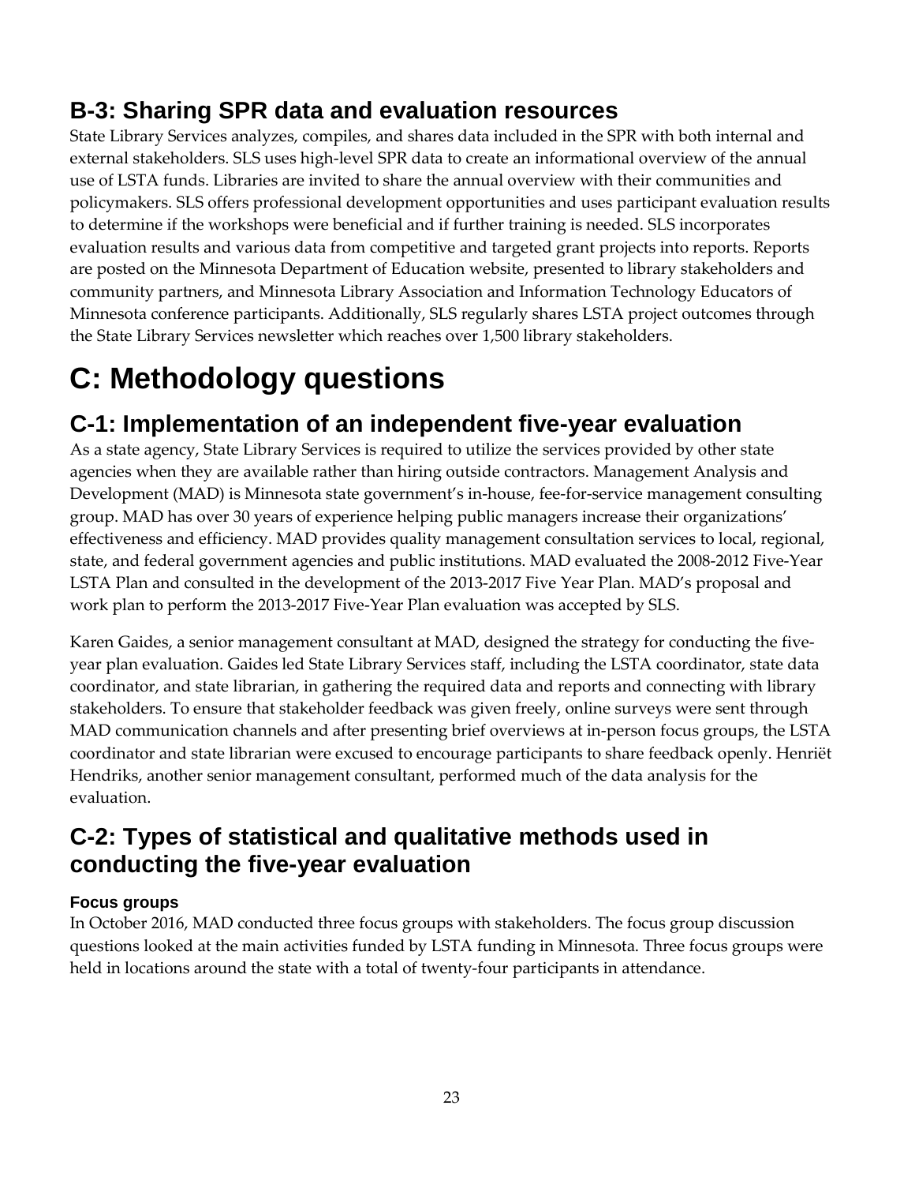## B-3: Sharing SPR data and evaluation resources

State Library Services analyzes, compiles, and shares data included in the SPR with both internal and external stakeholders. SLS uses high-level SPR data to create an informational overview of the annual use of LSTA funds. Libraries are invited to share the annual overview with their communities and policymakers. SLS offers professional development opportunities and uses participant evaluation results to determine if the workshops were beneficial and if further training is needed. SLS incorporates evaluation results and various data from competitive and targeted grant projects into reports. Reports are posted on the Minnesota Department of Education website, presented to library stakeholders and community partners, and Minnesota Library Association and Information Technology Educators of Minnesota conference participants. Additionally, SLS regularly shares LSTA project outcomes through the State Library Services newsletter which reaches over 1,500 library stakeholders.

# C: Methodology questions

## C-1: Implementation of an independent five-year evaluation

As a state agency, State Library Services is required to utilize the services provided by other state agencies when they are available rather than hiring outside contractors. Management Analysis and Development (MAD) is Minnesota state government's in-house, fee-for-service management consulting group. MAD has over 30 years of experience helping public managers increase their organizations' effectiveness and efficiency. MAD provides quality management consultation services to local, regional, state, and federal government agencies and public institutions. MAD evaluated the 2008-2012 Five-Year LSTA Plan and consulted in the development of the 2013-2017 Five Year Plan. MAD's proposal and work plan to perform the 2013-2017 Five-Year Plan evaluation was accepted by SLS.

Karen Gaides, a senior management consultant at MAD, designed the strategy for conducting the five-year plan evaluation. Gaides led State Library Services staff, including the LSTA coordinator, state data coordinator, and state librarian, in gathering the required data and reports and connecting with library stakeholders. To ensure that stakeholder feedback was given freely, online surveys were sent through MAD communication channels and after presenting brief overviews at in-person focus groups, the LSTA coordinator and state librarian were excused to encourage participants to share feedback openly. Henriët Hendriks, another senior management consultant, performed much of the data analysis for the evaluation.

## C-2: Types of statistical and qualitative methods used in conducting the five-year evaluation

#### Focus groups

In October 2016, MAD conducted three focus groups with stakeholders. The focus group discussion questions looked at the main activities funded by LSTA funding in Minnesota. Three focus groups were held in locations around the state with a total of twenty-four participants in attendance.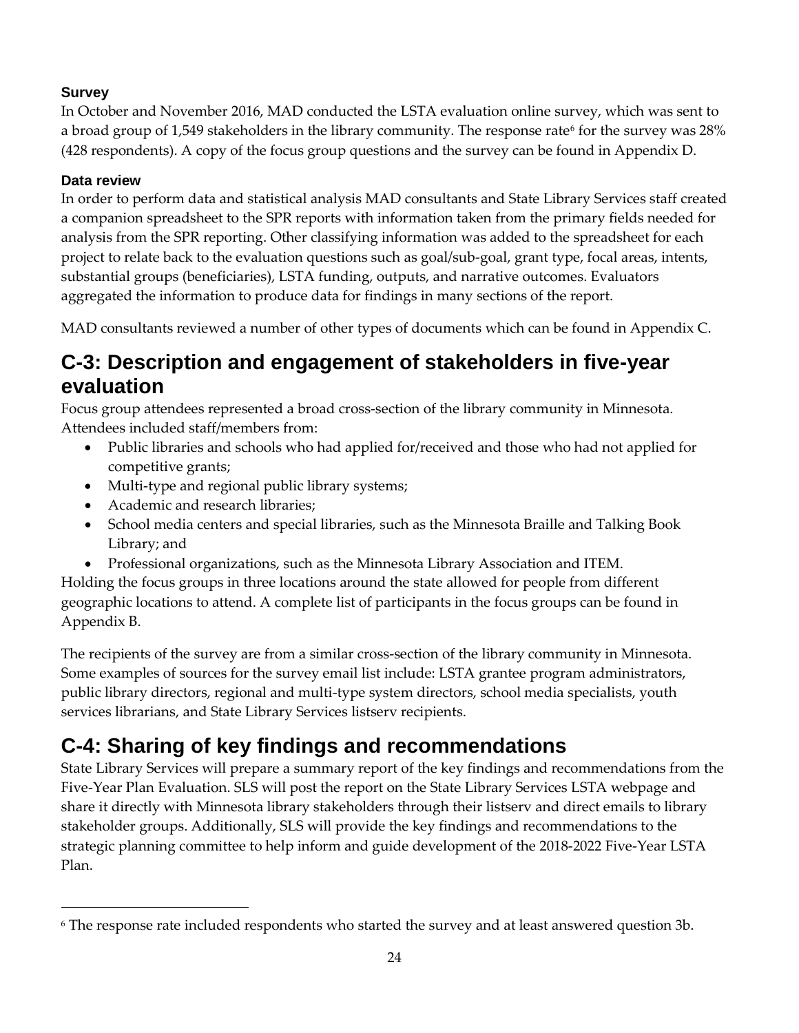### Survey

In October and November 2016, MAD conducted the LSTA evaluation online survey, which was sent to a broad group of 1,549 stakeholders in the library community. The response rate[6] for the survey was 28% (428 respondents). A copy of the focus group questions and the survey can be found in Appendix D.

### Data review

In order to perform data and statistical analysis MAD consultants and State Library Services staff created a companion spreadsheet to the SPR reports with information taken from the primary fields needed for analysis from the SPR reporting. Other classifying information was added to the spreadsheet for each project to relate back to the evaluation questions such as goal/sub-goal, grant type, focal areas, intents, substantial groups (beneficiaries), LSTA funding, outputs, and narrative outcomes. Evaluators aggregated the information to produce data for findings in many sections of the report.

MAD consultants reviewed a number of other types of documents which can be found in Appendix C.

## C-3: Description and engagement of stakeholders in five-year evaluation

Focus group attendees represented a broad cross-section of the library community in Minnesota. Attendees included staff/members from:

- Public libraries and schools who had applied for/received and those who had not applied for competitive grants;
- Multi-type and regional public library systems;
- Academic and research libraries;
- School media centers and special libraries, such as the Minnesota Braille and Talking Book Library; and
- Professional organizations, such as the Minnesota Library Association and ITEM.

Holding the focus groups in three locations around the state allowed for people from different geographic locations to attend. A complete list of participants in the focus groups can be found in Appendix B.

The recipients of the survey are from a similar cross-section of the library community in Minnesota. Some examples of sources for the survey email list include: LSTA grantee program administrators, public library directors, regional and multi-type system directors, school media specialists, youth services librarians, and State Library Services listserv recipients.

## C-4: Sharing of key findings and recommendations

State Library Services will prepare a summary report of the key findings and recommendations from the Five-Year Plan Evaluation. SLS will post the report on the State Library Services LSTA webpage and share it directly with Minnesota library stakeholders through their listserv and direct emails to library stakeholder groups. Additionally, SLS will provide the key findings and recommendations to the strategic planning committee to help inform and guide development of the 2018-2022 Five-Year LSTA Plan.

---

[6] The response rate included respondents who started the survey and at least answered question 3b.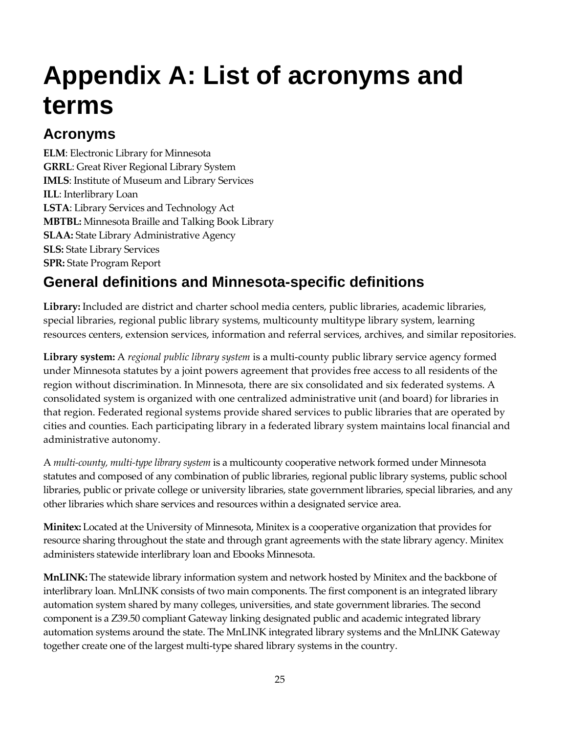# Appendix A: List of acronyms and terms

## Acronyms

**ELM**: Electronic Library for Minnesota
**GRRL**: Great River Regional Library System
**IMLS**: Institute of Museum and Library Services
**ILL**: Interlibrary Loan
**LSTA**: Library Services and Technology Act
**MBTBL:** Minnesota Braille and Talking Book Library
**SLAA:** State Library Administrative Agency
**SLS:** State Library Services
**SPR:** State Program Report

## General definitions and Minnesota-specific definitions

**Library:** Included are district and charter school media centers, public libraries, academic libraries, special libraries, regional public library systems, multicounty multitype library system, learning resources centers, extension services, information and referral services, archives, and similar repositories.

**Library system:** A *regional public library system* is a multi-county public library service agency formed under Minnesota statutes by a joint powers agreement that provides free access to all residents of the region without discrimination. In Minnesota, there are six consolidated and six federated systems. A consolidated system is organized with one centralized administrative unit (and board) for libraries in that region. Federated regional systems provide shared services to public libraries that are operated by cities and counties. Each participating library in a federated library system maintains local financial and administrative autonomy.

A *multi-county, multi-type library system* is a multicounty cooperative network formed under Minnesota statutes and composed of any combination of public libraries, regional public library systems, public school libraries, public or private college or university libraries, state government libraries, special libraries, and any other libraries which share services and resources within a designated service area.

**Minitex:** Located at the University of Minnesota, Minitex is a cooperative organization that provides for resource sharing throughout the state and through grant agreements with the state library agency. Minitex administers statewide interlibrary loan and Ebooks Minnesota.

**MnLINK:** The statewide library information system and network hosted by Minitex and the backbone of interlibrary loan. MnLINK consists of two main components. The first component is an integrated library automation system shared by many colleges, universities, and state government libraries. The second component is a Z39.50 compliant Gateway linking designated public and academic integrated library automation systems around the state. The MnLINK integrated library systems and the MnLINK Gateway together create one of the largest multi-type shared library systems in the country.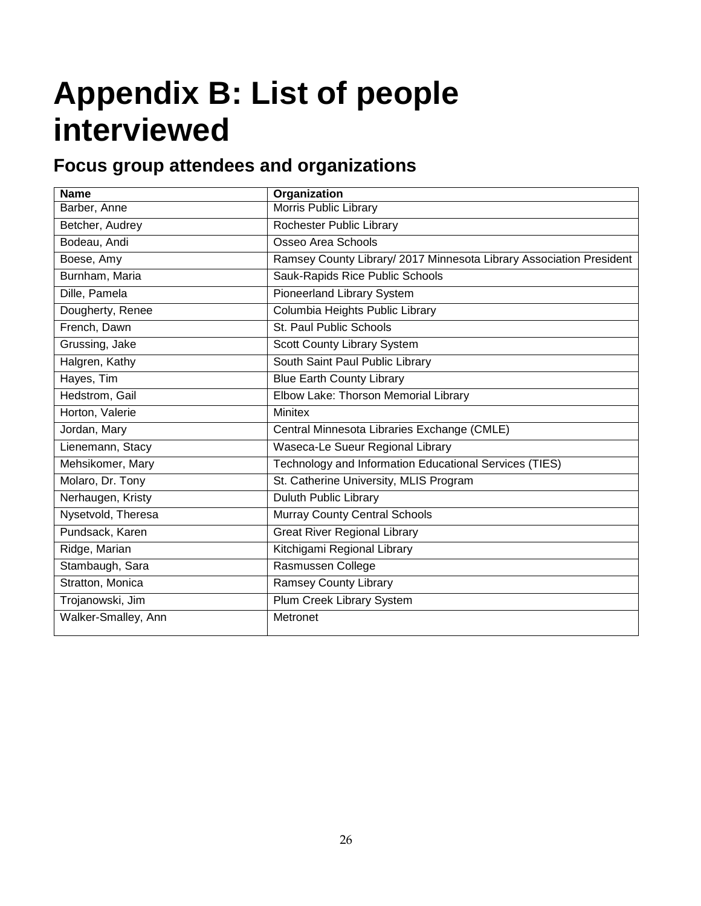# Appendix B: List of people interviewed

## Focus group attendees and organizations

| Name | Organization |
| --- | --- |
| Barber, Anne | Morris Public Library |
| Betcher, Audrey | Rochester Public Library |
| Bodeau, Andi | Osseo Area Schools |
| Boese, Amy | Ramsey County Library/ 2017 Minnesota Library Association President |
| Burnham, Maria | Sauk-Rapids Rice Public Schools |
| Dille, Pamela | Pioneerland Library System |
| Dougherty, Renee | Columbia Heights Public Library |
| French, Dawn | St. Paul Public Schools |
| Grussing, Jake | Scott County Library System |
| Halgren, Kathy | South Saint Paul Public Library |
| Hayes, Tim | Blue Earth County Library |
| Hedstrom, Gail | Elbow Lake: Thorson Memorial Library |
| Horton, Valerie | Minitex |
| Jordan, Mary | Central Minnesota Libraries Exchange (CMLE) |
| Lienemann, Stacy | Waseca-Le Sueur Regional Library |
| Mehsikomer, Mary | Technology and Information Educational Services (TIES) |
| Molaro, Dr. Tony | St. Catherine University, MLIS Program |
| Nerhaugen, Kristy | Duluth Public Library |
| Nysetvold, Theresa | Murray County Central Schools |
| Pundsack, Karen | Great River Regional Library |
| Ridge, Marian | Kitchigami Regional Library |
| Stambaugh, Sara | Rasmussen College |
| Stratton, Monica | Ramsey County Library |
| Trojanowski, Jim | Plum Creek Library System |
| Walker-Smalley, Ann | Metronet |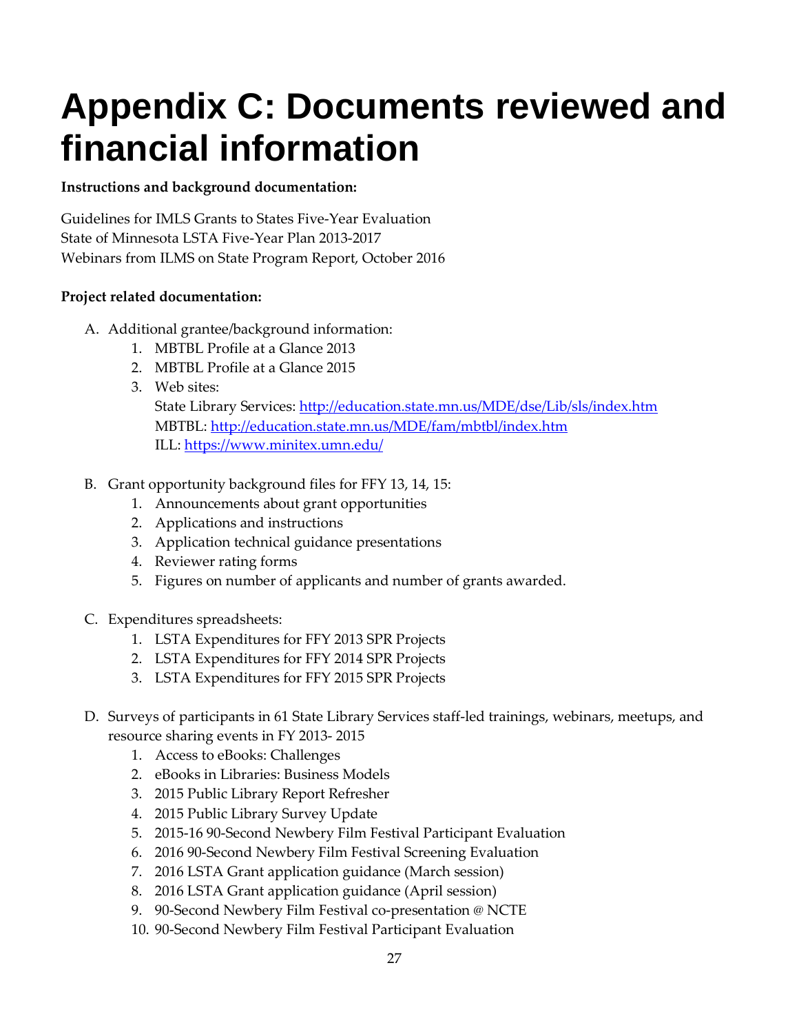# Appendix C: Documents reviewed and financial information

**Instructions and background documentation:**

Guidelines for IMLS Grants to States Five-Year Evaluation
State of Minnesota LSTA Five-Year Plan 2013-2017
Webinars from ILMS on State Program Report, October 2016

**Project related documentation:**

A. Additional grantee/background information:
   1. MBTBL Profile at a Glance 2013
   2. MBTBL Profile at a Glance 2015
   3. Web sites:
      State Library Services: http://education.state.mn.us/MDE/dse/Lib/sls/index.htm
      MBTBL: http://education.state.mn.us/MDE/fam/mbtbl/index.htm
      ILL: https://www.minitex.umn.edu/

B. Grant opportunity background files for FFY 13, 14, 15:
   1. Announcements about grant opportunities
   2. Applications and instructions
   3. Application technical guidance presentations
   4. Reviewer rating forms
   5. Figures on number of applicants and number of grants awarded.

C. Expenditures spreadsheets:
   1. LSTA Expenditures for FFY 2013 SPR Projects
   2. LSTA Expenditures for FFY 2014 SPR Projects
   3. LSTA Expenditures for FFY 2015 SPR Projects

D. Surveys of participants in 61 State Library Services staff-led trainings, webinars, meetups, and resource sharing events in FY 2013- 2015
   1. Access to eBooks: Challenges
   2. eBooks in Libraries: Business Models
   3. 2015 Public Library Report Refresher
   4. 2015 Public Library Survey Update
   5. 2015-16 90-Second Newbery Film Festival Participant Evaluation
   6. 2016 90-Second Newbery Film Festival Screening Evaluation
   7. 2016 LSTA Grant application guidance (March session)
   8. 2016 LSTA Grant application guidance (April session)
   9. 90-Second Newbery Film Festival co-presentation @ NCTE
   10. 90-Second Newbery Film Festival Participant Evaluation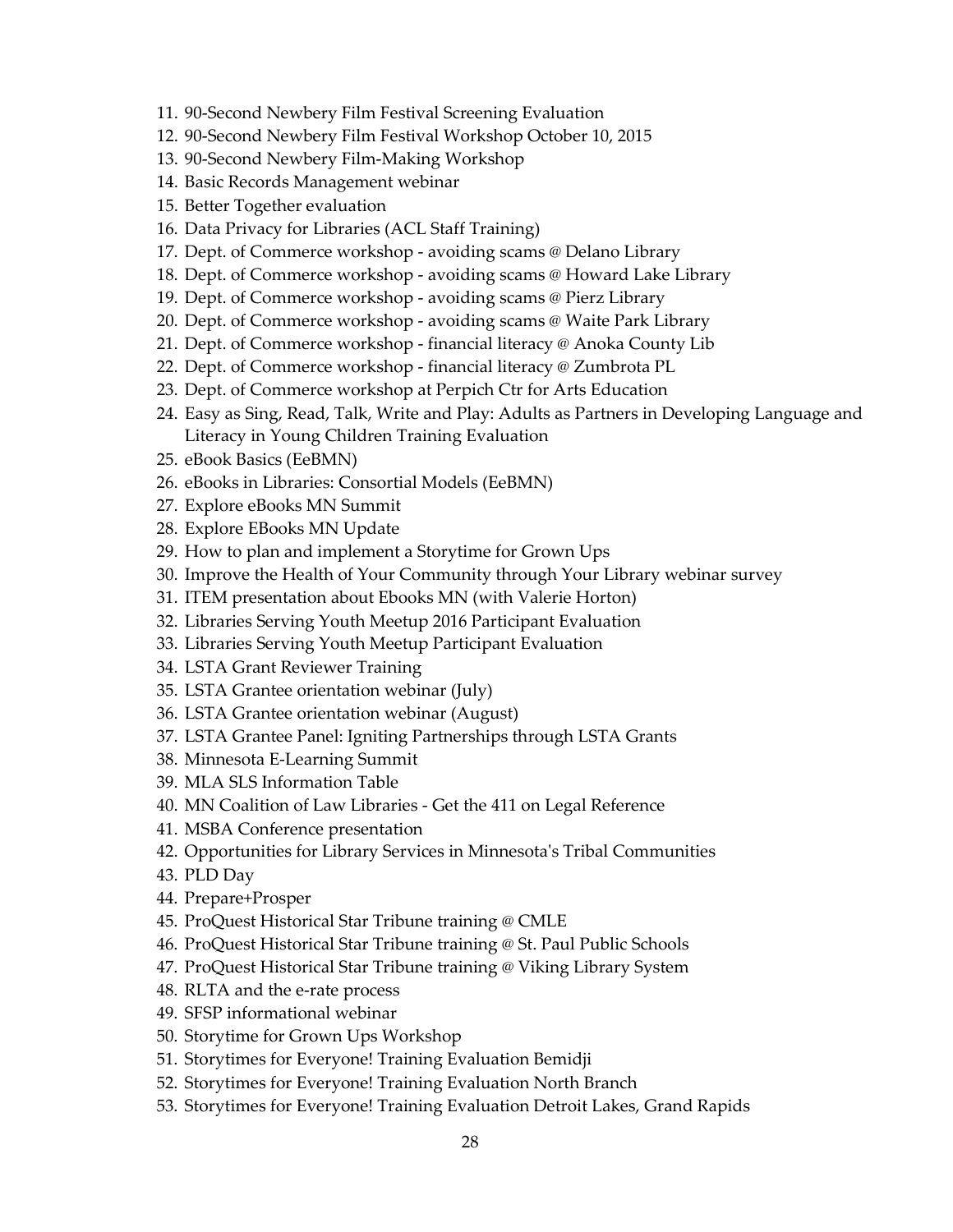11. 90-Second Newbery Film Festival Screening Evaluation
12. 90-Second Newbery Film Festival Workshop October 10, 2015
13. 90-Second Newbery Film-Making Workshop
14. Basic Records Management webinar
15. Better Together evaluation
16. Data Privacy for Libraries (ACL Staff Training)
17. Dept. of Commerce workshop - avoiding scams @ Delano Library
18. Dept. of Commerce workshop - avoiding scams @ Howard Lake Library
19. Dept. of Commerce workshop - avoiding scams @ Pierz Library
20. Dept. of Commerce workshop - avoiding scams @ Waite Park Library
21. Dept. of Commerce workshop - financial literacy @ Anoka County Lib
22. Dept. of Commerce workshop - financial literacy @ Zumbrota PL
23. Dept. of Commerce workshop at Perpich Ctr for Arts Education
24. Easy as Sing, Read, Talk, Write and Play: Adults as Partners in Developing Language and Literacy in Young Children Training Evaluation
25. eBook Basics (EeBMN)
26. eBooks in Libraries: Consortial Models (EeBMN)
27. Explore eBooks MN Summit
28. Explore EBooks MN Update
29. How to plan and implement a Storytime for Grown Ups
30. Improve the Health of Your Community through Your Library webinar survey
31. ITEM presentation about Ebooks MN (with Valerie Horton)
32. Libraries Serving Youth Meetup 2016 Participant Evaluation
33. Libraries Serving Youth Meetup Participant Evaluation
34. LSTA Grant Reviewer Training
35. LSTA Grantee orientation webinar (July)
36. LSTA Grantee orientation webinar (August)
37. LSTA Grantee Panel: Igniting Partnerships through LSTA Grants
38. Minnesota E-Learning Summit
39. MLA SLS Information Table
40. MN Coalition of Law Libraries - Get the 411 on Legal Reference
41. MSBA Conference presentation
42. Opportunities for Library Services in Minnesota's Tribal Communities
43. PLD Day
44. Prepare+Prosper
45. ProQuest Historical Star Tribune training @ CMLE
46. ProQuest Historical Star Tribune training @ St. Paul Public Schools
47. ProQuest Historical Star Tribune training @ Viking Library System
48. RLTA and the e-rate process
49. SFSP informational webinar
50. Storytime for Grown Ups Workshop
51. Storytimes for Everyone! Training Evaluation Bemidji
52. Storytimes for Everyone! Training Evaluation North Branch
53. Storytimes for Everyone! Training Evaluation Detroit Lakes, Grand Rapids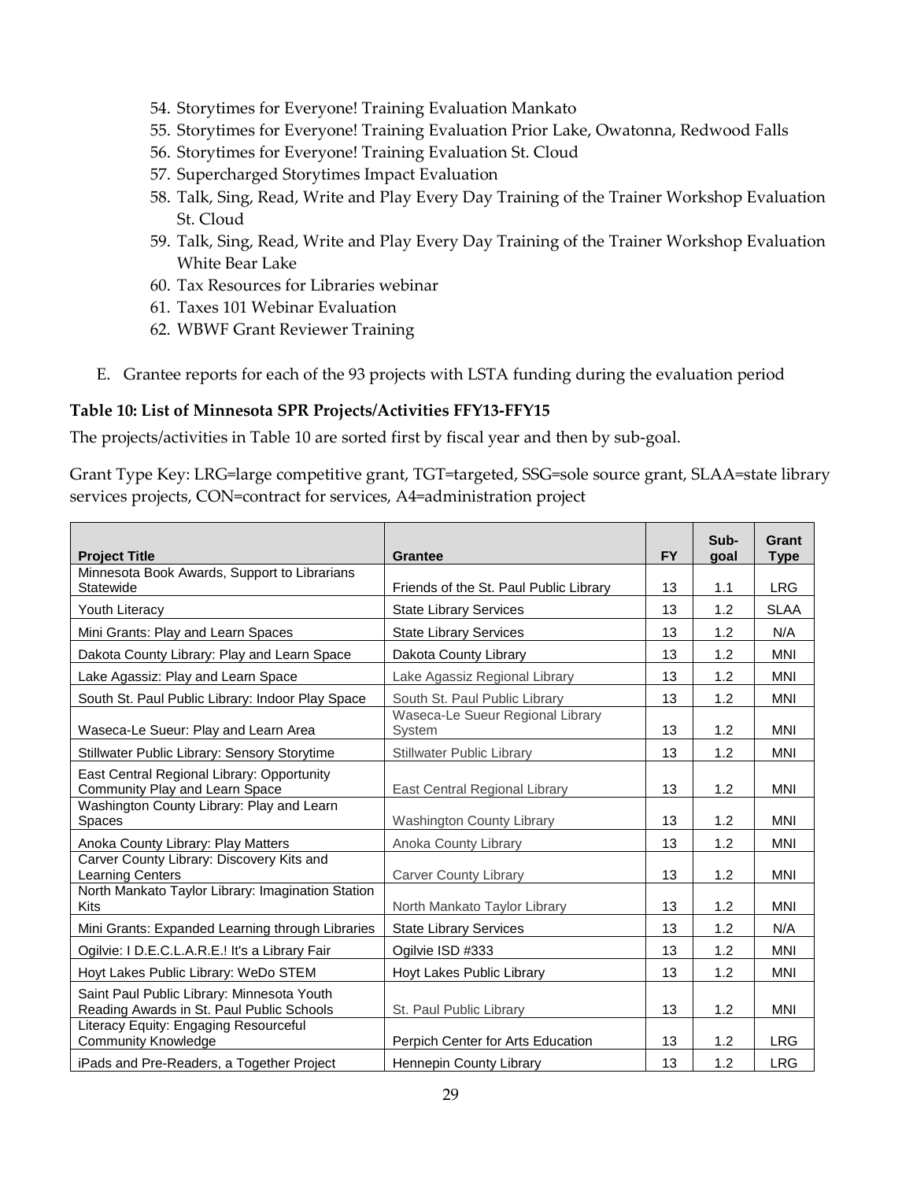54. Storytimes for Everyone! Training Evaluation Mankato
55. Storytimes for Everyone! Training Evaluation Prior Lake, Owatonna, Redwood Falls
56. Storytimes for Everyone! Training Evaluation St. Cloud
57. Supercharged Storytimes Impact Evaluation
58. Talk, Sing, Read, Write and Play Every Day Training of the Trainer Workshop Evaluation St. Cloud
59. Talk, Sing, Read, Write and Play Every Day Training of the Trainer Workshop Evaluation White Bear Lake
60. Tax Resources for Libraries webinar
61. Taxes 101 Webinar Evaluation
62. WBWF Grant Reviewer Training

E. Grantee reports for each of the 93 projects with LSTA funding during the evaluation period

### Table 10: List of Minnesota SPR Projects/Activities FFY13-FFY15

The projects/activities in Table 10 are sorted first by fiscal year and then by sub-goal.

Grant Type Key: LRG=large competitive grant, TGT=targeted, SSG=sole source grant, SLAA=state library services projects, CON=contract for services, A4=administration project

| Project Title | Grantee | FY | Sub-goal | Grant Type |
|---|---|---|---|---|
| Minnesota Book Awards, Support to Librarians Statewide | Friends of the St. Paul Public Library | 13 | 1.1 | LRG |
| Youth Literacy | State Library Services | 13 | 1.2 | SLAA |
| Mini Grants: Play and Learn Spaces | State Library Services | 13 | 1.2 | N/A |
| Dakota County Library: Play and Learn Space | Dakota County Library | 13 | 1.2 | MNI |
| Lake Agassiz: Play and Learn Space | Lake Agassiz Regional Library | 13 | 1.2 | MNI |
| South St. Paul Public Library: Indoor Play Space | South St. Paul Public Library | 13 | 1.2 | MNI |
| Waseca-Le Sueur: Play and Learn Area | Waseca-Le Sueur Regional Library System | 13 | 1.2 | MNI |
| Stillwater Public Library: Sensory Storytime | Stillwater Public Library | 13 | 1.2 | MNI |
| East Central Regional Library: Opportunity Community Play and Learn Space | East Central Regional Library | 13 | 1.2 | MNI |
| Washington County Library: Play and Learn Spaces | Washington County Library | 13 | 1.2 | MNI |
| Anoka County Library: Play Matters | Anoka County Library | 13 | 1.2 | MNI |
| Carver County Library: Discovery Kits and Learning Centers | Carver County Library | 13 | 1.2 | MNI |
| North Mankato Taylor Library: Imagination Station Kits | North Mankato Taylor Library | 13 | 1.2 | MNI |
| Mini Grants: Expanded Learning through Libraries | State Library Services | 13 | 1.2 | N/A |
| Ogilvie: I D.E.C.L.A.R.E.! It's a Library Fair | Ogilvie ISD #333 | 13 | 1.2 | MNI |
| Hoyt Lakes Public Library: WeDo STEM | Hoyt Lakes Public Library | 13 | 1.2 | MNI |
| Saint Paul Public Library: Minnesota Youth Reading Awards in St. Paul Public Schools | St. Paul Public Library | 13 | 1.2 | MNI |
| Literacy Equity: Engaging Resourceful Community Knowledge | Perpich Center for Arts Education | 13 | 1.2 | LRG |
| iPads and Pre-Readers, a Together Project | Hennepin County Library | 13 | 1.2 | LRG |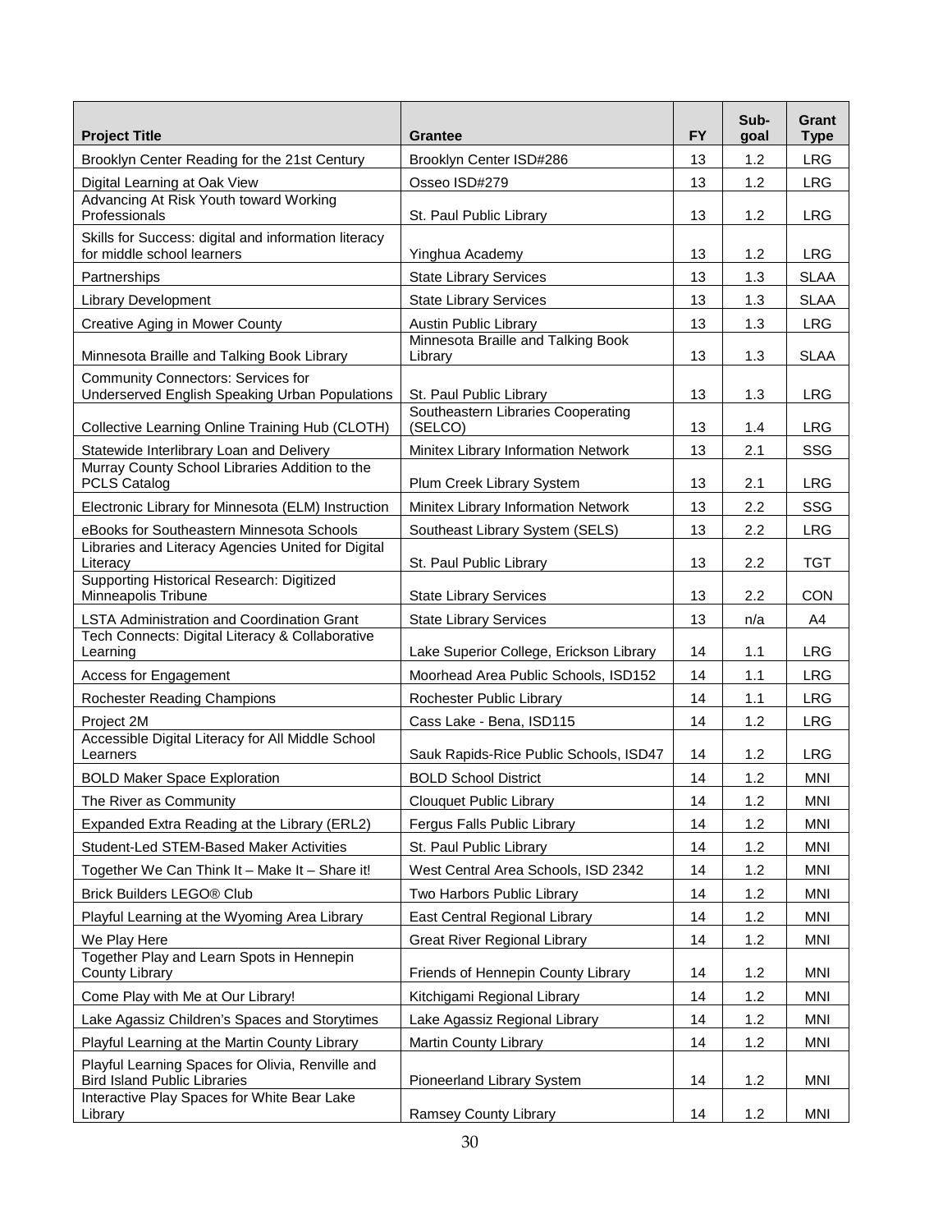| Project Title | Grantee | FY | Sub-goal | Grant Type |
|---|---|---|---|---|
| Brooklyn Center Reading for the 21st Century | Brooklyn Center ISD#286 | 13 | 1.2 | LRG |
| Digital Learning at Oak View | Osseo ISD#279 | 13 | 1.2 | LRG |
| Advancing At Risk Youth toward Working Professionals | St. Paul Public Library | 13 | 1.2 | LRG |
| Skills for Success: digital and information literacy for middle school learners | Yinghua Academy | 13 | 1.2 | LRG |
| Partnerships | State Library Services | 13 | 1.3 | SLAA |
| Library Development | State Library Services | 13 | 1.3 | SLAA |
| Creative Aging in Mower County | Austin Public Library | 13 | 1.3 | LRG |
| Minnesota Braille and Talking Book Library | Minnesota Braille and Talking Book Library | 13 | 1.3 | SLAA |
| Community Connectors: Services for Underserved English Speaking Urban Populations | St. Paul Public Library | 13 | 1.3 | LRG |
| Collective Learning Online Training Hub (CLOTH) | Southeastern Libraries Cooperating (SELCO) | 13 | 1.4 | LRG |
| Statewide Interlibrary Loan and Delivery | Minitex Library Information Network | 13 | 2.1 | SSG |
| Murray County School Libraries Addition to the PCLS Catalog | Plum Creek Library System | 13 | 2.1 | LRG |
| Electronic Library for Minnesota (ELM) Instruction | Minitex Library Information Network | 13 | 2.2 | SSG |
| eBooks for Southeastern Minnesota Schools | Southeast Library System (SELS) | 13 | 2.2 | LRG |
| Libraries and Literacy Agencies United for Digital Literacy | St. Paul Public Library | 13 | 2.2 | TGT |
| Supporting Historical Research: Digitized Minneapolis Tribune | State Library Services | 13 | 2.2 | CON |
| LSTA Administration and Coordination Grant | State Library Services | 13 | n/a | A4 |
| Tech Connects: Digital Literacy & Collaborative Learning | Lake Superior College, Erickson Library | 14 | 1.1 | LRG |
| Access for Engagement | Moorhead Area Public Schools, ISD152 | 14 | 1.1 | LRG |
| Rochester Reading Champions | Rochester Public Library | 14 | 1.1 | LRG |
| Project 2M | Cass Lake - Bena, ISD115 | 14 | 1.2 | LRG |
| Accessible Digital Literacy for All Middle School Learners | Sauk Rapids-Rice Public Schools, ISD47 | 14 | 1.2 | LRG |
| BOLD Maker Space Exploration | BOLD School District | 14 | 1.2 | MNI |
| The River as Community | Cloquet Public Library | 14 | 1.2 | MNI |
| Expanded Extra Reading at the Library (ERL2) | Fergus Falls Public Library | 14 | 1.2 | MNI |
| Student-Led STEM-Based Maker Activities | St. Paul Public Library | 14 | 1.2 | MNI |
| Together We Can Think It – Make It – Share it! | West Central Area Schools, ISD 2342 | 14 | 1.2 | MNI |
| Brick Builders LEGO® Club | Two Harbors Public Library | 14 | 1.2 | MNI |
| Playful Learning at the Wyoming Area Library | East Central Regional Library | 14 | 1.2 | MNI |
| We Play Here | Great River Regional Library | 14 | 1.2 | MNI |
| Together Play and Learn Spots in Hennepin County Library | Friends of Hennepin County Library | 14 | 1.2 | MNI |
| Come Play with Me at Our Library! | Kitchigami Regional Library | 14 | 1.2 | MNI |
| Lake Agassiz Children's Spaces and Storytimes | Lake Agassiz Regional Library | 14 | 1.2 | MNI |
| Playful Learning at the Martin County Library | Martin County Library | 14 | 1.2 | MNI |
| Playful Learning Spaces for Olivia, Renville and Bird Island Public Libraries | Pioneerland Library System | 14 | 1.2 | MNI |
| Interactive Play Spaces for White Bear Lake Library | Ramsey County Library | 14 | 1.2 | MNI |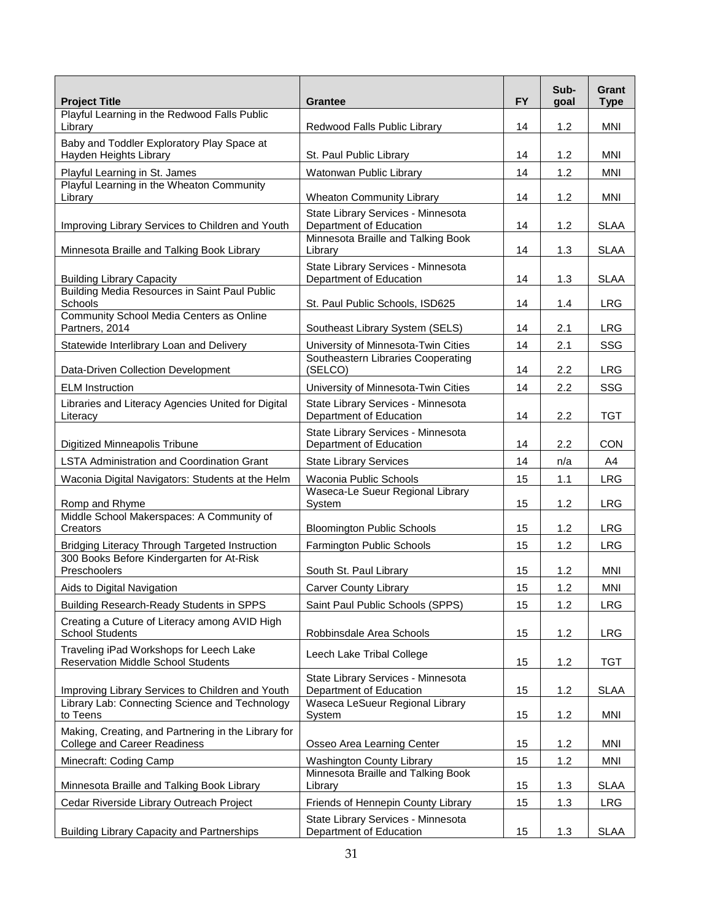| Project Title | Grantee | FY | Sub-goal | Grant Type |
|---|---|---|---|---|
| Playful Learning in the Redwood Falls Public Library | Redwood Falls Public Library | 14 | 1.2 | MNI |
| Baby and Toddler Exploratory Play Space at Hayden Heights Library | St. Paul Public Library | 14 | 1.2 | MNI |
| Playful Learning in St. James | Watonwan Public Library | 14 | 1.2 | MNI |
| Playful Learning in the Wheaton Community Library | Wheaton Community Library | 14 | 1.2 | MNI |
| Improving Library Services to Children and Youth | State Library Services - Minnesota Department of Education | 14 | 1.2 | SLAA |
| Minnesota Braille and Talking Book Library | Minnesota Braille and Talking Book Library | 14 | 1.3 | SLAA |
| Building Library Capacity | State Library Services - Minnesota Department of Education | 14 | 1.3 | SLAA |
| Building Media Resources in Saint Paul Public Schools | St. Paul Public Schools, ISD625 | 14 | 1.4 | LRG |
| Community School Media Centers as Online Partners, 2014 | Southeast Library System (SELS) | 14 | 2.1 | LRG |
| Statewide Interlibrary Loan and Delivery | University of Minnesota-Twin Cities | 14 | 2.1 | SSG |
| Data-Driven Collection Development | Southeastern Libraries Cooperating (SELCO) | 14 | 2.2 | LRG |
| ELM Instruction | University of Minnesota-Twin Cities | 14 | 2.2 | SSG |
| Libraries and Literacy Agencies United for Digital Literacy | State Library Services - Minnesota Department of Education | 14 | 2.2 | TGT |
| Digitized Minneapolis Tribune | State Library Services - Minnesota Department of Education | 14 | 2.2 | CON |
| LSTA Administration and Coordination Grant | State Library Services | 14 | n/a | A4 |
| Waconia Digital Navigators: Students at the Helm | Waconia Public Schools | 15 | 1.1 | LRG |
| Romp and Rhyme | Waseca-Le Sueur Regional Library System | 15 | 1.2 | LRG |
| Middle School Makerspaces: A Community of Creators | Bloomington Public Schools | 15 | 1.2 | LRG |
| Bridging Literacy Through Targeted Instruction | Farmington Public Schools | 15 | 1.2 | LRG |
| 300 Books Before Kindergarten for At-Risk Preschoolers | South St. Paul Library | 15 | 1.2 | MNI |
| Aids to Digital Navigation | Carver County Library | 15 | 1.2 | MNI |
| Building Research-Ready Students in SPPS | Saint Paul Public Schools (SPPS) | 15 | 1.2 | LRG |
| Creating a Cuture of Literacy among AVID High School Students | Robbinsdale Area Schools | 15 | 1.2 | LRG |
| Traveling iPad Workshops for Leech Lake Reservation Middle School Students | Leech Lake Tribal College | 15 | 1.2 | TGT |
| Improving Library Services to Children and Youth | State Library Services - Minnesota Department of Education | 15 | 1.2 | SLAA |
| Library Lab: Connecting Science and Technology to Teens | Waseca LeSueur Regional Library System | 15 | 1.2 | MNI |
| Making, Creating, and Partnering in the Library for College and Career Readiness | Osseo Area Learning Center | 15 | 1.2 | MNI |
| Minecraft: Coding Camp | Washington County Library | 15 | 1.2 | MNI |
| Minnesota Braille and Talking Book Library | Minnesota Braille and Talking Book Library | 15 | 1.3 | SLAA |
| Cedar Riverside Library Outreach Project | Friends of Hennepin County Library | 15 | 1.3 | LRG |
| Building Library Capacity and Partnerships | State Library Services - Minnesota Department of Education | 15 | 1.3 | SLAA |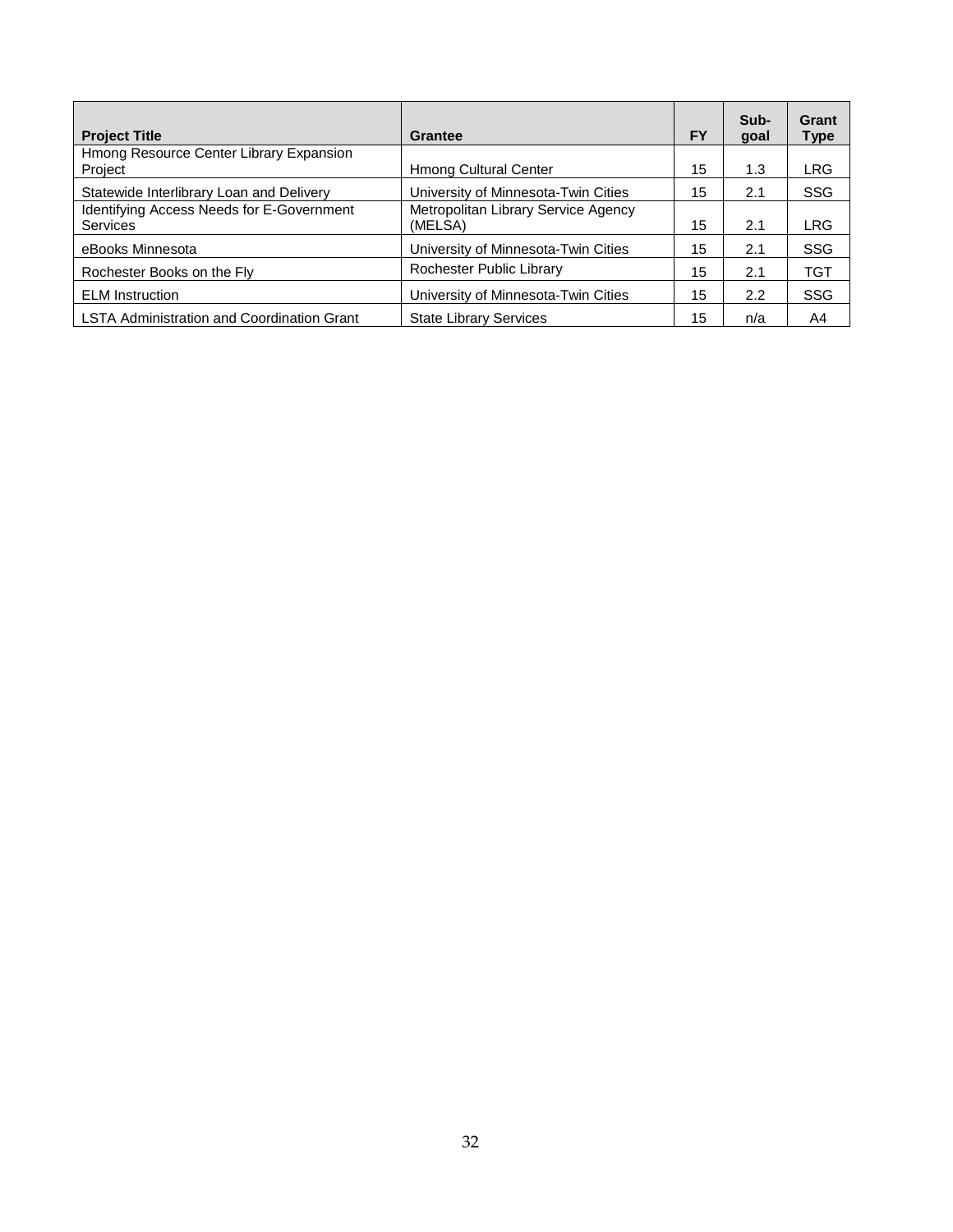| Project Title | Grantee | FY | Sub-goal | Grant Type |
| --- | --- | --- | --- | --- |
| Hmong Resource Center Library Expansion Project | Hmong Cultural Center | 15 | 1.3 | LRG |
| Statewide Interlibrary Loan and Delivery | University of Minnesota-Twin Cities | 15 | 2.1 | SSG |
| Identifying Access Needs for E-Government Services | Metropolitan Library Service Agency (MELSA) | 15 | 2.1 | LRG |
| eBooks Minnesota | University of Minnesota-Twin Cities | 15 | 2.1 | SSG |
| Rochester Books on the Fly | Rochester Public Library | 15 | 2.1 | TGT |
| ELM Instruction | University of Minnesota-Twin Cities | 15 | 2.2 | SSG |
| LSTA Administration and Coordination Grant | State Library Services | 15 | n/a | A4 |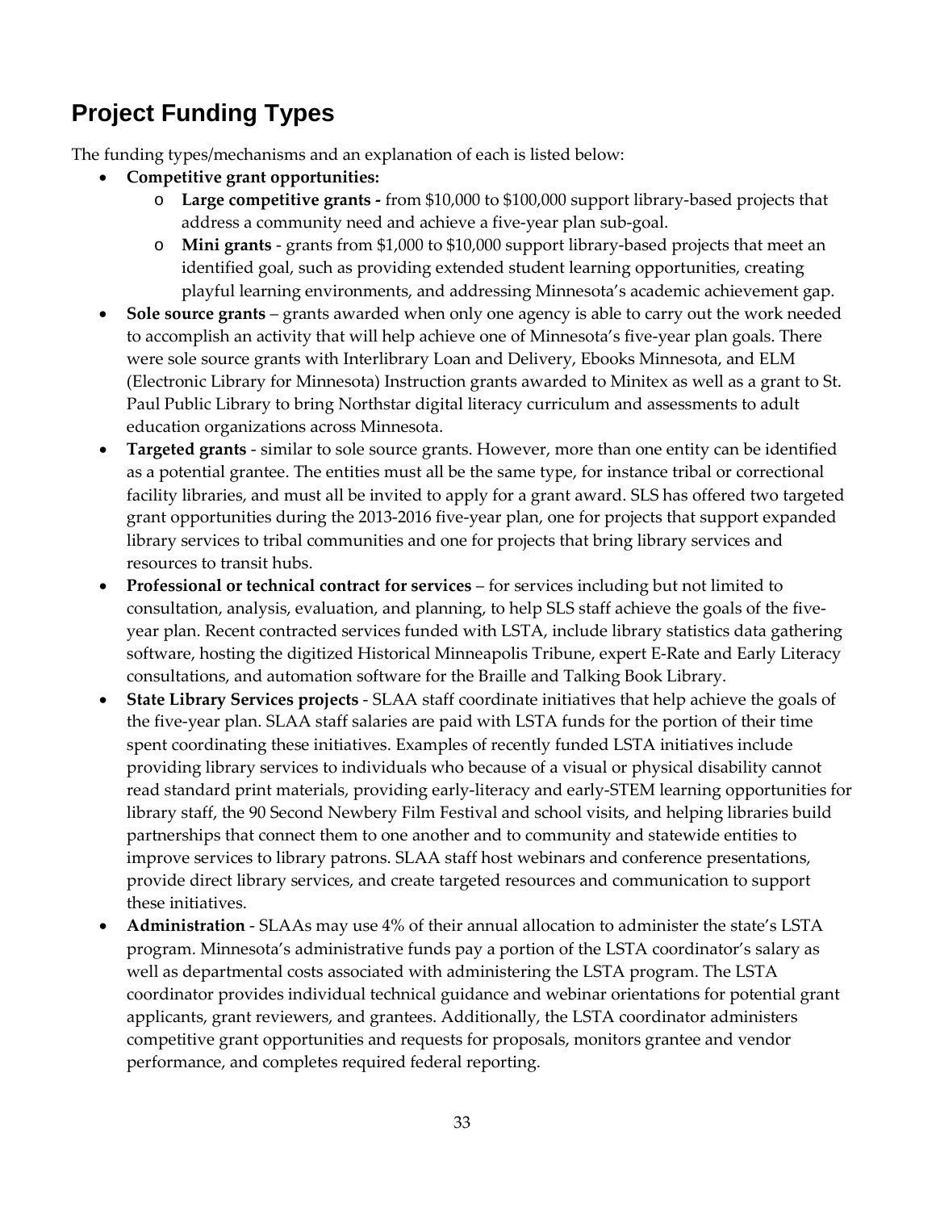## Project Funding Types

The funding types/mechanisms and an explanation of each is listed below:

- **Competitive grant opportunities:**
  - **Large competitive grants -** from $10,000 to $100,000 support library-based projects that address a community need and achieve a five-year plan sub-goal.
  - **Mini grants** - grants from $1,000 to $10,000 support library-based projects that meet an identified goal, such as providing extended student learning opportunities, creating playful learning environments, and addressing Minnesota's academic achievement gap.
- **Sole source grants** – grants awarded when only one agency is able to carry out the work needed to accomplish an activity that will help achieve one of Minnesota's five-year plan goals. There were sole source grants with Interlibrary Loan and Delivery, Ebooks Minnesota, and ELM (Electronic Library for Minnesota) Instruction grants awarded to Minitex as well as a grant to St. Paul Public Library to bring Northstar digital literacy curriculum and assessments to adult education organizations across Minnesota.
- **Targeted grants** - similar to sole source grants. However, more than one entity can be identified as a potential grantee. The entities must all be the same type, for instance tribal or correctional facility libraries, and must all be invited to apply for a grant award. SLS has offered two targeted grant opportunities during the 2013-2016 five-year plan, one for projects that support expanded library services to tribal communities and one for projects that bring library services and resources to transit hubs.
- **Professional or technical contract for services** – for services including but not limited to consultation, analysis, evaluation, and planning, to help SLS staff achieve the goals of the five-year plan. Recent contracted services funded with LSTA, include library statistics data gathering software, hosting the digitized Historical Minneapolis Tribune, expert E-Rate and Early Literacy consultations, and automation software for the Braille and Talking Book Library.
- **State Library Services projects** - SLAA staff coordinate initiatives that help achieve the goals of the five-year plan. SLAA staff salaries are paid with LSTA funds for the portion of their time spent coordinating these initiatives. Examples of recently funded LSTA initiatives include providing library services to individuals who because of a visual or physical disability cannot read standard print materials, providing early-literacy and early-STEM learning opportunities for library staff, the 90 Second Newbery Film Festival and school visits, and helping libraries build partnerships that connect them to one another and to community and statewide entities to improve services to library patrons. SLAA staff host webinars and conference presentations, provide direct library services, and create targeted resources and communication to support these initiatives.
- **Administration** - SLAAs may use 4% of their annual allocation to administer the state's LSTA program. Minnesota's administrative funds pay a portion of the LSTA coordinator's salary as well as departmental costs associated with administering the LSTA program. The LSTA coordinator provides individual technical guidance and webinar orientations for potential grant applicants, grant reviewers, and grantees. Additionally, the LSTA coordinator administers competitive grant opportunities and requests for proposals, monitors grantee and vendor performance, and completes required federal reporting.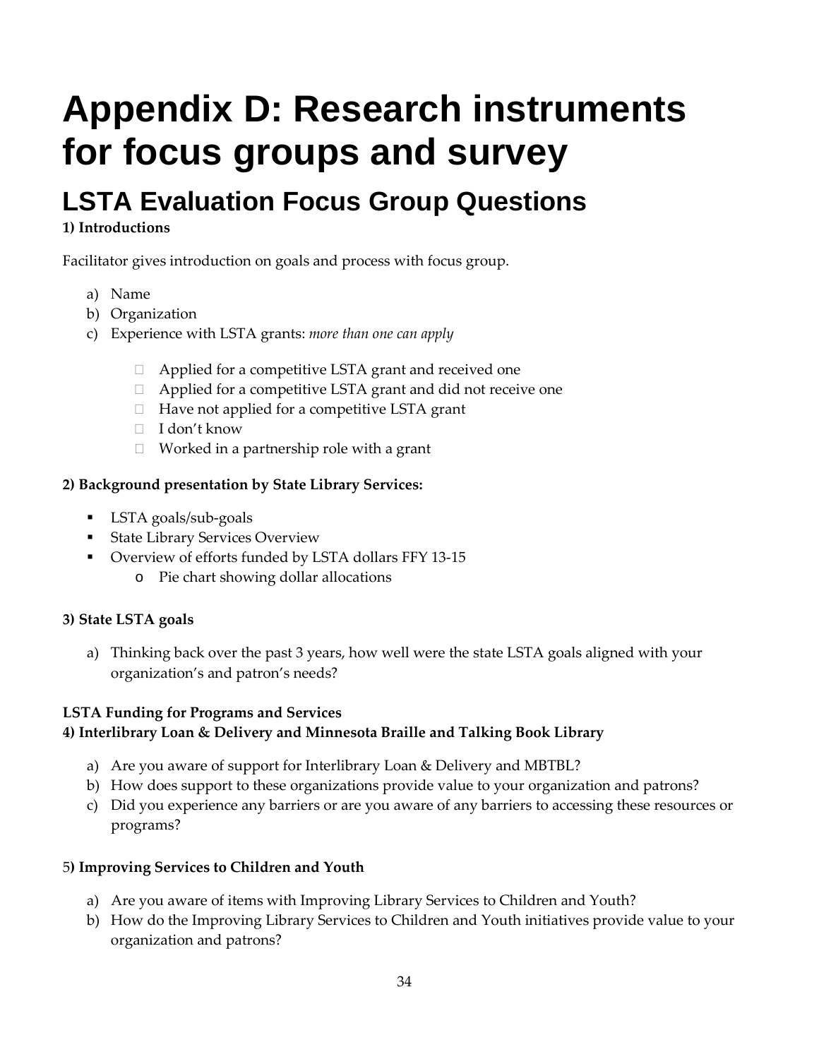# Appendix D: Research instruments for focus groups and survey

## LSTA Evaluation Focus Group Questions

**1) Introductions**

Facilitator gives introduction on goals and process with focus group.

a) Name
b) Organization
c) Experience with LSTA grants: *more than one can apply*

- ☐ Applied for a competitive LSTA grant and received one
- ☐ Applied for a competitive LSTA grant and did not receive one
- ☐ Have not applied for a competitive LSTA grant
- ☐ I don't know
- ☐ Worked in a partnership role with a grant

**2) Background presentation by State Library Services:**

- LSTA goals/sub-goals
- State Library Services Overview
- Overview of efforts funded by LSTA dollars FFY 13-15
    - Pie chart showing dollar allocations

**3) State LSTA goals**

a) Thinking back over the past 3 years, how well were the state LSTA goals aligned with your organization's and patron's needs?

**LSTA Funding for Programs and Services**
**4) Interlibrary Loan & Delivery and Minnesota Braille and Talking Book Library**

a) Are you aware of support for Interlibrary Loan & Delivery and MBTBL?
b) How does support to these organizations provide value to your organization and patrons?
c) Did you experience any barriers or are you aware of any barriers to accessing these resources or programs?

5**) Improving Services to Children and Youth**

a) Are you aware of items with Improving Library Services to Children and Youth?
b) How do the Improving Library Services to Children and Youth initiatives provide value to your organization and patrons?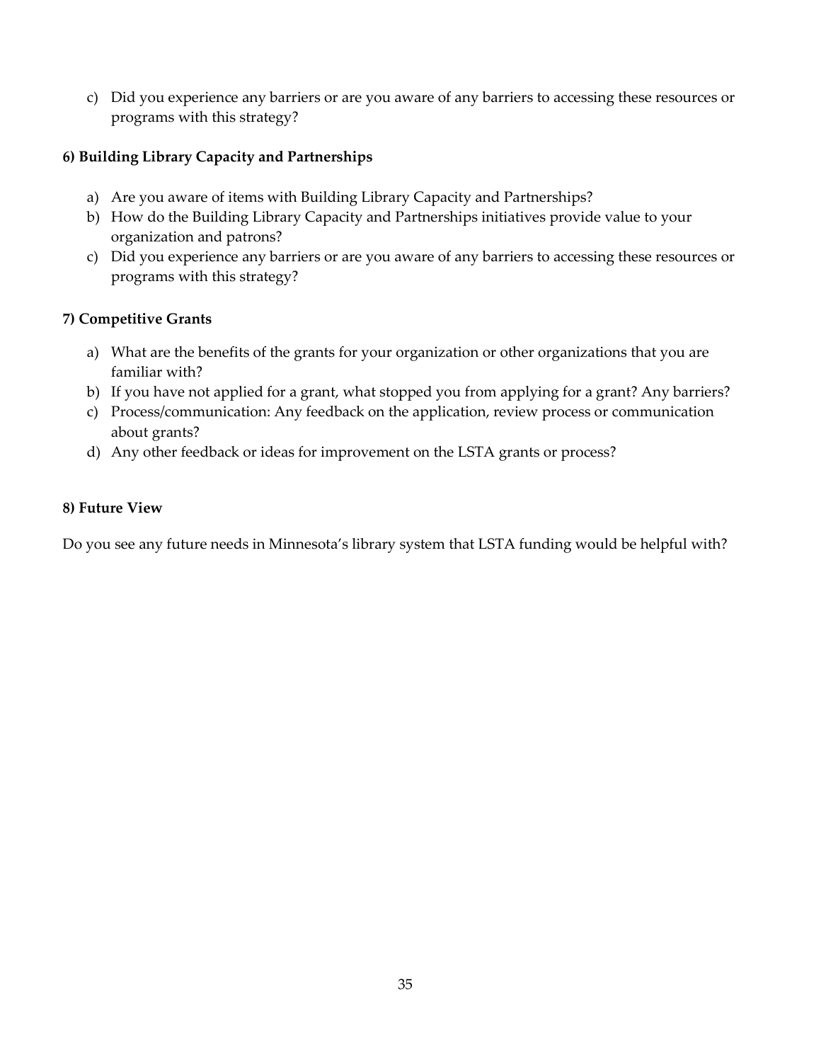c) Did you experience any barriers or are you aware of any barriers to accessing these resources or programs with this strategy?

**6) Building Library Capacity and Partnerships**

a) Are you aware of items with Building Library Capacity and Partnerships?
b) How do the Building Library Capacity and Partnerships initiatives provide value to your organization and patrons?
c) Did you experience any barriers or are you aware of any barriers to accessing these resources or programs with this strategy?

**7) Competitive Grants**

a) What are the benefits of the grants for your organization or other organizations that you are familiar with?
b) If you have not applied for a grant, what stopped you from applying for a grant? Any barriers?
c) Process/communication: Any feedback on the application, review process or communication about grants?
d) Any other feedback or ideas for improvement on the LSTA grants or process?

**8) Future View**

Do you see any future needs in Minnesota's library system that LSTA funding would be helpful with?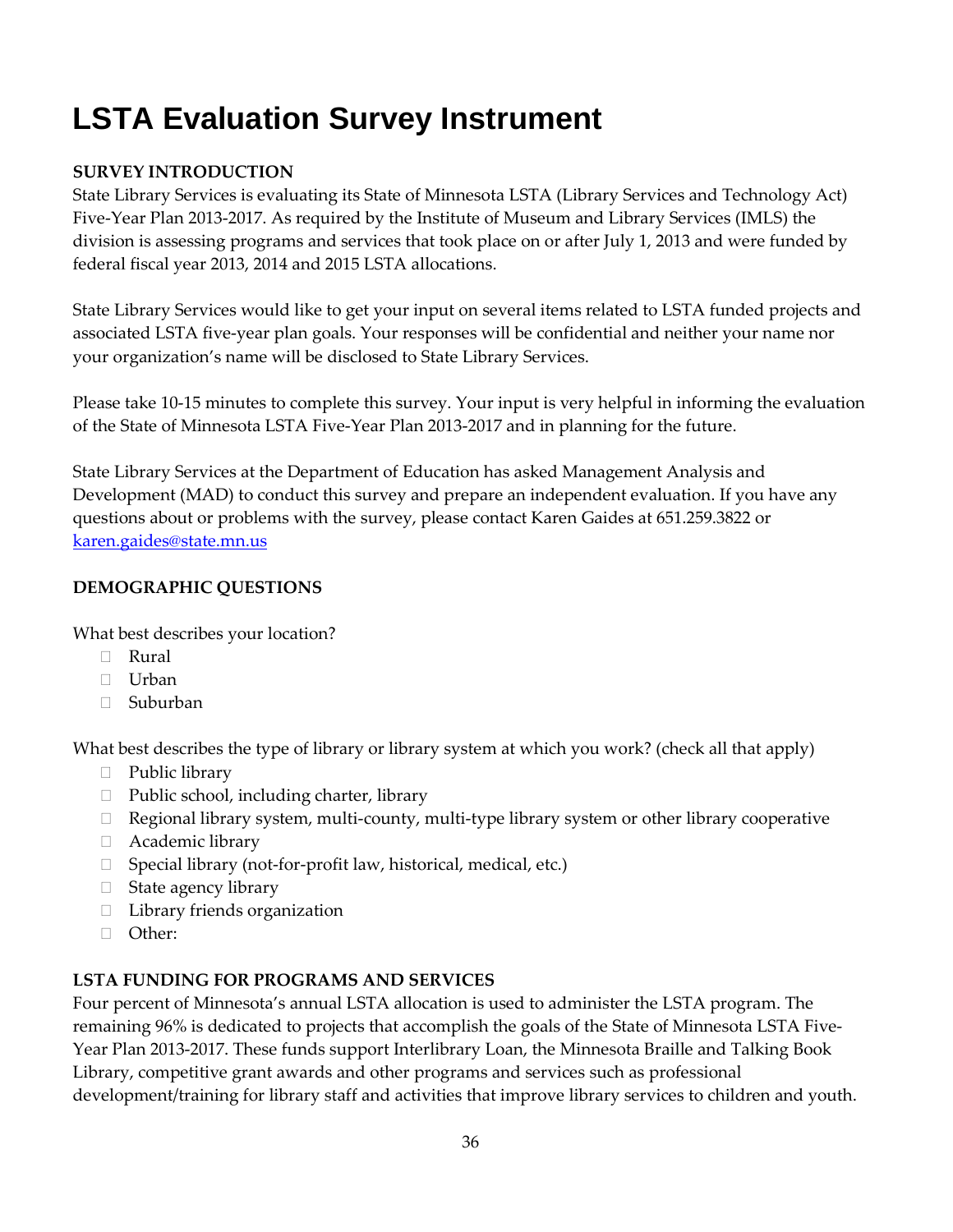# LSTA Evaluation Survey Instrument

**SURVEY INTRODUCTION**

State Library Services is evaluating its State of Minnesota LSTA (Library Services and Technology Act) Five-Year Plan 2013-2017. As required by the Institute of Museum and Library Services (IMLS) the division is assessing programs and services that took place on or after July 1, 2013 and were funded by federal fiscal year 2013, 2014 and 2015 LSTA allocations.

State Library Services would like to get your input on several items related to LSTA funded projects and associated LSTA five-year plan goals. Your responses will be confidential and neither your name nor your organization's name will be disclosed to State Library Services.

Please take 10-15 minutes to complete this survey. Your input is very helpful in informing the evaluation of the State of Minnesota LSTA Five-Year Plan 2013-2017 and in planning for the future.

State Library Services at the Department of Education has asked Management Analysis and Development (MAD) to conduct this survey and prepare an independent evaluation. If you have any questions about or problems with the survey, please contact Karen Gaides at 651.259.3822 or karen.gaides@state.mn.us

**DEMOGRAPHIC QUESTIONS**

What best describes your location?

- Rural
- Urban
- Suburban

What best describes the type of library or library system at which you work? (check all that apply)

- Public library
- Public school, including charter, library
- Regional library system, multi-county, multi-type library system or other library cooperative
- Academic library
- Special library (not-for-profit law, historical, medical, etc.)
- State agency library
- Library friends organization
- Other:

**LSTA FUNDING FOR PROGRAMS AND SERVICES**

Four percent of Minnesota's annual LSTA allocation is used to administer the LSTA program. The remaining 96% is dedicated to projects that accomplish the goals of the State of Minnesota LSTA Five-Year Plan 2013-2017. These funds support Interlibrary Loan, the Minnesota Braille and Talking Book Library, competitive grant awards and other programs and services such as professional development/training for library staff and activities that improve library services to children and youth.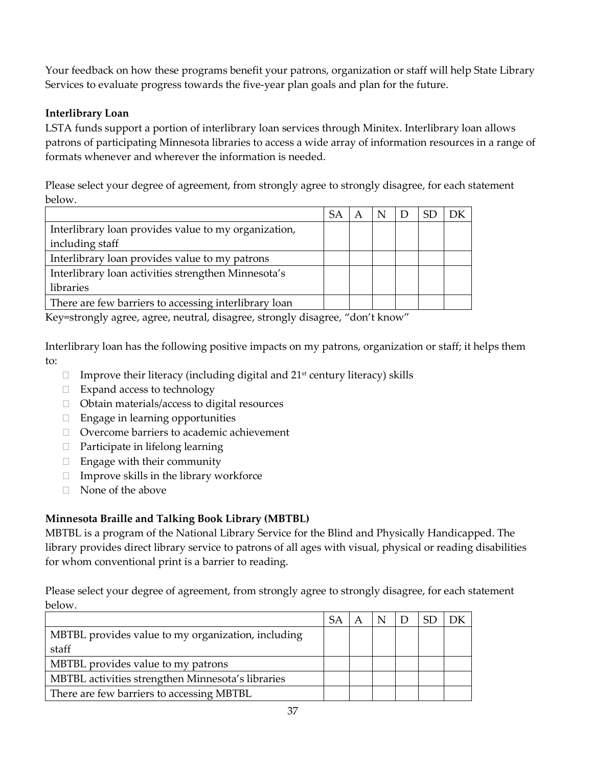Your feedback on how these programs benefit your patrons, organization or staff will help State Library Services to evaluate progress towards the five-year plan goals and plan for the future.

**Interlibrary Loan**

LSTA funds support a portion of interlibrary loan services through Minitex. Interlibrary loan allows patrons of participating Minnesota libraries to access a wide array of information resources in a range of formats whenever and wherever the information is needed.

Please select your degree of agreement, from strongly agree to strongly disagree, for each statement below.

| | SA | A | N | D | SD | DK |
|---|---|---|---|---|---|---|
| Interlibrary loan provides value to my organization, including staff | | | | | | |
| Interlibrary loan provides value to my patrons | | | | | | |
| Interlibrary loan activities strengthen Minnesota's libraries | | | | | | |
| There are few barriers to accessing interlibrary loan | | | | | | |

Key=strongly agree, agree, neutral, disagree, strongly disagree, "don't know"

Interlibrary loan has the following positive impacts on my patrons, organization or staff; it helps them to:

- ☐ Improve their literacy (including digital and 21st century literacy) skills
- ☐ Expand access to technology
- ☐ Obtain materials/access to digital resources
- ☐ Engage in learning opportunities
- ☐ Overcome barriers to academic achievement
- ☐ Participate in lifelong learning
- ☐ Engage with their community
- ☐ Improve skills in the library workforce
- ☐ None of the above

**Minnesota Braille and Talking Book Library (MBTBL)**

MBTBL is a program of the National Library Service for the Blind and Physically Handicapped. The library provides direct library service to patrons of all ages with visual, physical or reading disabilities for whom conventional print is a barrier to reading.

Please select your degree of agreement, from strongly agree to strongly disagree, for each statement below.

| | SA | A | N | D | SD | DK |
|---|---|---|---|---|---|---|
| MBTBL provides value to my organization, including staff | | | | | | |
| MBTBL provides value to my patrons | | | | | | |
| MBTBL activities strengthen Minnesota's libraries | | | | | | |
| There are few barriers to accessing MBTBL | | | | | | |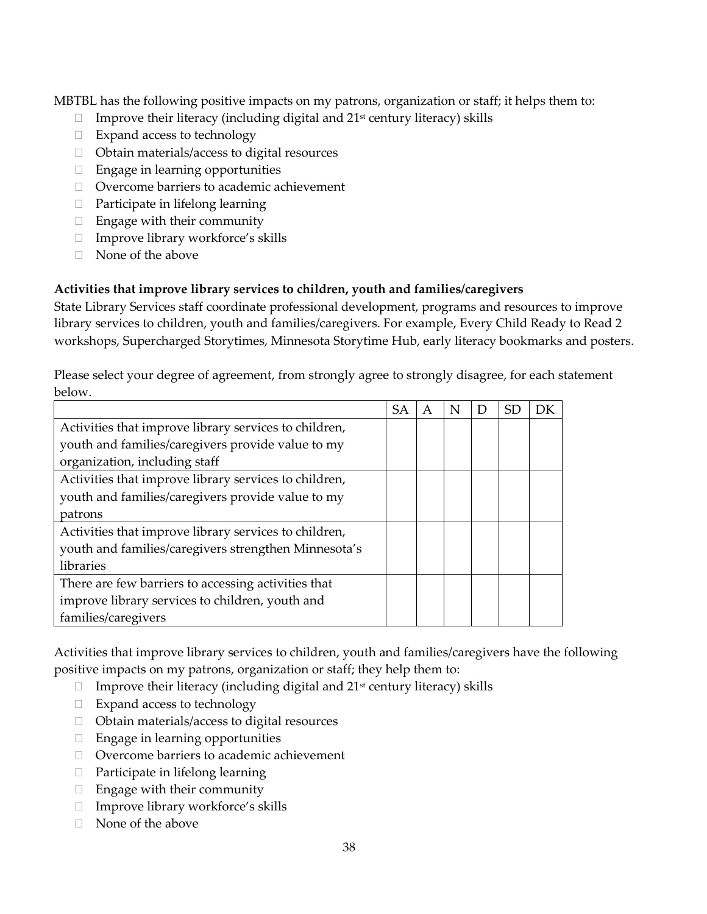MBTBL has the following positive impacts on my patrons, organization or staff; it helps them to:

- ☐ Improve their literacy (including digital and 21st century literacy) skills
- ☐ Expand access to technology
- ☐ Obtain materials/access to digital resources
- ☐ Engage in learning opportunities
- ☐ Overcome barriers to academic achievement
- ☐ Participate in lifelong learning
- ☐ Engage with their community
- ☐ Improve library workforce's skills
- ☐ None of the above

**Activities that improve library services to children, youth and families/caregivers**

State Library Services staff coordinate professional development, programs and resources to improve library services to children, youth and families/caregivers. For example, Every Child Ready to Read 2 workshops, Supercharged Storytimes, Minnesota Storytime Hub, early literacy bookmarks and posters.

Please select your degree of agreement, from strongly agree to strongly disagree, for each statement below.

| | SA | A | N | D | SD | DK |
|---|---|---|---|---|---|---|
| Activities that improve library services to children, youth and families/caregivers provide value to my organization, including staff | | | | | | |
| Activities that improve library services to children, youth and families/caregivers provide value to my patrons | | | | | | |
| Activities that improve library services to children, youth and families/caregivers strengthen Minnesota's libraries | | | | | | |
| There are few barriers to accessing activities that improve library services to children, youth and families/caregivers | | | | | | |

Activities that improve library services to children, youth and families/caregivers have the following positive impacts on my patrons, organization or staff; they help them to:

- ☐ Improve their literacy (including digital and 21st century literacy) skills
- ☐ Expand access to technology
- ☐ Obtain materials/access to digital resources
- ☐ Engage in learning opportunities
- ☐ Overcome barriers to academic achievement
- ☐ Participate in lifelong learning
- ☐ Engage with their community
- ☐ Improve library workforce's skills
- ☐ None of the above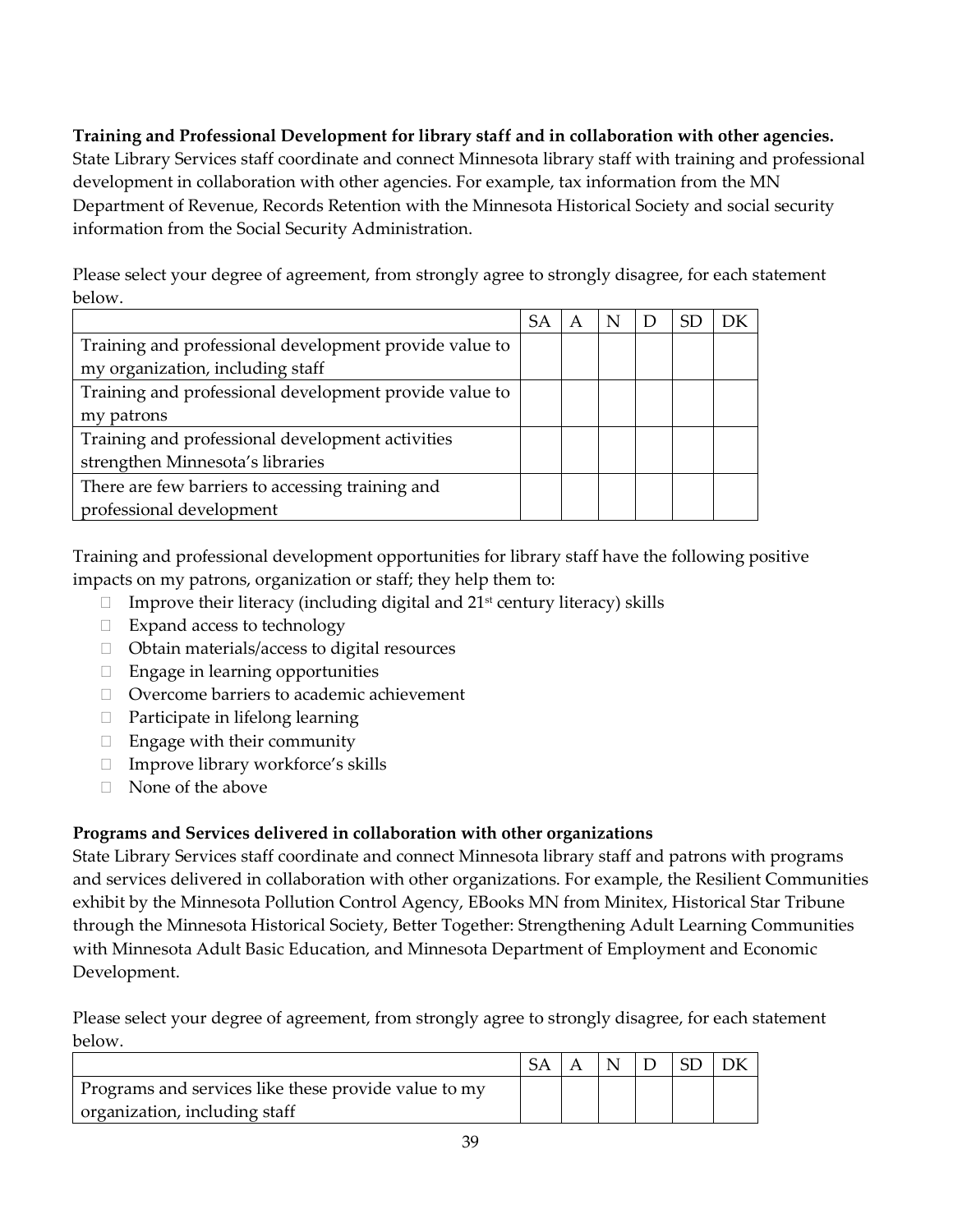**Training and Professional Development for library staff and in collaboration with other agencies.**
State Library Services staff coordinate and connect Minnesota library staff with training and professional development in collaboration with other agencies. For example, tax information from the MN Department of Revenue, Records Retention with the Minnesota Historical Society and social security information from the Social Security Administration.

Please select your degree of agreement, from strongly agree to strongly disagree, for each statement below.

| | SA | A | N | D | SD | DK |
|---|---|---|---|---|---|---|
| Training and professional development provide value to my organization, including staff | | | | | | |
| Training and professional development provide value to my patrons | | | | | | |
| Training and professional development activities strengthen Minnesota's libraries | | | | | | |
| There are few barriers to accessing training and professional development | | | | | | |

Training and professional development opportunities for library staff have the following positive impacts on my patrons, organization or staff; they help them to:

- Improve their literacy (including digital and 21st century literacy) skills
- Expand access to technology
- Obtain materials/access to digital resources
- Engage in learning opportunities
- Overcome barriers to academic achievement
- Participate in lifelong learning
- Engage with their community
- Improve library workforce's skills
- None of the above

**Programs and Services delivered in collaboration with other organizations**
State Library Services staff coordinate and connect Minnesota library staff and patrons with programs and services delivered in collaboration with other organizations. For example, the Resilient Communities exhibit by the Minnesota Pollution Control Agency, EBooks MN from Minitex, Historical Star Tribune through the Minnesota Historical Society, Better Together: Strengthening Adult Learning Communities with Minnesota Adult Basic Education, and Minnesota Department of Employment and Economic Development.

Please select your degree of agreement, from strongly agree to strongly disagree, for each statement below.

| | SA | A | N | D | SD | DK |
|---|---|---|---|---|---|---|
| Programs and services like these provide value to my organization, including staff | | | | | | |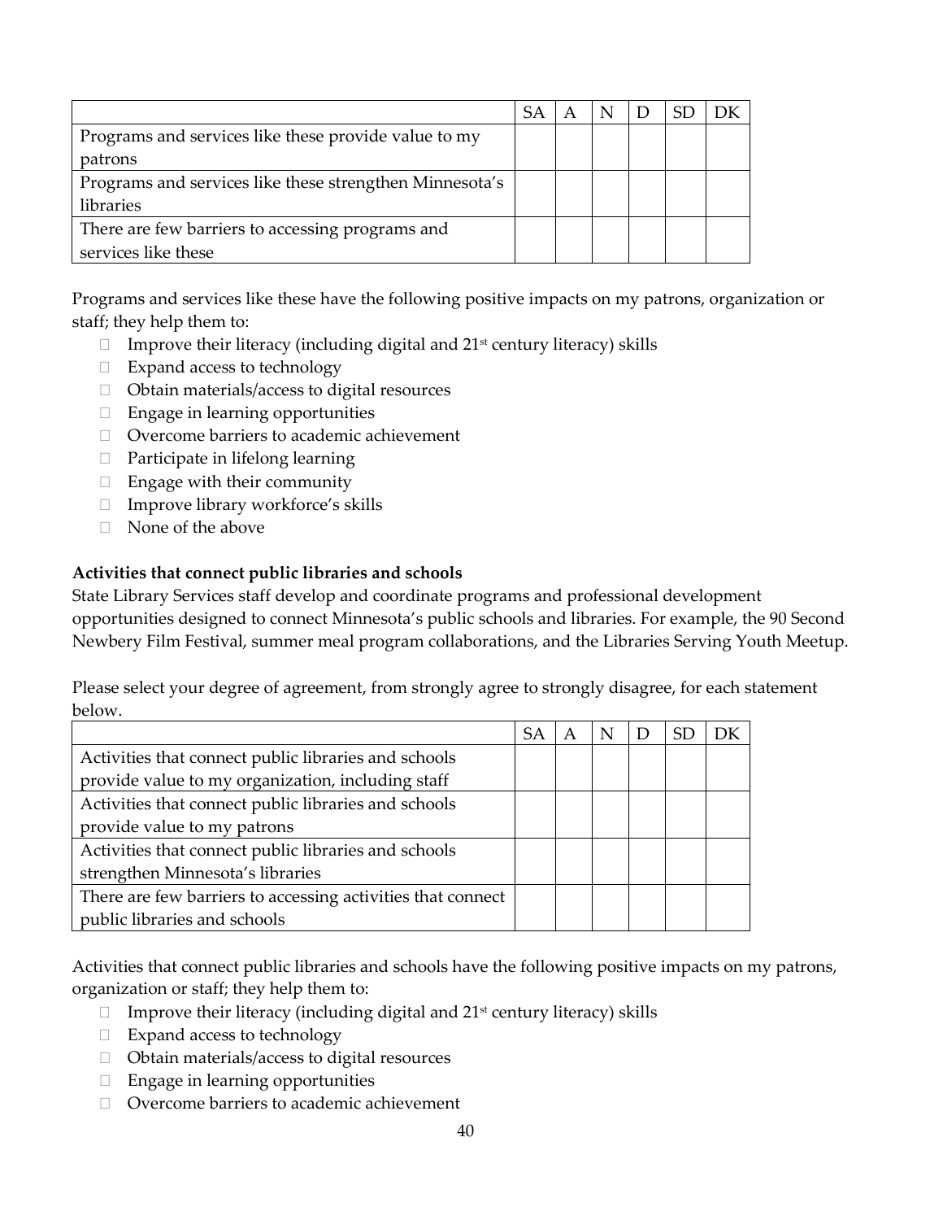| | SA | A | N | D | SD | DK |
|---|---|---|---|---|---|---|
| Programs and services like these provide value to my patrons | | | | | | |
| Programs and services like these strengthen Minnesota's libraries | | | | | | |
| There are few barriers to accessing programs and services like these | | | | | | |

Programs and services like these have the following positive impacts on my patrons, organization or staff; they help them to:

- ☐ Improve their literacy (including digital and 21st century literacy) skills
- ☐ Expand access to technology
- ☐ Obtain materials/access to digital resources
- ☐ Engage in learning opportunities
- ☐ Overcome barriers to academic achievement
- ☐ Participate in lifelong learning
- ☐ Engage with their community
- ☐ Improve library workforce's skills
- ☐ None of the above

**Activities that connect public libraries and schools**

State Library Services staff develop and coordinate programs and professional development opportunities designed to connect Minnesota's public schools and libraries. For example, the 90 Second Newbery Film Festival, summer meal program collaborations, and the Libraries Serving Youth Meetup.

Please select your degree of agreement, from strongly agree to strongly disagree, for each statement below.

| | SA | A | N | D | SD | DK |
|---|---|---|---|---|---|---|
| Activities that connect public libraries and schools provide value to my organization, including staff | | | | | | |
| Activities that connect public libraries and schools provide value to my patrons | | | | | | |
| Activities that connect public libraries and schools strengthen Minnesota's libraries | | | | | | |
| There are few barriers to accessing activities that connect public libraries and schools | | | | | | |

Activities that connect public libraries and schools have the following positive impacts on my patrons, organization or staff; they help them to:

- ☐ Improve their literacy (including digital and 21st century literacy) skills
- ☐ Expand access to technology
- ☐ Obtain materials/access to digital resources
- ☐ Engage in learning opportunities
- ☐ Overcome barriers to academic achievement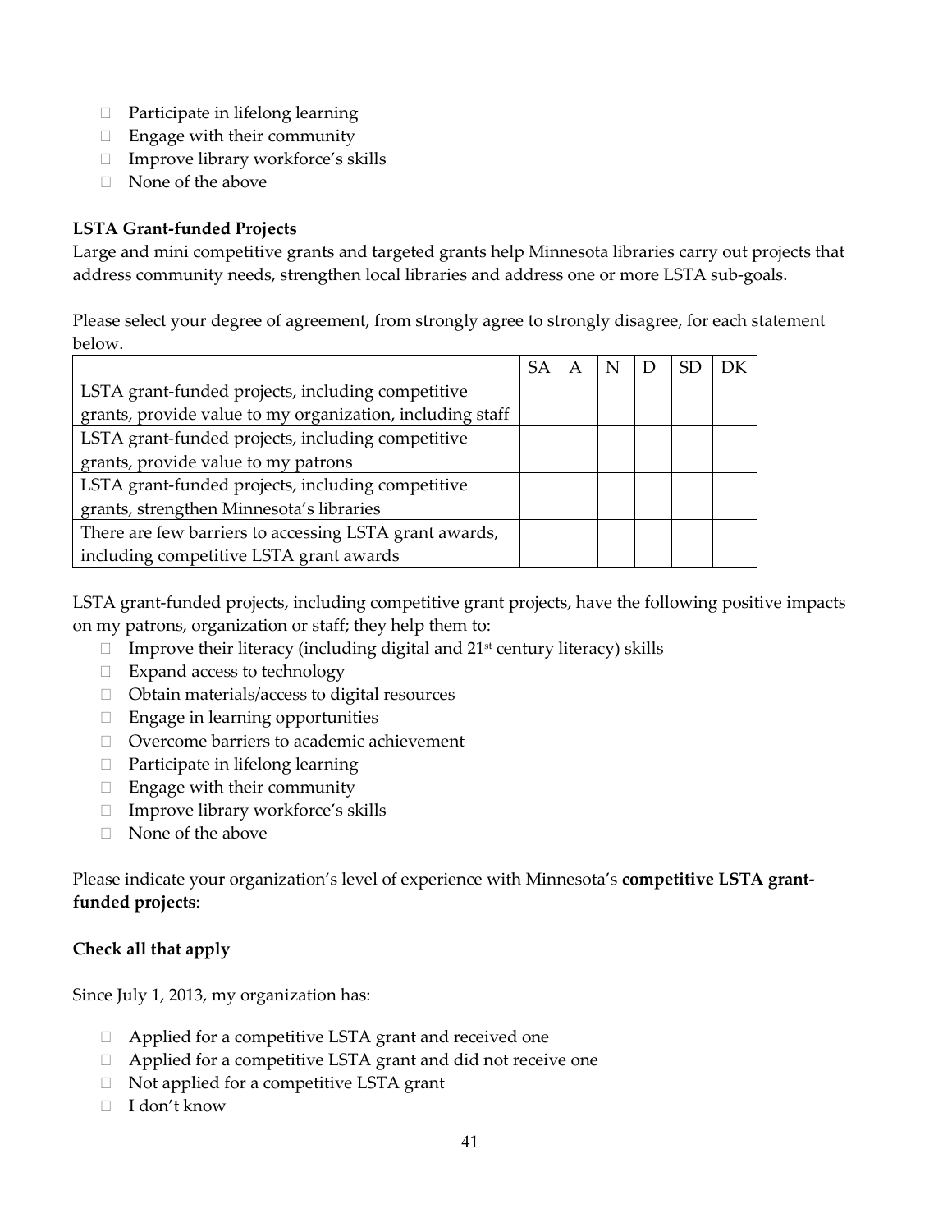- Participate in lifelong learning
- Engage with their community
- Improve library workforce's skills
- None of the above

**LSTA Grant-funded Projects**

Large and mini competitive grants and targeted grants help Minnesota libraries carry out projects that address community needs, strengthen local libraries and address one or more LSTA sub-goals.

Please select your degree of agreement, from strongly agree to strongly disagree, for each statement below.

| | SA | A | N | D | SD | DK |
|---|---|---|---|---|---|---|
| LSTA grant-funded projects, including competitive grants, provide value to my organization, including staff | | | | | | |
| LSTA grant-funded projects, including competitive grants, provide value to my patrons | | | | | | |
| LSTA grant-funded projects, including competitive grants, strengthen Minnesota's libraries | | | | | | |
| There are few barriers to accessing LSTA grant awards, including competitive LSTA grant awards | | | | | | |

LSTA grant-funded projects, including competitive grant projects, have the following positive impacts on my patrons, organization or staff; they help them to:

- Improve their literacy (including digital and 21st century literacy) skills
- Expand access to technology
- Obtain materials/access to digital resources
- Engage in learning opportunities
- Overcome barriers to academic achievement
- Participate in lifelong learning
- Engage with their community
- Improve library workforce's skills
- None of the above

Please indicate your organization's level of experience with Minnesota's **competitive LSTA grant-funded projects**:

**Check all that apply**

Since July 1, 2013, my organization has:

- Applied for a competitive LSTA grant and received one
- Applied for a competitive LSTA grant and did not receive one
- Not applied for a competitive LSTA grant
- I don't know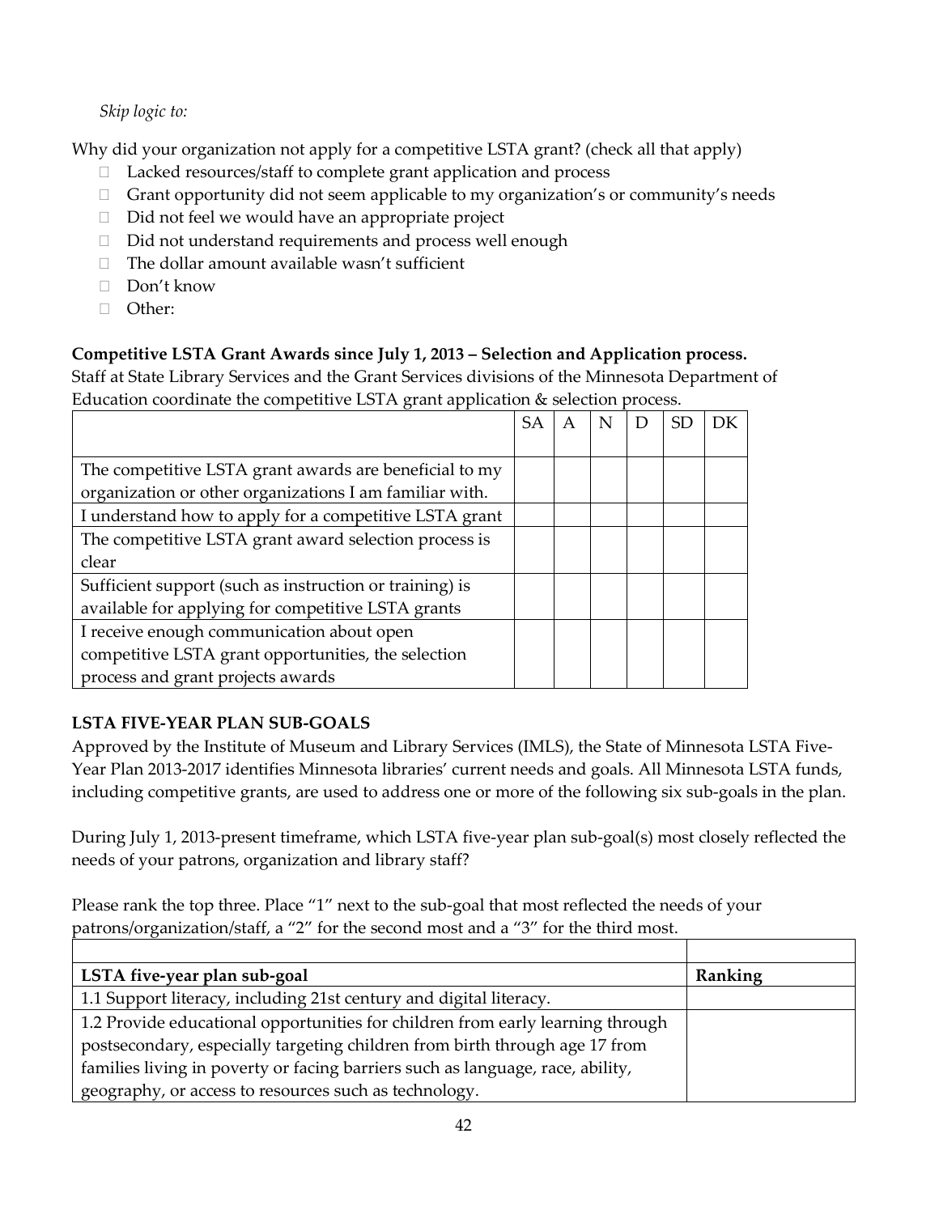*Skip logic to:*

Why did your organization not apply for a competitive LSTA grant? (check all that apply)

- Lacked resources/staff to complete grant application and process
- Grant opportunity did not seem applicable to my organization's or community's needs
- Did not feel we would have an appropriate project
- Did not understand requirements and process well enough
- The dollar amount available wasn't sufficient
- Don't know
- Other:

**Competitive LSTA Grant Awards since July 1, 2013 – Selection and Application process.**
Staff at State Library Services and the Grant Services divisions of the Minnesota Department of Education coordinate the competitive LSTA grant application & selection process.

| | SA | A | N | D | SD | DK |
|---|---|---|---|---|---|---|
| The competitive LSTA grant awards are beneficial to my organization or other organizations I am familiar with. | | | | | | |
| I understand how to apply for a competitive LSTA grant | | | | | | |
| The competitive LSTA grant award selection process is clear | | | | | | |
| Sufficient support (such as instruction or training) is available for applying for competitive LSTA grants | | | | | | |
| I receive enough communication about open competitive LSTA grant opportunities, the selection process and grant projects awards | | | | | | |

**LSTA FIVE-YEAR PLAN SUB-GOALS**

Approved by the Institute of Museum and Library Services (IMLS), the State of Minnesota LSTA Five-Year Plan 2013-2017 identifies Minnesota libraries' current needs and goals. All Minnesota LSTA funds, including competitive grants, are used to address one or more of the following six sub-goals in the plan.

During July 1, 2013-present timeframe, which LSTA five-year plan sub-goal(s) most closely reflected the needs of your patrons, organization and library staff?

Please rank the top three. Place "1" next to the sub-goal that most reflected the needs of your patrons/organization/staff, a "2" for the second most and a "3" for the third most.

| | |
|---|---|
| **LSTA five-year plan sub-goal** | **Ranking** |
| 1.1 Support literacy, including 21st century and digital literacy. | |
| 1.2 Provide educational opportunities for children from early learning through postsecondary, especially targeting children from birth through age 17 from families living in poverty or facing barriers such as language, race, ability, geography, or access to resources such as technology. | |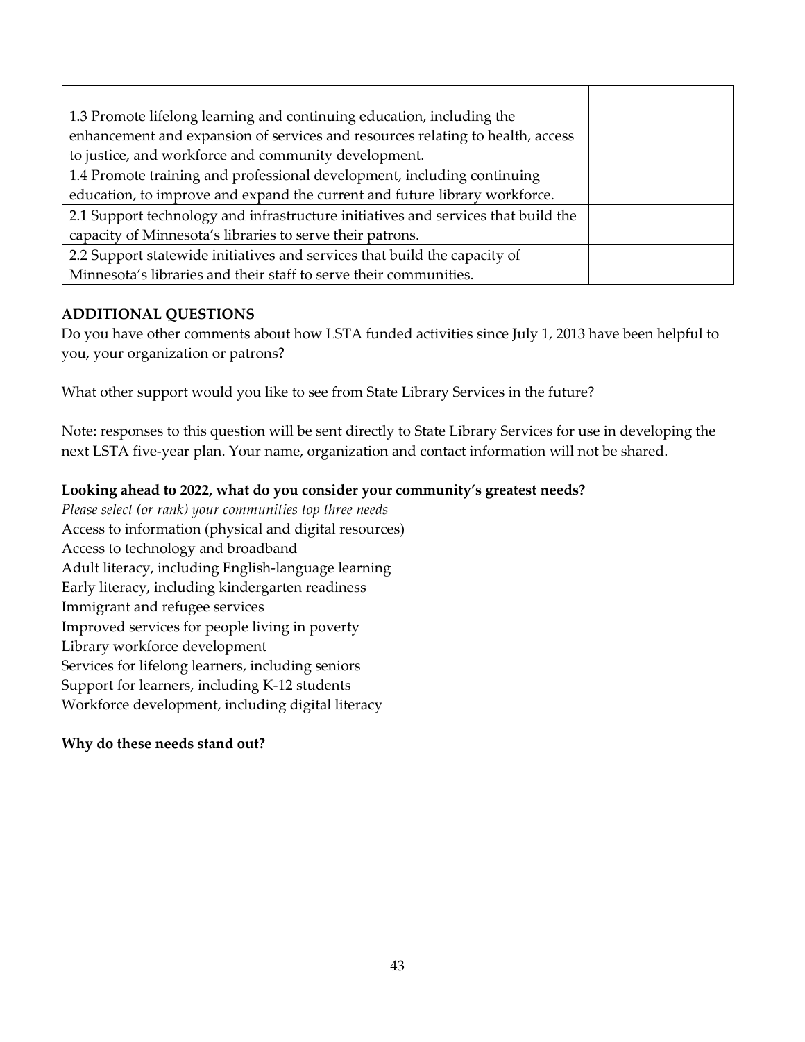| | |
|---|---|
| 1.3 Promote lifelong learning and continuing education, including the enhancement and expansion of services and resources relating to health, access to justice, and workforce and community development. | |
| 1.4 Promote training and professional development, including continuing education, to improve and expand the current and future library workforce. | |
| 2.1 Support technology and infrastructure initiatives and services that build the capacity of Minnesota's libraries to serve their patrons. | |
| 2.2 Support statewide initiatives and services that build the capacity of Minnesota's libraries and their staff to serve their communities. | |

**ADDITIONAL QUESTIONS**

Do you have other comments about how LSTA funded activities since July 1, 2013 have been helpful to you, your organization or patrons?

What other support would you like to see from State Library Services in the future?

Note: responses to this question will be sent directly to State Library Services for use in developing the next LSTA five-year plan. Your name, organization and contact information will not be shared.

**Looking ahead to 2022, what do you consider your community's greatest needs?**

*Please select (or rank) your communities top three needs*

Access to information (physical and digital resources)
Access to technology and broadband
Adult literacy, including English-language learning
Early literacy, including kindergarten readiness
Immigrant and refugee services
Improved services for people living in poverty
Library workforce development
Services for lifelong learners, including seniors
Support for learners, including K-12 students
Workforce development, including digital literacy

**Why do these needs stand out?**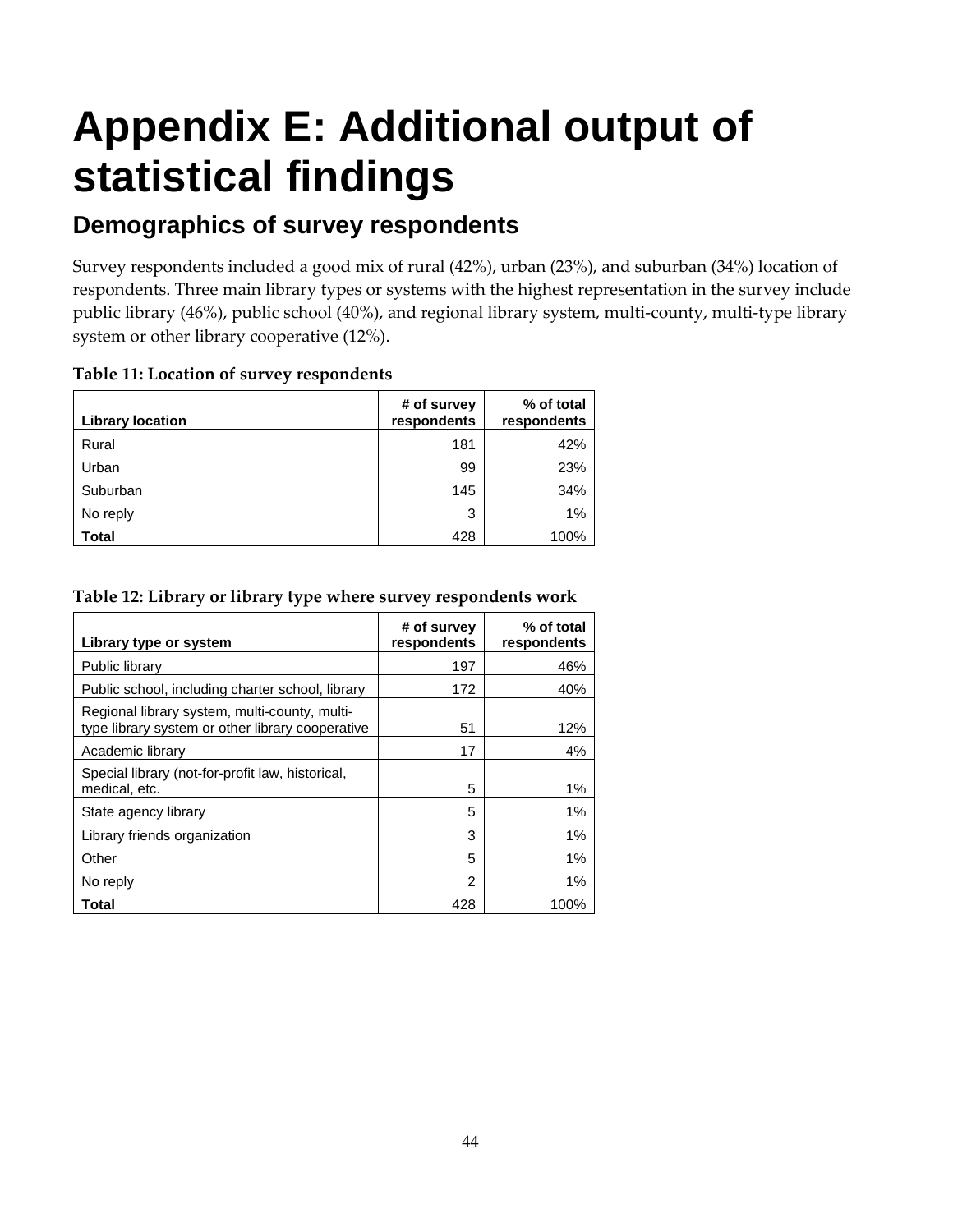# Appendix E: Additional output of statistical findings

## Demographics of survey respondents

Survey respondents included a good mix of rural (42%), urban (23%), and suburban (34%) location of respondents. Three main library types or systems with the highest representation in the survey include public library (46%), public school (40%), and regional library system, multi-county, multi-type library system or other library cooperative (12%).

**Table 11: Location of survey respondents**

| Library location | # of survey respondents | % of total respondents |
|---|---|---|
| Rural | 181 | 42% |
| Urban | 99 | 23% |
| Suburban | 145 | 34% |
| No reply | 3 | 1% |
| **Total** | 428 | 100% |

**Table 12: Library or library type where survey respondents work**

| Library type or system | # of survey respondents | % of total respondents |
|---|---|---|
| Public library | 197 | 46% |
| Public school, including charter school, library | 172 | 40% |
| Regional library system, multi-county, multi-type library system or other library cooperative | 51 | 12% |
| Academic library | 17 | 4% |
| Special library (not-for-profit law, historical, medical, etc. | 5 | 1% |
| State agency library | 5 | 1% |
| Library friends organization | 3 | 1% |
| Other | 5 | 1% |
| No reply | 2 | 1% |
| **Total** | 428 | 100% |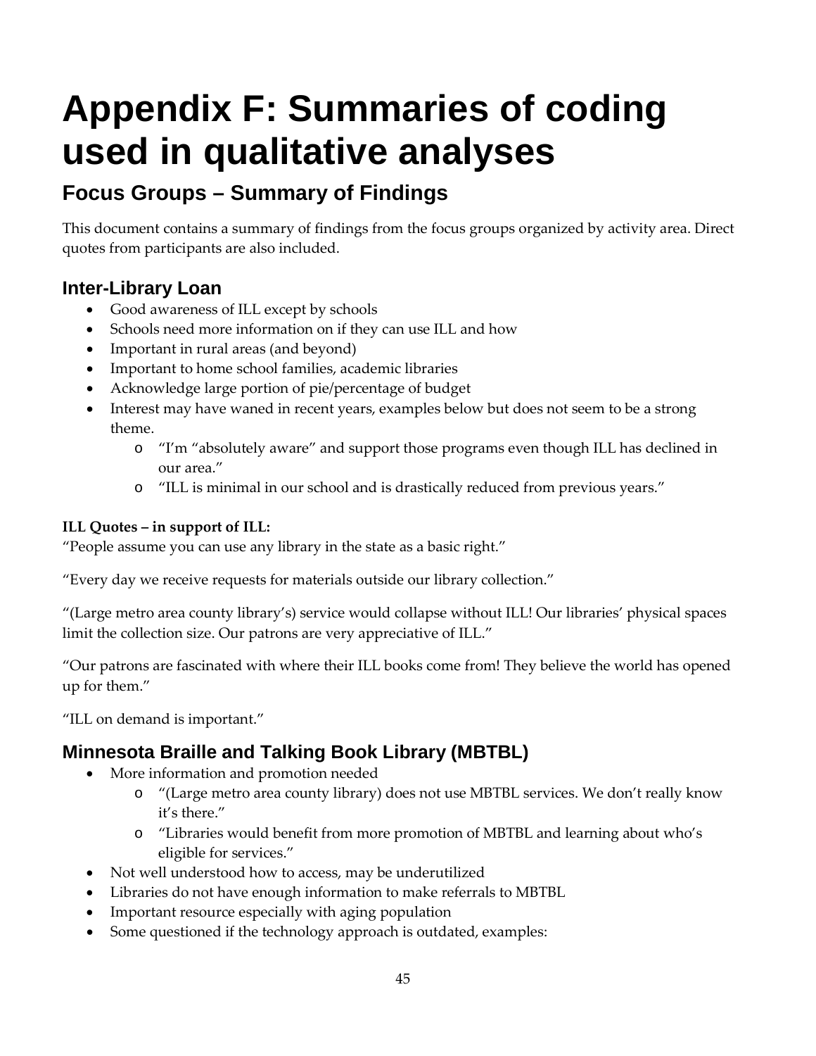# Appendix F: Summaries of coding used in qualitative analyses

## Focus Groups – Summary of Findings

This document contains a summary of findings from the focus groups organized by activity area. Direct quotes from participants are also included.

### Inter-Library Loan

- Good awareness of ILL except by schools
- Schools need more information on if they can use ILL and how
- Important in rural areas (and beyond)
- Important to home school families, academic libraries
- Acknowledge large portion of pie/percentage of budget
- Interest may have waned in recent years, examples below but does not seem to be a strong theme.
    - "I'm "absolutely aware" and support those programs even though ILL has declined in our area."
    - "ILL is minimal in our school and is drastically reduced from previous years."

**ILL Quotes – in support of ILL:**

"People assume you can use any library in the state as a basic right."

"Every day we receive requests for materials outside our library collection."

"(Large metro area county library's) service would collapse without ILL! Our libraries' physical spaces limit the collection size. Our patrons are very appreciative of ILL."

"Our patrons are fascinated with where their ILL books come from! They believe the world has opened up for them."

"ILL on demand is important."

### Minnesota Braille and Talking Book Library (MBTBL)

- More information and promotion needed
    - "(Large metro area county library) does not use MBTBL services. We don't really know it's there."
    - "Libraries would benefit from more promotion of MBTBL and learning about who's eligible for services."
- Not well understood how to access, may be underutilized
- Libraries do not have enough information to make referrals to MBTBL
- Important resource especially with aging population
- Some questioned if the technology approach is outdated, examples: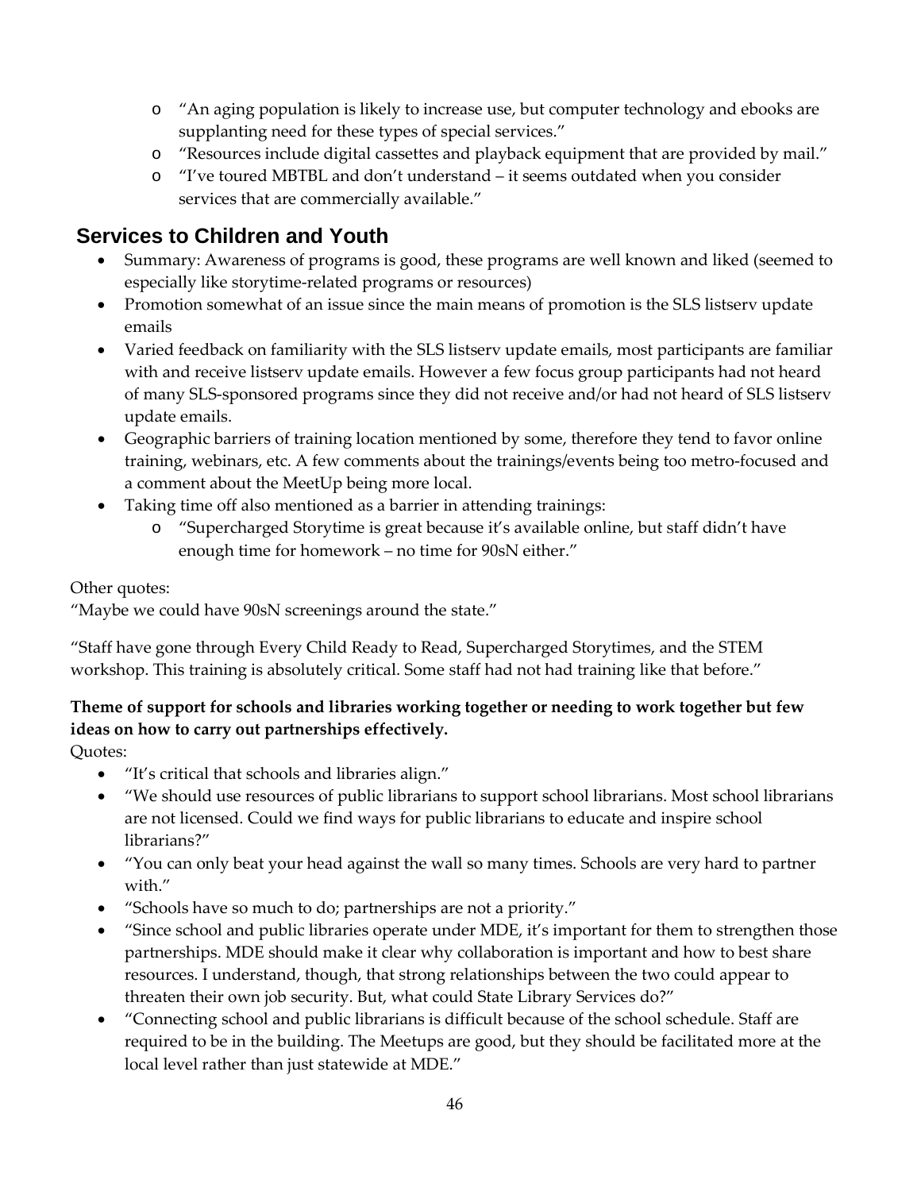- "An aging population is likely to increase use, but computer technology and ebooks are supplanting need for these types of special services."
  - "Resources include digital cassettes and playback equipment that are provided by mail."
  - "I've toured MBTBL and don't understand – it seems outdated when you consider services that are commercially available."

## Services to Children and Youth

- Summary: Awareness of programs is good, these programs are well known and liked (seemed to especially like storytime-related programs or resources)
- Promotion somewhat of an issue since the main means of promotion is the SLS listserv update emails
- Varied feedback on familiarity with the SLS listserv update emails, most participants are familiar with and receive listserv update emails. However a few focus group participants had not heard of many SLS-sponsored programs since they did not receive and/or had not heard of SLS listserv update emails.
- Geographic barriers of training location mentioned by some, therefore they tend to favor online training, webinars, etc. A few comments about the trainings/events being too metro-focused and a comment about the MeetUp being more local.
- Taking time off also mentioned as a barrier in attending trainings:
  - "Supercharged Storytime is great because it's available online, but staff didn't have enough time for homework – no time for 90sN either."

Other quotes:

"Maybe we could have 90sN screenings around the state."

"Staff have gone through Every Child Ready to Read, Supercharged Storytimes, and the STEM workshop. This training is absolutely critical. Some staff had not had training like that before."

**Theme of support for schools and libraries working together or needing to work together but few ideas on how to carry out partnerships effectively.**

Quotes:

- "It's critical that schools and libraries align."
- "We should use resources of public librarians to support school librarians. Most school librarians are not licensed. Could we find ways for public librarians to educate and inspire school librarians?"
- "You can only beat your head against the wall so many times. Schools are very hard to partner with."
- "Schools have so much to do; partnerships are not a priority."
- "Since school and public libraries operate under MDE, it's important for them to strengthen those partnerships. MDE should make it clear why collaboration is important and how to best share resources. I understand, though, that strong relationships between the two could appear to threaten their own job security. But, what could State Library Services do?"
- "Connecting school and public librarians is difficult because of the school schedule. Staff are required to be in the building. The Meetups are good, but they should be facilitated more at the local level rather than just statewide at MDE."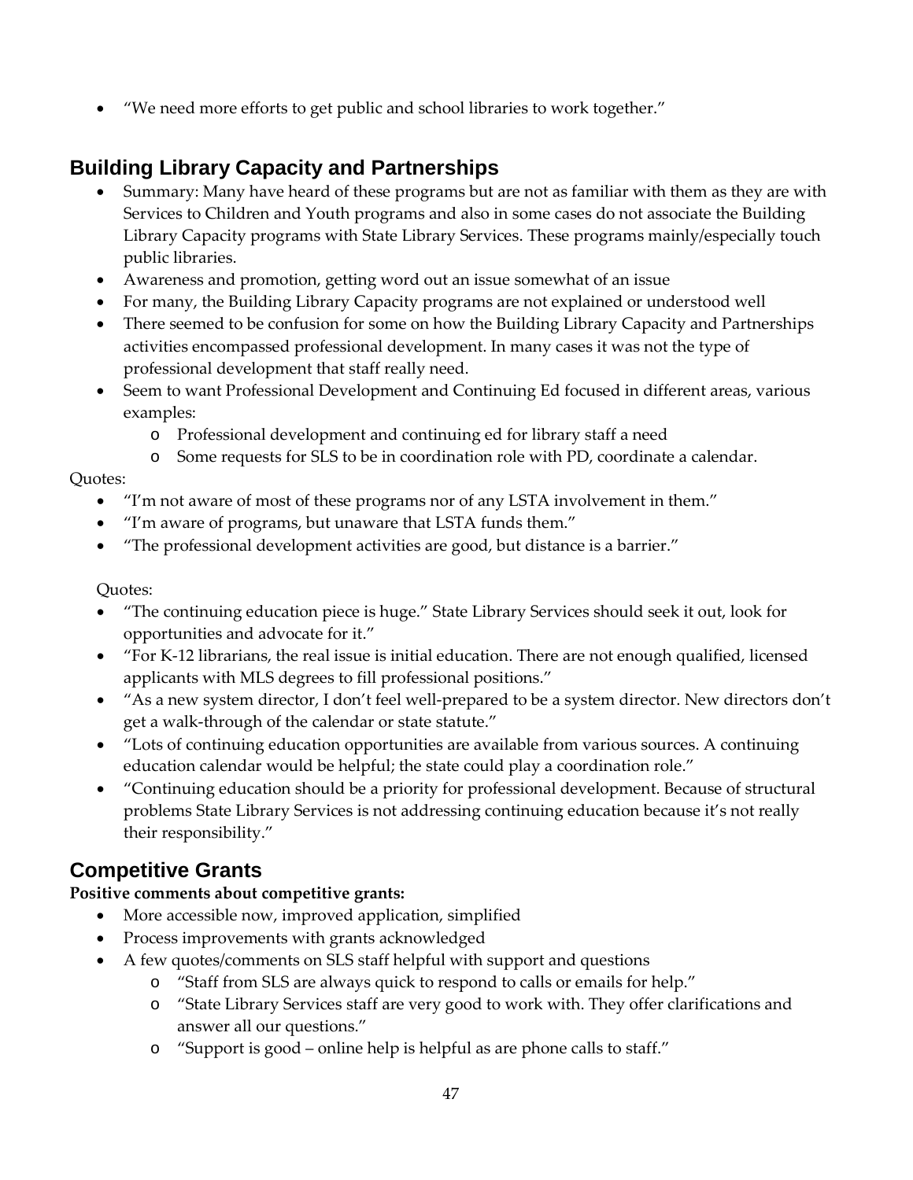- "We need more efforts to get public and school libraries to work together."

## Building Library Capacity and Partnerships

- Summary: Many have heard of these programs but are not as familiar with them as they are with Services to Children and Youth programs and also in some cases do not associate the Building Library Capacity programs with State Library Services. These programs mainly/especially touch public libraries.
- Awareness and promotion, getting word out an issue somewhat of an issue
- For many, the Building Library Capacity programs are not explained or understood well
- There seemed to be confusion for some on how the Building Library Capacity and Partnerships activities encompassed professional development. In many cases it was not the type of professional development that staff really need.
- Seem to want Professional Development and Continuing Ed focused in different areas, various examples:
    - Professional development and continuing ed for library staff a need
    - Some requests for SLS to be in coordination role with PD, coordinate a calendar.

Quotes:

- "I'm not aware of most of these programs nor of any LSTA involvement in them."
- "I'm aware of programs, but unaware that LSTA funds them."
- "The professional development activities are good, but distance is a barrier."

Quotes:

- "The continuing education piece is huge." State Library Services should seek it out, look for opportunities and advocate for it."
- "For K-12 librarians, the real issue is initial education. There are not enough qualified, licensed applicants with MLS degrees to fill professional positions."
- "As a new system director, I don't feel well-prepared to be a system director. New directors don't get a walk-through of the calendar or state statute."
- "Lots of continuing education opportunities are available from various sources. A continuing education calendar would be helpful; the state could play a coordination role."
- "Continuing education should be a priority for professional development. Because of structural problems State Library Services is not addressing continuing education because it's not really their responsibility."

## Competitive Grants

**Positive comments about competitive grants:**

- More accessible now, improved application, simplified
- Process improvements with grants acknowledged
- A few quotes/comments on SLS staff helpful with support and questions
    - "Staff from SLS are always quick to respond to calls or emails for help."
    - "State Library Services staff are very good to work with. They offer clarifications and answer all our questions."
    - "Support is good – online help is helpful as are phone calls to staff."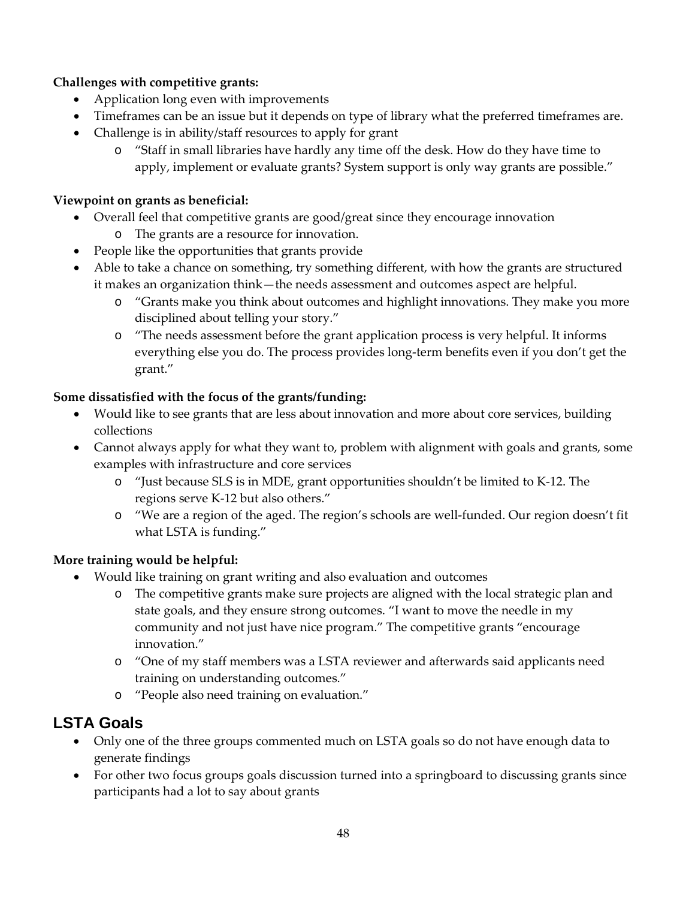**Challenges with competitive grants:**

- Application long even with improvements
- Timeframes can be an issue but it depends on type of library what the preferred timeframes are.
- Challenge is in ability/staff resources to apply for grant
    - "Staff in small libraries have hardly any time off the desk. How do they have time to apply, implement or evaluate grants? System support is only way grants are possible."

**Viewpoint on grants as beneficial:**

- Overall feel that competitive grants are good/great since they encourage innovation
    - The grants are a resource for innovation.
- People like the opportunities that grants provide
- Able to take a chance on something, try something different, with how the grants are structured it makes an organization think—the needs assessment and outcomes aspect are helpful.
    - "Grants make you think about outcomes and highlight innovations. They make you more disciplined about telling your story."
    - "The needs assessment before the grant application process is very helpful. It informs everything else you do. The process provides long-term benefits even if you don't get the grant."

**Some dissatisfied with the focus of the grants/funding:**

- Would like to see grants that are less about innovation and more about core services, building collections
- Cannot always apply for what they want to, problem with alignment with goals and grants, some examples with infrastructure and core services
    - "Just because SLS is in MDE, grant opportunities shouldn't be limited to K-12. The regions serve K-12 but also others."
    - "We are a region of the aged. The region's schools are well-funded. Our region doesn't fit what LSTA is funding."

**More training would be helpful:**

- Would like training on grant writing and also evaluation and outcomes
    - The competitive grants make sure projects are aligned with the local strategic plan and state goals, and they ensure strong outcomes. "I want to move the needle in my community and not just have nice program." The competitive grants "encourage innovation."
    - "One of my staff members was a LSTA reviewer and afterwards said applicants need training on understanding outcomes."
    - "People also need training on evaluation."

## LSTA Goals

- Only one of the three groups commented much on LSTA goals so do not have enough data to generate findings
- For other two focus groups goals discussion turned into a springboard to discussing grants since participants had a lot to say about grants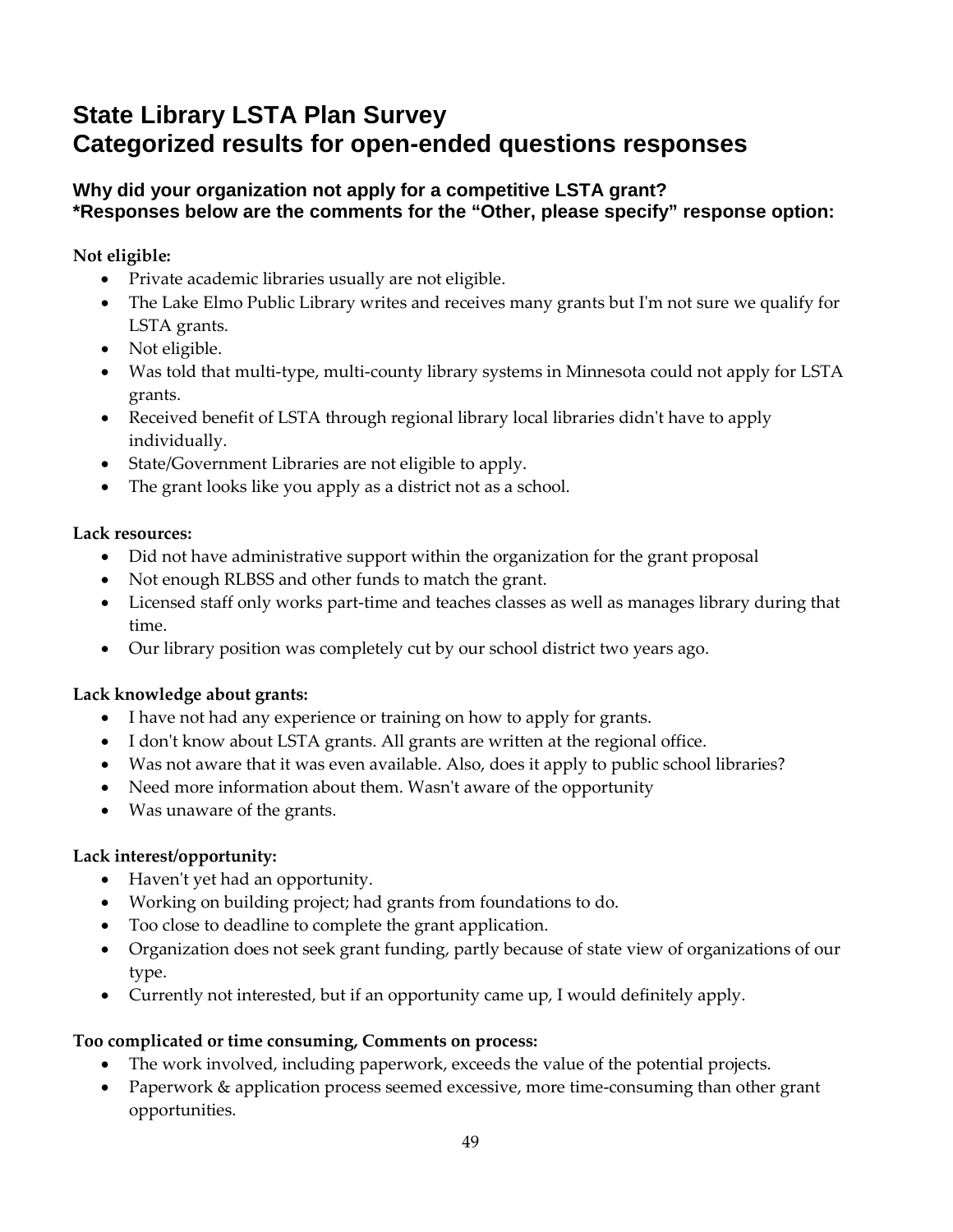# State Library LSTA Plan Survey
# Categorized results for open-ended questions responses

### Why did your organization not apply for a competitive LSTA grant?
### *Responses below are the comments for the "Other, please specify" response option:

**Not eligible:**

- Private academic libraries usually are not eligible.
- The Lake Elmo Public Library writes and receives many grants but I'm not sure we qualify for LSTA grants.
- Not eligible.
- Was told that multi-type, multi-county library systems in Minnesota could not apply for LSTA grants.
- Received benefit of LSTA through regional library local libraries didn't have to apply individually.
- State/Government Libraries are not eligible to apply.
- The grant looks like you apply as a district not as a school.

**Lack resources:**

- Did not have administrative support within the organization for the grant proposal
- Not enough RLBSS and other funds to match the grant.
- Licensed staff only works part-time and teaches classes as well as manages library during that time.
- Our library position was completely cut by our school district two years ago.

**Lack knowledge about grants:**

- I have not had any experience or training on how to apply for grants.
- I don't know about LSTA grants. All grants are written at the regional office.
- Was not aware that it was even available. Also, does it apply to public school libraries?
- Need more information about them. Wasn't aware of the opportunity
- Was unaware of the grants.

**Lack interest/opportunity:**

- Haven't yet had an opportunity.
- Working on building project; had grants from foundations to do.
- Too close to deadline to complete the grant application.
- Organization does not seek grant funding, partly because of state view of organizations of our type.
- Currently not interested, but if an opportunity came up, I would definitely apply.

**Too complicated or time consuming, Comments on process:**

- The work involved, including paperwork, exceeds the value of the potential projects.
- Paperwork & application process seemed excessive, more time-consuming than other grant opportunities.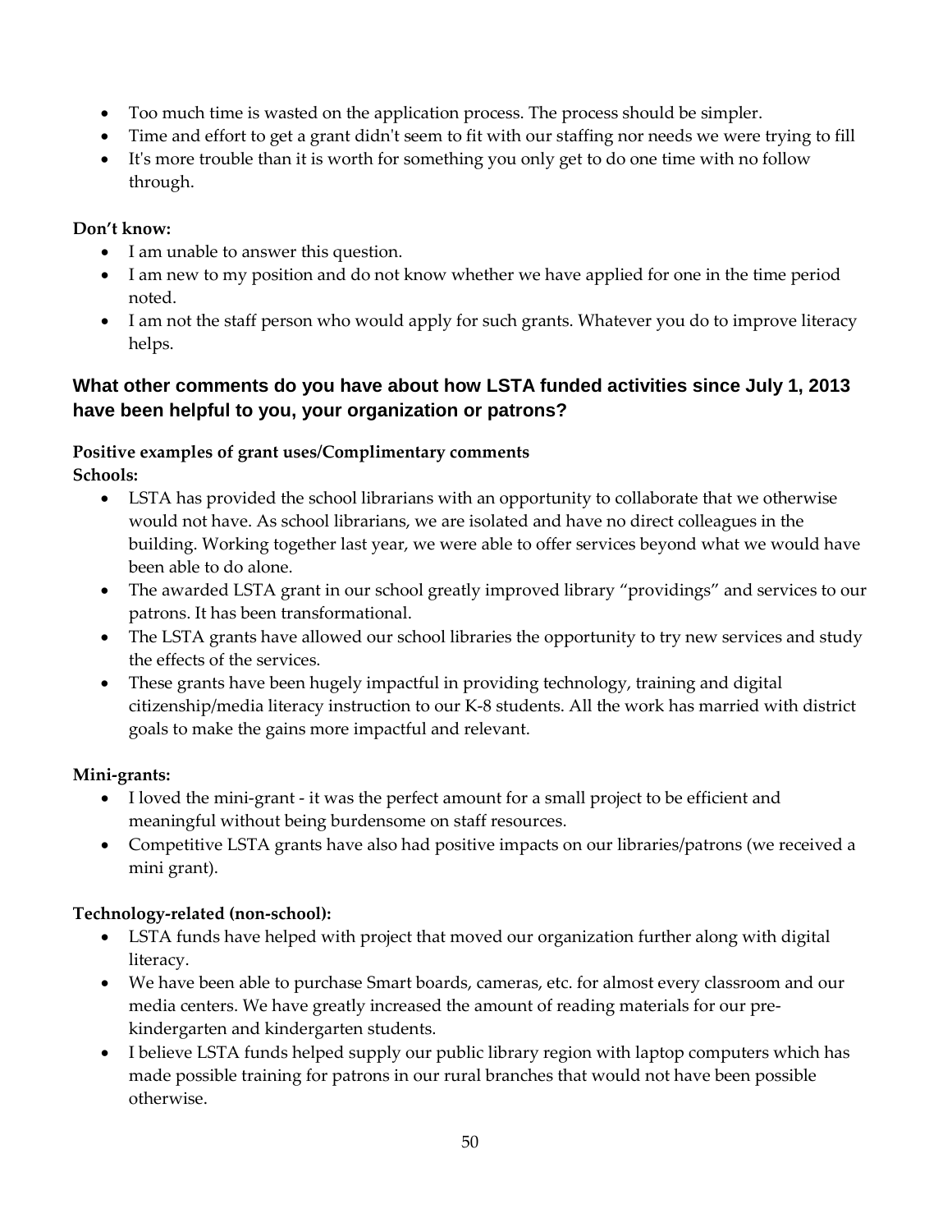- Too much time is wasted on the application process. The process should be simpler.
- Time and effort to get a grant didn't seem to fit with our staffing nor needs we were trying to fill
- It's more trouble than it is worth for something you only get to do one time with no follow through.

**Don't know:**

- I am unable to answer this question.
- I am new to my position and do not know whether we have applied for one in the time period noted.
- I am not the staff person who would apply for such grants. Whatever you do to improve literacy helps.

## What other comments do you have about how LSTA funded activities since July 1, 2013 have been helpful to you, your organization or patrons?

**Positive examples of grant uses/Complimentary comments**

**Schools:**

- LSTA has provided the school librarians with an opportunity to collaborate that we otherwise would not have. As school librarians, we are isolated and have no direct colleagues in the building. Working together last year, we were able to offer services beyond what we would have been able to do alone.
- The awarded LSTA grant in our school greatly improved library "providings" and services to our patrons. It has been transformational.
- The LSTA grants have allowed our school libraries the opportunity to try new services and study the effects of the services.
- These grants have been hugely impactful in providing technology, training and digital citizenship/media literacy instruction to our K-8 students. All the work has married with district goals to make the gains more impactful and relevant.

**Mini-grants:**

- I loved the mini-grant - it was the perfect amount for a small project to be efficient and meaningful without being burdensome on staff resources.
- Competitive LSTA grants have also had positive impacts on our libraries/patrons (we received a mini grant).

**Technology-related (non-school):**

- LSTA funds have helped with project that moved our organization further along with digital literacy.
- We have been able to purchase Smart boards, cameras, etc. for almost every classroom and our media centers. We have greatly increased the amount of reading materials for our pre-kindergarten and kindergarten students.
- I believe LSTA funds helped supply our public library region with laptop computers which has made possible training for patrons in our rural branches that would not have been possible otherwise.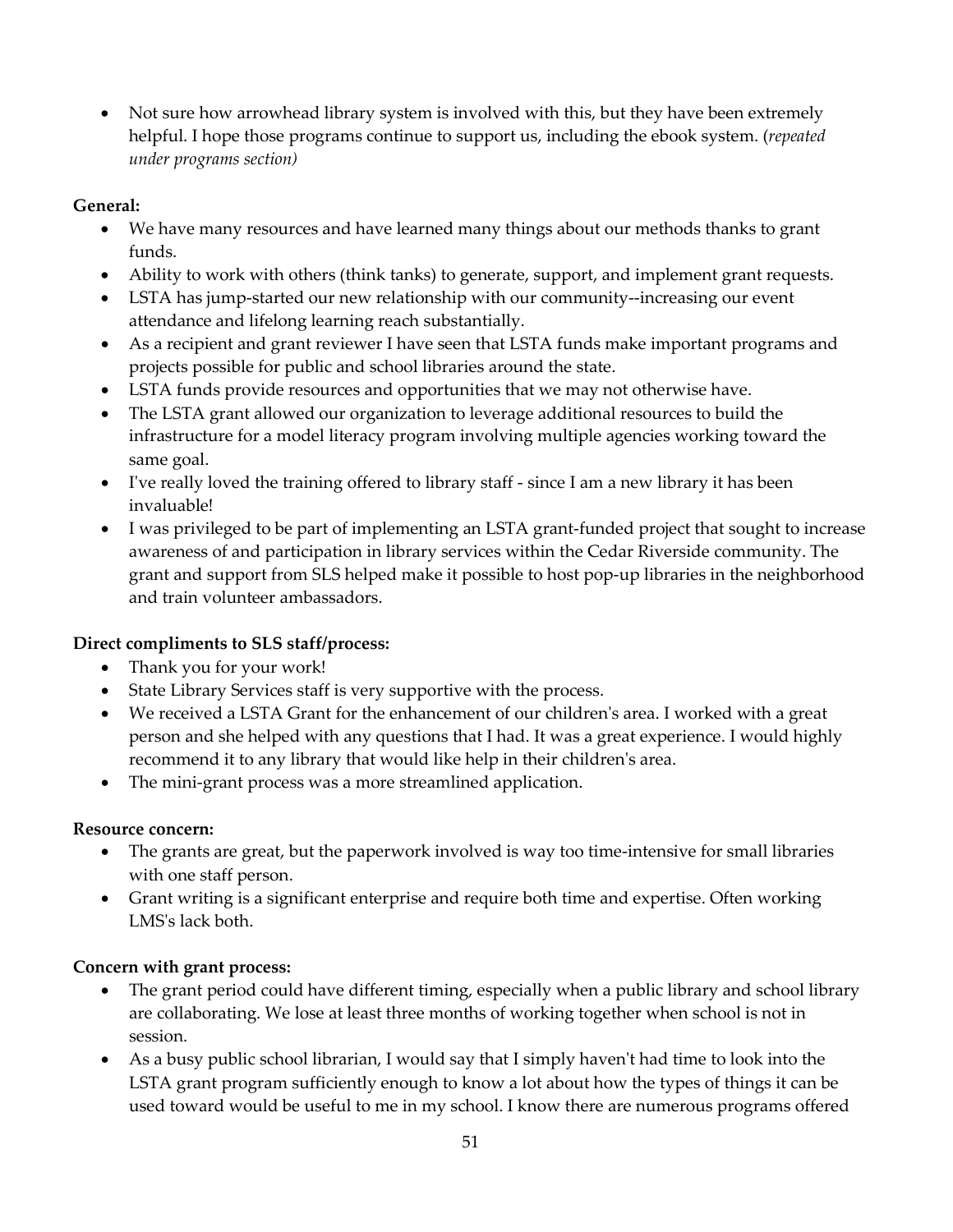- Not sure how arrowhead library system is involved with this, but they have been extremely helpful. I hope those programs continue to support us, including the ebook system. (*repeated under programs section)*

**General:**

- We have many resources and have learned many things about our methods thanks to grant funds.
- Ability to work with others (think tanks) to generate, support, and implement grant requests.
- LSTA has jump-started our new relationship with our community--increasing our event attendance and lifelong learning reach substantially.
- As a recipient and grant reviewer I have seen that LSTA funds make important programs and projects possible for public and school libraries around the state.
- LSTA funds provide resources and opportunities that we may not otherwise have.
- The LSTA grant allowed our organization to leverage additional resources to build the infrastructure for a model literacy program involving multiple agencies working toward the same goal.
- I've really loved the training offered to library staff - since I am a new library it has been invaluable!
- I was privileged to be part of implementing an LSTA grant-funded project that sought to increase awareness of and participation in library services within the Cedar Riverside community. The grant and support from SLS helped make it possible to host pop-up libraries in the neighborhood and train volunteer ambassadors.

**Direct compliments to SLS staff/process:**

- Thank you for your work!
- State Library Services staff is very supportive with the process.
- We received a LSTA Grant for the enhancement of our children's area. I worked with a great person and she helped with any questions that I had. It was a great experience. I would highly recommend it to any library that would like help in their children's area.
- The mini-grant process was a more streamlined application.

**Resource concern:**

- The grants are great, but the paperwork involved is way too time-intensive for small libraries with one staff person.
- Grant writing is a significant enterprise and require both time and expertise. Often working LMS's lack both.

**Concern with grant process:**

- The grant period could have different timing, especially when a public library and school library are collaborating. We lose at least three months of working together when school is not in session.
- As a busy public school librarian, I would say that I simply haven't had time to look into the LSTA grant program sufficiently enough to know a lot about how the types of things it can be used toward would be useful to me in my school. I know there are numerous programs offered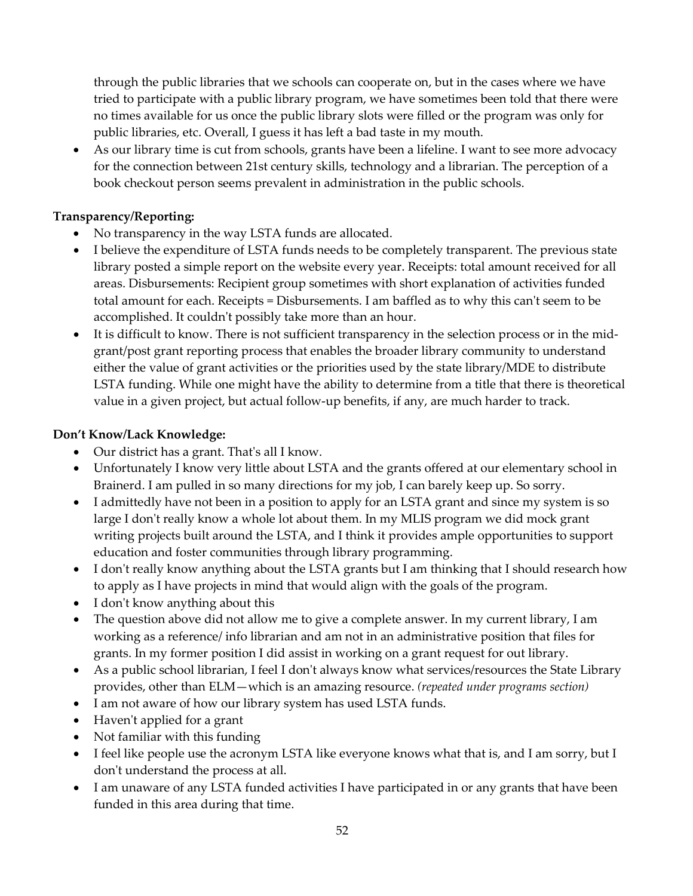through the public libraries that we schools can cooperate on, but in the cases where we have tried to participate with a public library program, we have sometimes been told that there were no times available for us once the public library slots were filled or the program was only for public libraries, etc. Overall, I guess it has left a bad taste in my mouth.

- As our library time is cut from schools, grants have been a lifeline. I want to see more advocacy for the connection between 21st century skills, technology and a librarian. The perception of a book checkout person seems prevalent in administration in the public schools.

**Transparency/Reporting:**

- No transparency in the way LSTA funds are allocated.
- I believe the expenditure of LSTA funds needs to be completely transparent. The previous state library posted a simple report on the website every year. Receipts: total amount received for all areas. Disbursements: Recipient group sometimes with short explanation of activities funded total amount for each. Receipts = Disbursements. I am baffled as to why this can't seem to be accomplished. It couldn't possibly take more than an hour.
- It is difficult to know. There is not sufficient transparency in the selection process or in the mid-grant/post grant reporting process that enables the broader library community to understand either the value of grant activities or the priorities used by the state library/MDE to distribute LSTA funding. While one might have the ability to determine from a title that there is theoretical value in a given project, but actual follow-up benefits, if any, are much harder to track.

**Don't Know/Lack Knowledge:**

- Our district has a grant. That's all I know.
- Unfortunately I know very little about LSTA and the grants offered at our elementary school in Brainerd. I am pulled in so many directions for my job, I can barely keep up. So sorry.
- I admittedly have not been in a position to apply for an LSTA grant and since my system is so large I don't really know a whole lot about them. In my MLIS program we did mock grant writing projects built around the LSTA, and I think it provides ample opportunities to support education and foster communities through library programming.
- I don't really know anything about the LSTA grants but I am thinking that I should research how to apply as I have projects in mind that would align with the goals of the program.
- I don't know anything about this
- The question above did not allow me to give a complete answer. In my current library, I am working as a reference/ info librarian and am not in an administrative position that files for grants. In my former position I did assist in working on a grant request for out library.
- As a public school librarian, I feel I don't always know what services/resources the State Library provides, other than ELM—which is an amazing resource. *(repeated under programs section)*
- I am not aware of how our library system has used LSTA funds.
- Haven't applied for a grant
- Not familiar with this funding
- I feel like people use the acronym LSTA like everyone knows what that is, and I am sorry, but I don't understand the process at all.
- I am unaware of any LSTA funded activities I have participated in or any grants that have been funded in this area during that time.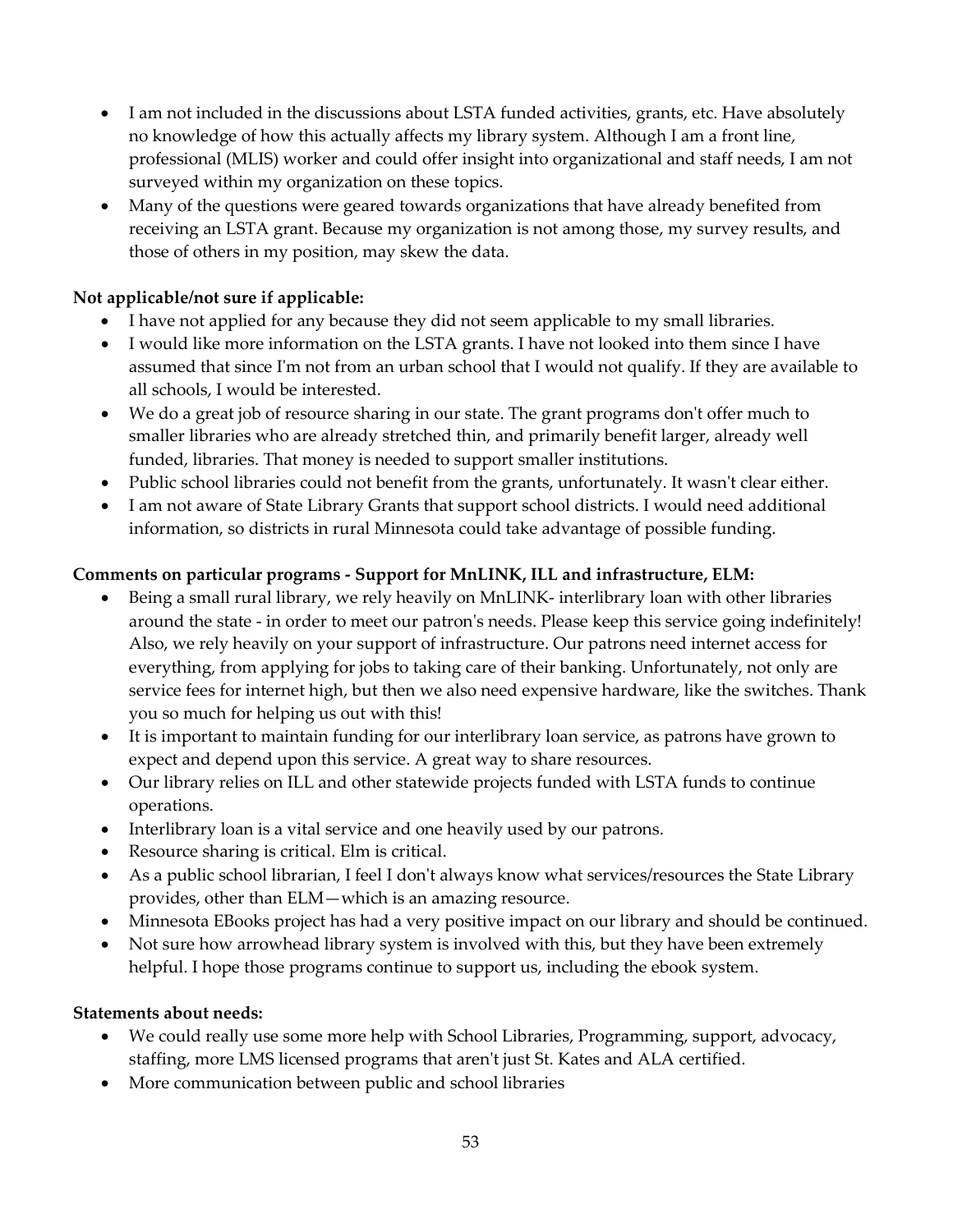- I am not included in the discussions about LSTA funded activities, grants, etc. Have absolutely no knowledge of how this actually affects my library system. Although I am a front line, professional (MLIS) worker and could offer insight into organizational and staff needs, I am not surveyed within my organization on these topics.
- Many of the questions were geared towards organizations that have already benefited from receiving an LSTA grant. Because my organization is not among those, my survey results, and those of others in my position, may skew the data.

**Not applicable/not sure if applicable:**

- I have not applied for any because they did not seem applicable to my small libraries.
- I would like more information on the LSTA grants. I have not looked into them since I have assumed that since I'm not from an urban school that I would not qualify. If they are available to all schools, I would be interested.
- We do a great job of resource sharing in our state. The grant programs don't offer much to smaller libraries who are already stretched thin, and primarily benefit larger, already well funded, libraries. That money is needed to support smaller institutions.
- Public school libraries could not benefit from the grants, unfortunately. It wasn't clear either.
- I am not aware of State Library Grants that support school districts. I would need additional information, so districts in rural Minnesota could take advantage of possible funding.

**Comments on particular programs - Support for MnLINK, ILL and infrastructure, ELM:**

- Being a small rural library, we rely heavily on MnLINK- interlibrary loan with other libraries around the state - in order to meet our patron's needs. Please keep this service going indefinitely! Also, we rely heavily on your support of infrastructure. Our patrons need internet access for everything, from applying for jobs to taking care of their banking. Unfortunately, not only are service fees for internet high, but then we also need expensive hardware, like the switches. Thank you so much for helping us out with this!
- It is important to maintain funding for our interlibrary loan service, as patrons have grown to expect and depend upon this service. A great way to share resources.
- Our library relies on ILL and other statewide projects funded with LSTA funds to continue operations.
- Interlibrary loan is a vital service and one heavily used by our patrons.
- Resource sharing is critical. Elm is critical.
- As a public school librarian, I feel I don't always know what services/resources the State Library provides, other than ELM—which is an amazing resource.
- Minnesota EBooks project has had a very positive impact on our library and should be continued.
- Not sure how arrowhead library system is involved with this, but they have been extremely helpful. I hope those programs continue to support us, including the ebook system.

**Statements about needs:**

- We could really use some more help with School Libraries, Programming, support, advocacy, staffing, more LMS licensed programs that aren't just St. Kates and ALA certified.
- More communication between public and school libraries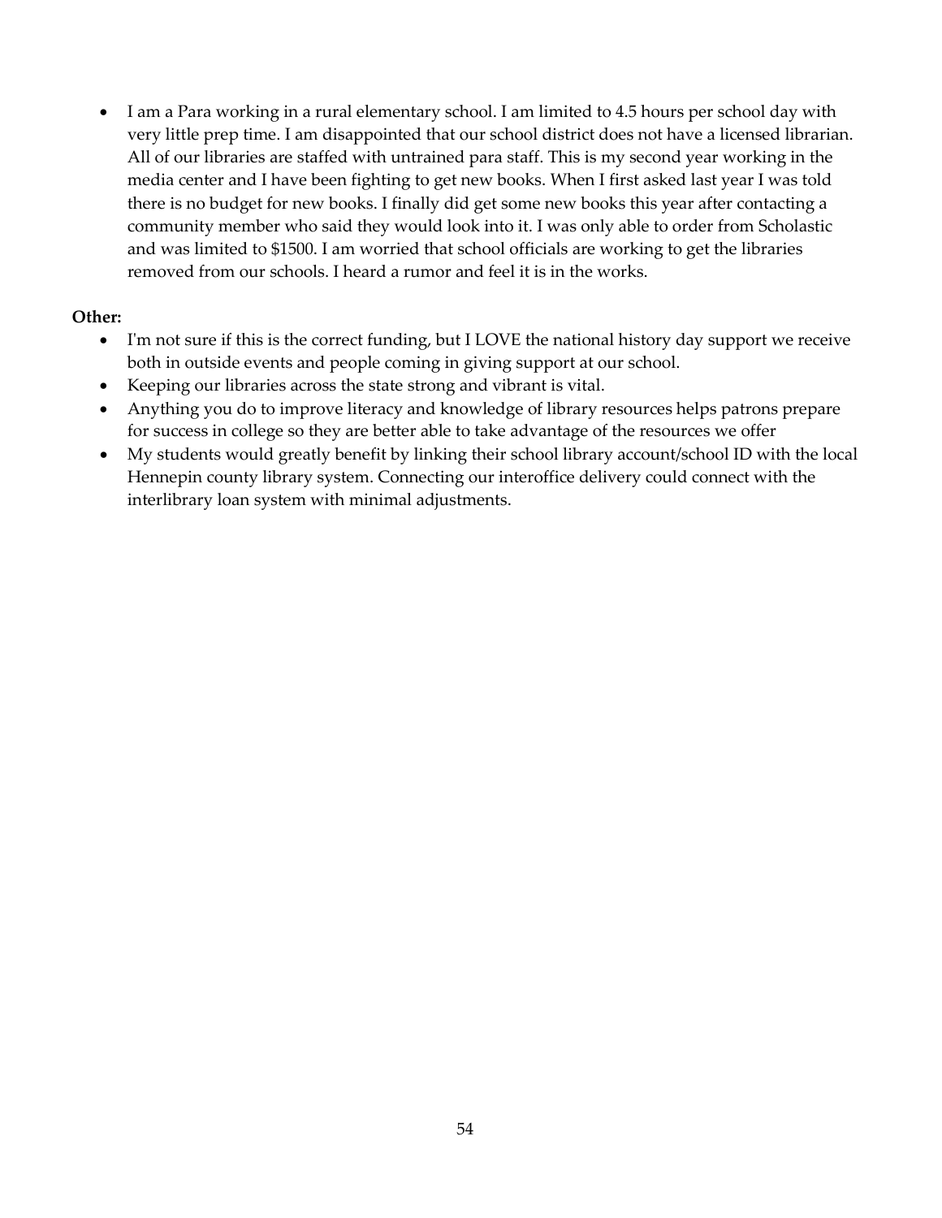- I am a Para working in a rural elementary school. I am limited to 4.5 hours per school day with very little prep time. I am disappointed that our school district does not have a licensed librarian. All of our libraries are staffed with untrained para staff. This is my second year working in the media center and I have been fighting to get new books. When I first asked last year I was told there is no budget for new books. I finally did get some new books this year after contacting a community member who said they would look into it. I was only able to order from Scholastic and was limited to $1500. I am worried that school officials are working to get the libraries removed from our schools. I heard a rumor and feel it is in the works.

**Other:**

- I'm not sure if this is the correct funding, but I LOVE the national history day support we receive both in outside events and people coming in giving support at our school.
- Keeping our libraries across the state strong and vibrant is vital.
- Anything you do to improve literacy and knowledge of library resources helps patrons prepare for success in college so they are better able to take advantage of the resources we offer
- My students would greatly benefit by linking their school library account/school ID with the local Hennepin county library system. Connecting our interoffice delivery could connect with the interlibrary loan system with minimal adjustments.